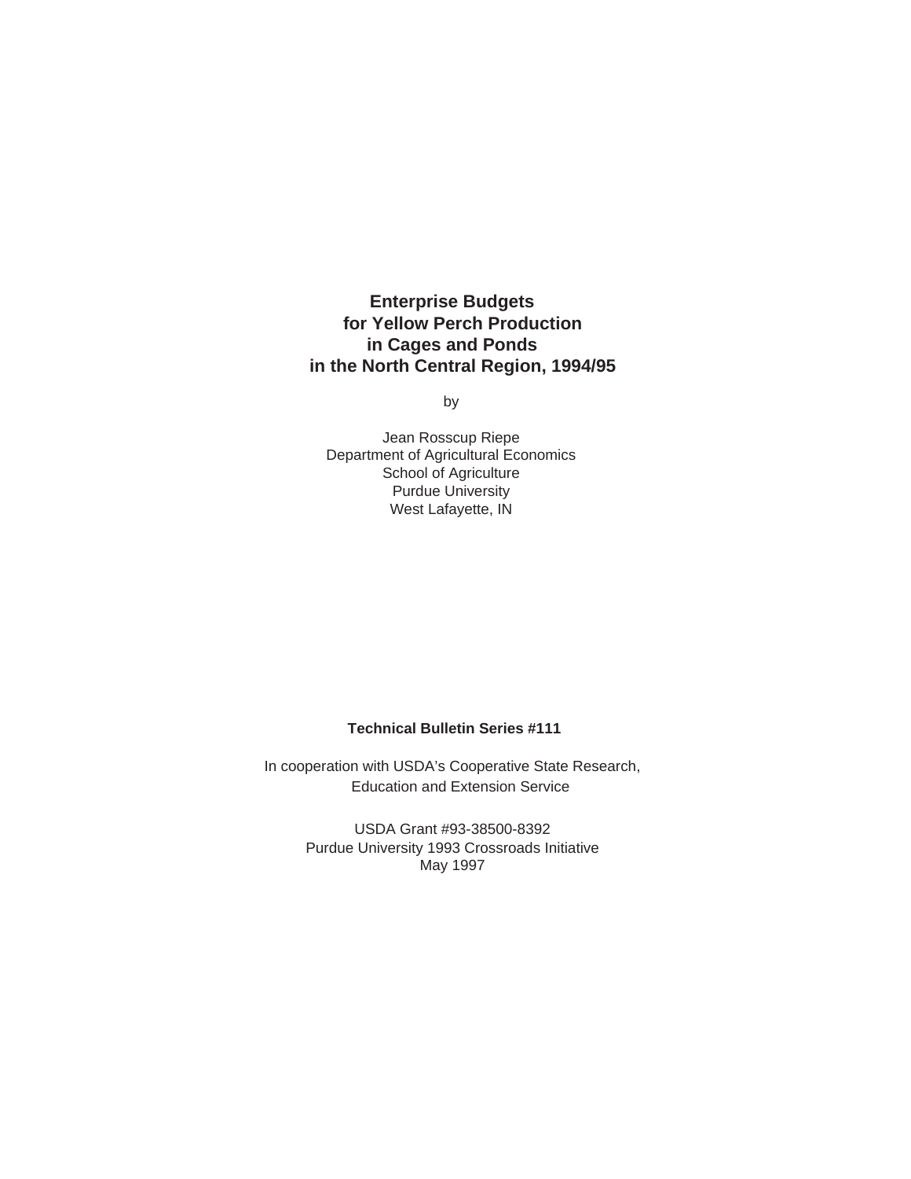# Enterprise Budgets for Yellow Perch Production in Cages and Ponds in the North Central Region, 1994/95

by

Jean Rosscup Riepe
Department of Agricultural Economics
School of Agriculture
Purdue University
West Lafayette, IN

**Technical Bulletin Series #111**

In cooperation with USDA's Cooperative State Research, Education and Extension Service

USDA Grant #93-38500-8392
Purdue University 1993 Crossroads Initiative
May 1997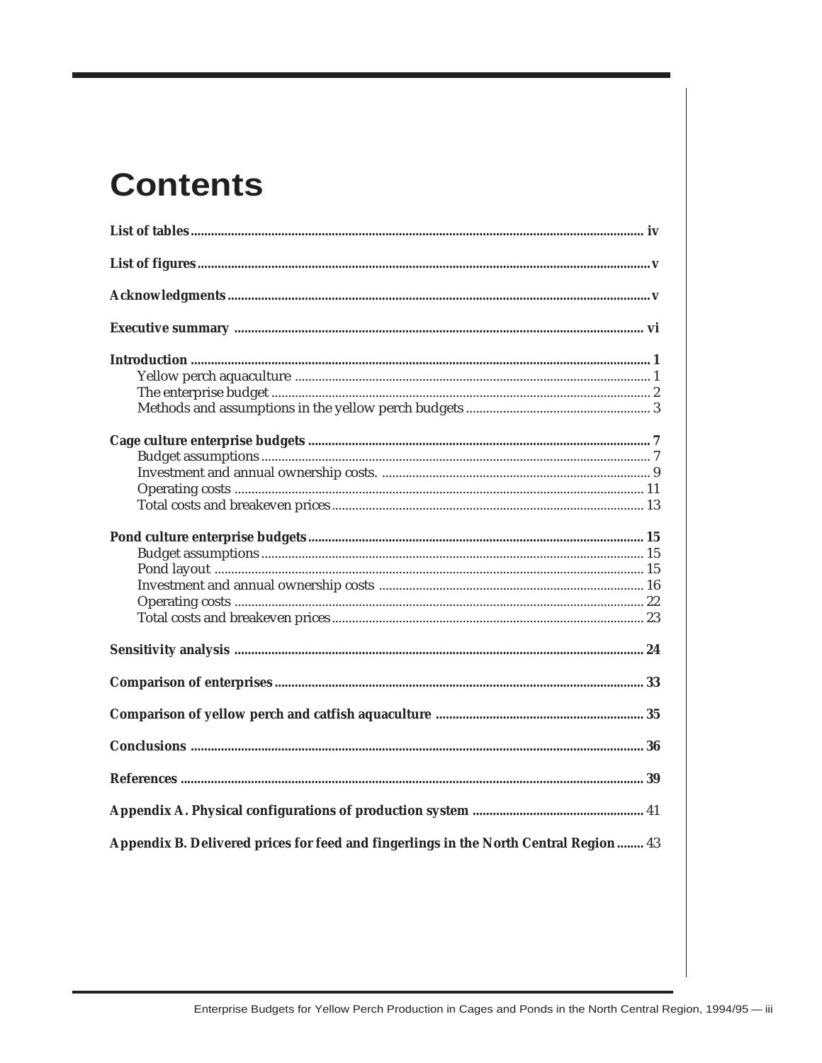# Contents

**List of tables** ... iv

**List of figures** ... v

**Acknowledgments** ... v

**Executive summary** ... vi

**Introduction** ... 1

- Yellow perch aquaculture ... 1
- The enterprise budget ... 2
- Methods and assumptions in the yellow perch budgets ... 3

**Cage culture enterprise budgets** ... 7

- Budget assumptions ... 7
- Investment and annual ownership costs. ... 9
- Operating costs ... 11
- Total costs and breakeven prices ... 13

**Pond culture enterprise budgets** ... 15

- Budget assumptions ... 15
- Pond layout ... 15
- Investment and annual ownership costs ... 16
- Operating costs ... 22
- Total costs and breakeven prices ... 23

**Sensitivity analysis** ... 24

**Comparison of enterprises** ... 33

**Comparison of yellow perch and catfish aquaculture** ... 35

**Conclusions** ... 36

**References** ... 39

**Appendix A. Physical configurations of production system** ... 41

**Appendix B. Delivered prices for feed and fingerlings in the North Central Region** ... 43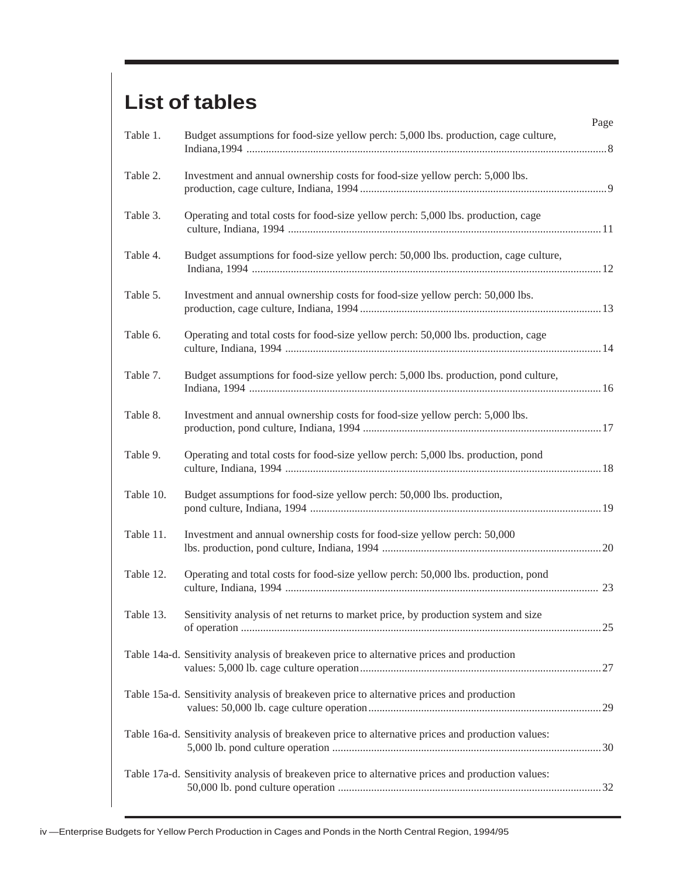## List of tables

| | | Page |
|---|---|---|
| Table 1. | Budget assumptions for food-size yellow perch: 5,000 lbs. production, cage culture, Indiana,1994 | 8 |
| Table 2. | Investment and annual ownership costs for food-size yellow perch: 5,000 lbs. production, cage culture, Indiana, 1994 | 9 |
| Table 3. | Operating and total costs for food-size yellow perch: 5,000 lbs. production, cage culture, Indiana, 1994 | 11 |
| Table 4. | Budget assumptions for food-size yellow perch: 50,000 lbs. production, cage culture, Indiana, 1994 | 12 |
| Table 5. | Investment and annual ownership costs for food-size yellow perch: 50,000 lbs. production, cage culture, Indiana, 1994 | 13 |
| Table 6. | Operating and total costs for food-size yellow perch: 50,000 lbs. production, cage culture, Indiana, 1994 | 14 |
| Table 7. | Budget assumptions for food-size yellow perch: 5,000 lbs. production, pond culture, Indiana, 1994 | 16 |
| Table 8. | Investment and annual ownership costs for food-size yellow perch: 5,000 lbs. production, pond culture, Indiana, 1994 | 17 |
| Table 9. | Operating and total costs for food-size yellow perch: 5,000 lbs. production, pond culture, Indiana, 1994 | 18 |
| Table 10. | Budget assumptions for food-size yellow perch: 50,000 lbs. production, pond culture, Indiana, 1994 | 19 |
| Table 11. | Investment and annual ownership costs for food-size yellow perch: 50,000 lbs. production, pond culture, Indiana, 1994 | 20 |
| Table 12. | Operating and total costs for food-size yellow perch: 50,000 lbs. production, pond culture, Indiana, 1994 | 23 |
| Table 13. | Sensitivity analysis of net returns to market price, by production system and size of operation | 25 |
| Table 14a-d. | Sensitivity analysis of breakeven price to alternative prices and production values: 5,000 lb. cage culture operation | 27 |
| Table 15a-d. | Sensitivity analysis of breakeven price to alternative prices and production values: 50,000 lb. cage culture operation | 29 |
| Table 16a-d. | Sensitivity analysis of breakeven price to alternative prices and production values: 5,000 lb. pond culture operation | 30 |
| Table 17a-d. | Sensitivity analysis of breakeven price to alternative prices and production values: 50,000 lb. pond culture operation | 32 |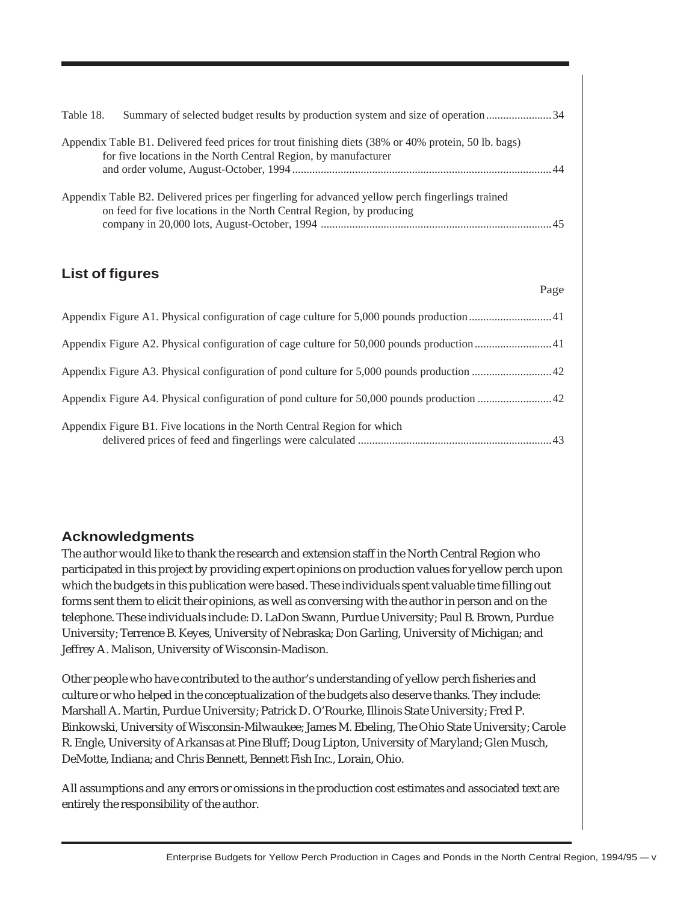Table 18. Summary of selected budget results by production system and size of operation ....................... 34

Appendix Table B1. Delivered feed prices for trout finishing diets (38% or 40% protein, 50 lb. bags) for five locations in the North Central Region, by manufacturer and order volume, August-October, 1994 ........................................................................................... 44

Appendix Table B2. Delivered prices per fingerling for advanced yellow perch fingerlings trained on feed for five locations in the North Central Region, by producing company in 20,000 lots, August-October, 1994 ................................................................................. 45

## List of figures

Page

Appendix Figure A1. Physical configuration of cage culture for 5,000 pounds production ............................. 41

Appendix Figure A2. Physical configuration of cage culture for 50,000 pounds production ........................... 41

Appendix Figure A3. Physical configuration of pond culture for 5,000 pounds production ............................ 42

Appendix Figure A4. Physical configuration of pond culture for 50,000 pounds production .......................... 42

Appendix Figure B1. Five locations in the North Central Region for which delivered prices of feed and fingerlings were calculated ................................................................... 43

## Acknowledgments

The author would like to thank the research and extension staff in the North Central Region who participated in this project by providing expert opinions on production values for yellow perch upon which the budgets in this publication were based. These individuals spent valuable time filling out forms sent them to elicit their opinions, as well as conversing with the author in person and on the telephone. These individuals include: D. LaDon Swann, Purdue University; Paul B. Brown, Purdue University; Terrence B. Keyes, University of Nebraska; Don Garling, University of Michigan; and Jeffrey A. Malison, University of Wisconsin-Madison.

Other people who have contributed to the author's understanding of yellow perch fisheries and culture or who helped in the conceptualization of the budgets also deserve thanks. They include: Marshall A. Martin, Purdue University; Patrick D. O'Rourke, Illinois State University; Fred P. Binkowski, University of Wisconsin-Milwaukee; James M. Ebeling, The Ohio State University; Carole R. Engle, University of Arkansas at Pine Bluff; Doug Lipton, University of Maryland; Glen Musch, DeMotte, Indiana; and Chris Bennett, Bennett Fish Inc., Lorain, Ohio.

All assumptions and any errors or omissions in the production cost estimates and associated text are entirely the responsibility of the author.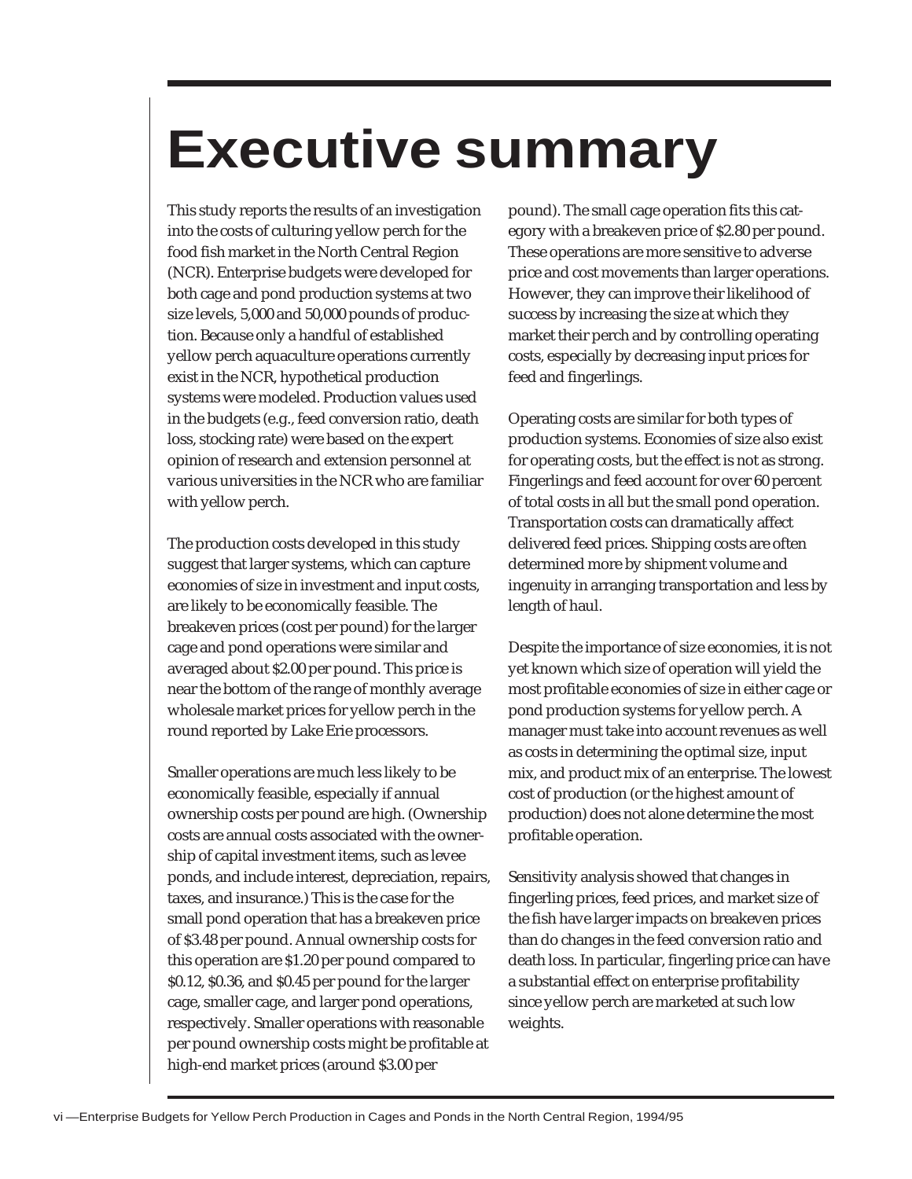# Executive summary

This study reports the results of an investigation into the costs of culturing yellow perch for the food fish market in the North Central Region (NCR). Enterprise budgets were developed for both cage and pond production systems at two size levels, 5,000 and 50,000 pounds of production. Because only a handful of established yellow perch aquaculture operations currently exist in the NCR, hypothetical production systems were modeled. Production values used in the budgets (e.g., feed conversion ratio, death loss, stocking rate) were based on the expert opinion of research and extension personnel at various universities in the NCR who are familiar with yellow perch.

The production costs developed in this study suggest that larger systems, which can capture economies of size in investment and input costs, are likely to be economically feasible. The breakeven prices (cost per pound) for the larger cage and pond operations were similar and averaged about $2.00 per pound. This price is near the bottom of the range of monthly average wholesale market prices for yellow perch in the round reported by Lake Erie processors.

Smaller operations are much less likely to be economically feasible, especially if annual ownership costs per pound are high. (Ownership costs are annual costs associated with the ownership of capital investment items, such as levee ponds, and include interest, depreciation, repairs, taxes, and insurance.) This is the case for the small pond operation that has a breakeven price of $3.48 per pound. Annual ownership costs for this operation are $1.20 per pound compared to $0.12, $0.36, and $0.45 per pound for the larger cage, smaller cage, and larger pond operations, respectively. Smaller operations with reasonable per pound ownership costs might be profitable at high-end market prices (around $3.00 per pound). The small cage operation fits this category with a breakeven price of $2.80 per pound. These operations are more sensitive to adverse price and cost movements than larger operations. However, they can improve their likelihood of success by increasing the size at which they market their perch and by controlling operating costs, especially by decreasing input prices for feed and fingerlings.

Operating costs are similar for both types of production systems. Economies of size also exist for operating costs, but the effect is not as strong. Fingerlings and feed account for over 60 percent of total costs in all but the small pond operation. Transportation costs can dramatically affect delivered feed prices. Shipping costs are often determined more by shipment volume and ingenuity in arranging transportation and less by length of haul.

Despite the importance of size economies, it is not yet known which size of operation will yield the most profitable economies of size in either cage or pond production systems for yellow perch. A manager must take into account revenues as well as costs in determining the optimal size, input mix, and product mix of an enterprise. The lowest cost of production (or the highest amount of production) does not alone determine the most profitable operation.

Sensitivity analysis showed that changes in fingerling prices, feed prices, and market size of the fish have larger impacts on breakeven prices than do changes in the feed conversion ratio and death loss. In particular, fingerling price can have a substantial effect on enterprise profitability since yellow perch are marketed at such low weights.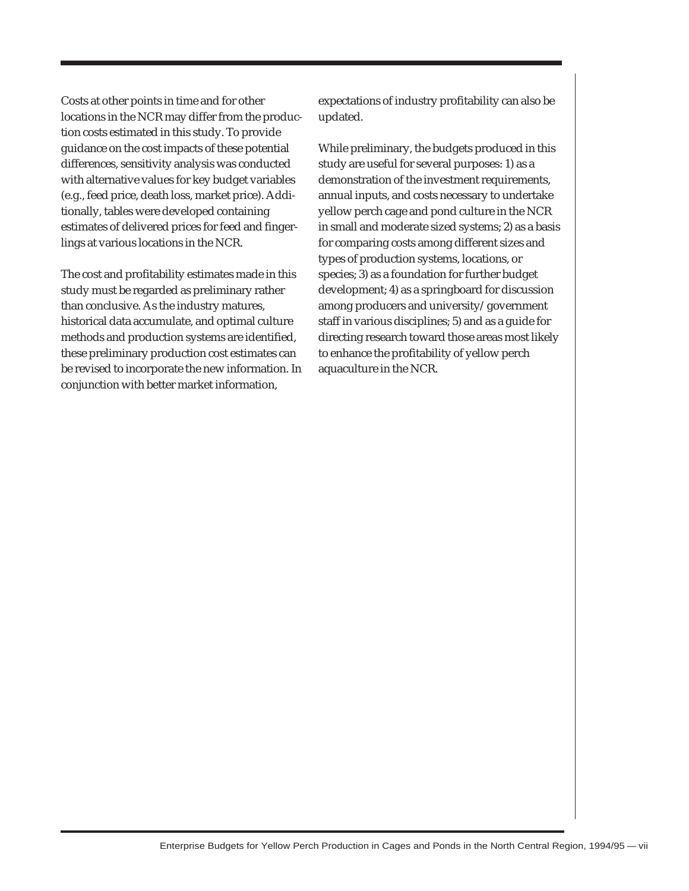Costs at other points in time and for other locations in the NCR may differ from the production costs estimated in this study. To provide guidance on the cost impacts of these potential differences, sensitivity analysis was conducted with alternative values for key budget variables (e.g., feed price, death loss, market price). Additionally, tables were developed containing estimates of delivered prices for feed and fingerlings at various locations in the NCR.

The cost and profitability estimates made in this study must be regarded as preliminary rather than conclusive. As the industry matures, historical data accumulate, and optimal culture methods and production systems are identified, these preliminary production cost estimates can be revised to incorporate the new information. In conjunction with better market information, expectations of industry profitability can also be updated.

While preliminary, the budgets produced in this study are useful for several purposes: 1) as a demonstration of the investment requirements, annual inputs, and costs necessary to undertake yellow perch cage and pond culture in the NCR in small and moderate sized systems; 2) as a basis for comparing costs among different sizes and types of production systems, locations, or species; 3) as a foundation for further budget development; 4) as a springboard for discussion among producers and university/government staff in various disciplines; 5) and as a guide for directing research toward those areas most likely to enhance the profitability of yellow perch aquaculture in the NCR.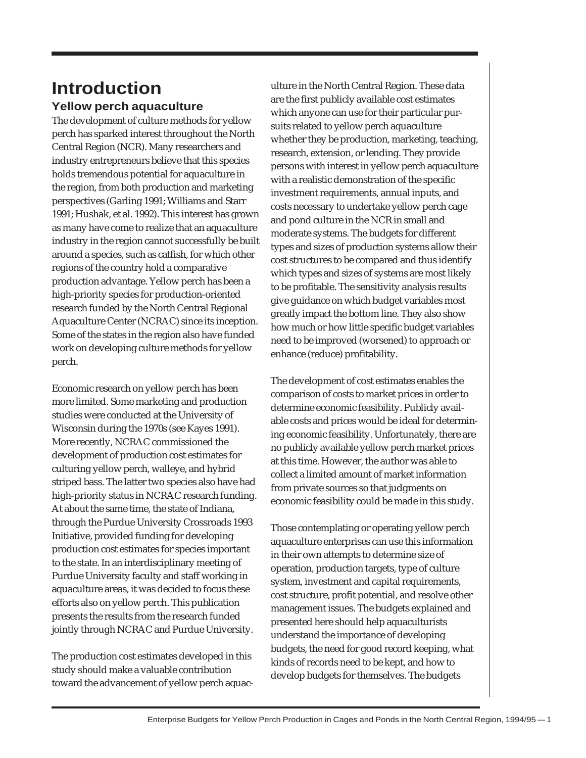# Introduction

## Yellow perch aquaculture

The development of culture methods for yellow perch has sparked interest throughout the North Central Region (NCR). Many researchers and industry entrepreneurs believe that this species holds tremendous potential for aquaculture in the region, from both production and marketing perspectives (Garling 1991; Williams and Starr 1991; Hushak, et al. 1992). This interest has grown as many have come to realize that an aquaculture industry in the region cannot successfully be built around a species, such as catfish, for which other regions of the country hold a comparative production advantage. Yellow perch has been a high-priority species for production-oriented research funded by the North Central Regional Aquaculture Center (NCRAC) since its inception. Some of the states in the region also have funded work on developing culture methods for yellow perch.

Economic research on yellow perch has been more limited. Some marketing and production studies were conducted at the University of Wisconsin during the 1970s (see Kayes 1991). More recently, NCRAC commissioned the development of production cost estimates for culturing yellow perch, walleye, and hybrid striped bass. The latter two species also have had high-priority status in NCRAC research funding. At about the same time, the state of Indiana, through the Purdue University Crossroads 1993 Initiative, provided funding for developing production cost estimates for species important to the state. In an interdisciplinary meeting of Purdue University faculty and staff working in aquaculture areas, it was decided to focus these efforts also on yellow perch. This publication presents the results from the research funded jointly through NCRAC and Purdue University.

The production cost estimates developed in this study should make a valuable contribution toward the advancement of yellow perch aquaculture in the North Central Region. These data are the first publicly available cost estimates which anyone can use for their particular pursuits related to yellow perch aquaculture whether they be production, marketing, teaching, research, extension, or lending. They provide persons with interest in yellow perch aquaculture with a realistic demonstration of the specific investment requirements, annual inputs, and costs necessary to undertake yellow perch cage and pond culture in the NCR in small and moderate systems. The budgets for different types and sizes of production systems allow their cost structures to be compared and thus identify which types and sizes of systems are most likely to be profitable. The sensitivity analysis results give guidance on which budget variables most greatly impact the bottom line. They also show how much or how little specific budget variables need to be improved (worsened) to approach or enhance (reduce) profitability.

The development of cost estimates enables the comparison of costs to market prices in order to determine economic feasibility. Publicly available costs and prices would be ideal for determining economic feasibility. Unfortunately, there are no publicly available yellow perch market prices at this time. However, the author was able to collect a limited amount of market information from private sources so that judgments on economic feasibility could be made in this study.

Those contemplating or operating yellow perch aquaculture enterprises can use this information in their own attempts to determine size of operation, production targets, type of culture system, investment and capital requirements, cost structure, profit potential, and resolve other management issues. The budgets explained and presented here should help aquaculturists understand the importance of developing budgets, the need for good record keeping, what kinds of records need to be kept, and how to develop budgets for themselves. The budgets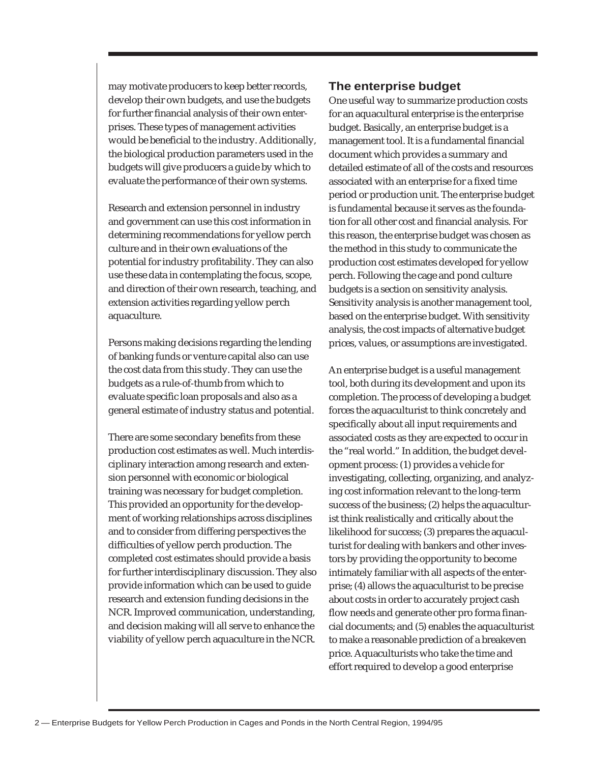may motivate producers to keep better records, develop their own budgets, and use the budgets for further financial analysis of their own enterprises. These types of management activities would be beneficial to the industry. Additionally, the biological production parameters used in the budgets will give producers a guide by which to evaluate the performance of their own systems.

Research and extension personnel in industry and government can use this cost information in determining recommendations for yellow perch culture and in their own evaluations of the potential for industry profitability. They can also use these data in contemplating the focus, scope, and direction of their own research, teaching, and extension activities regarding yellow perch aquaculture.

Persons making decisions regarding the lending of banking funds or venture capital also can use the cost data from this study. They can use the budgets as a rule-of-thumb from which to evaluate specific loan proposals and also as a general estimate of industry status and potential.

There are some secondary benefits from these production cost estimates as well. Much interdisciplinary interaction among research and extension personnel with economic or biological training was necessary for budget completion. This provided an opportunity for the development of working relationships across disciplines and to consider from differing perspectives the difficulties of yellow perch production. The completed cost estimates should provide a basis for further interdisciplinary discussion. They also provide information which can be used to guide research and extension funding decisions in the NCR. Improved communication, understanding, and decision making will all serve to enhance the viability of yellow perch aquaculture in the NCR.

## The enterprise budget

One useful way to summarize production costs for an aquacultural enterprise is the enterprise budget. Basically, an enterprise budget is a management tool. It is a fundamental financial document which provides a summary and detailed estimate of all of the costs and resources associated with an enterprise for a fixed time period or production unit. The enterprise budget is fundamental because it serves as the foundation for all other cost and financial analysis. For this reason, the enterprise budget was chosen as the method in this study to communicate the production cost estimates developed for yellow perch. Following the cage and pond culture budgets is a section on sensitivity analysis. Sensitivity analysis is another management tool, based on the enterprise budget. With sensitivity analysis, the cost impacts of alternative budget prices, values, or assumptions are investigated.

An enterprise budget is a useful management tool, both during its development and upon its completion. The process of developing a budget forces the aquaculturist to think concretely and specifically about all input requirements and associated costs as they are expected to occur in the "real world." In addition, the budget development process: (1) provides a vehicle for investigating, collecting, organizing, and analyzing cost information relevant to the long-term success of the business; (2) helps the aquaculturist think realistically and critically about the likelihood for success; (3) prepares the aquaculturist for dealing with bankers and other investors by providing the opportunity to become intimately familiar with all aspects of the enterprise; (4) allows the aquaculturist to be precise about costs in order to accurately project cash flow needs and generate other pro forma financial documents; and (5) enables the aquaculturist to make a reasonable prediction of a breakeven price. Aquaculturists who take the time and effort required to develop a good enterprise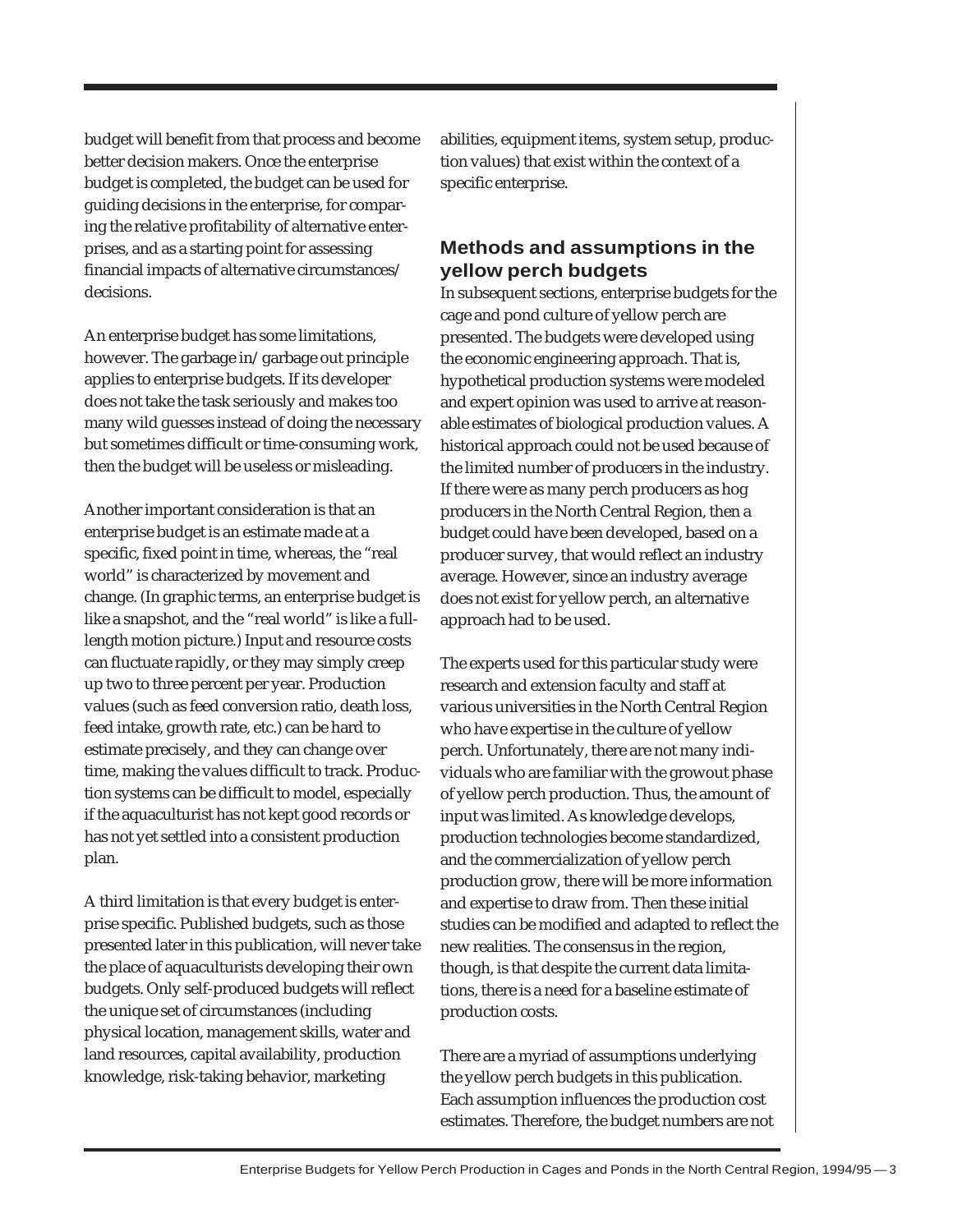budget will benefit from that process and become better decision makers. Once the enterprise budget is completed, the budget can be used for guiding decisions in the enterprise, for comparing the relative profitability of alternative enterprises, and as a starting point for assessing financial impacts of alternative circumstances/ decisions.

An enterprise budget has some limitations, however. The garbage in/ garbage out principle applies to enterprise budgets. If its developer does not take the task seriously and makes too many wild guesses instead of doing the necessary but sometimes difficult or time-consuming work, then the budget will be useless or misleading.

Another important consideration is that an enterprise budget is an estimate made at a specific, fixed point in time, whereas, the "real world" is characterized by movement and change. (In graphic terms, an enterprise budget is like a snapshot, and the "real world" is like a full-length motion picture.) Input and resource costs can fluctuate rapidly, or they may simply creep up two to three percent per year. Production values (such as feed conversion ratio, death loss, feed intake, growth rate, etc.) can be hard to estimate precisely, and they can change over time, making the values difficult to track. Production systems can be difficult to model, especially if the aquaculturist has not kept good records or has not yet settled into a consistent production plan.

A third limitation is that every budget is enterprise specific. Published budgets, such as those presented later in this publication, will never take the place of aquaculturists developing their own budgets. Only self-produced budgets will reflect the unique set of circumstances (including physical location, management skills, water and land resources, capital availability, production knowledge, risk-taking behavior, marketing abilities, equipment items, system setup, production values) that exist within the context of a specific enterprise.

## Methods and assumptions in the yellow perch budgets

In subsequent sections, enterprise budgets for the cage and pond culture of yellow perch are presented. The budgets were developed using the economic engineering approach. That is, hypothetical production systems were modeled and expert opinion was used to arrive at reasonable estimates of biological production values. A historical approach could not be used because of the limited number of producers in the industry. If there were as many perch producers as hog producers in the North Central Region, then a budget could have been developed, based on a producer survey, that would reflect an industry average. However, since an industry average does not exist for yellow perch, an alternative approach had to be used.

The experts used for this particular study were research and extension faculty and staff at various universities in the North Central Region who have expertise in the culture of yellow perch. Unfortunately, there are not many individuals who are familiar with the growout phase of yellow perch production. Thus, the amount of input was limited. As knowledge develops, production technologies become standardized, and the commercialization of yellow perch production grow, there will be more information and expertise to draw from. Then these initial studies can be modified and adapted to reflect the new realities. The consensus in the region, though, is that despite the current data limitations, there is a need for a baseline estimate of production costs.

There are a myriad of assumptions underlying the yellow perch budgets in this publication. Each assumption influences the production cost estimates. Therefore, the budget numbers are not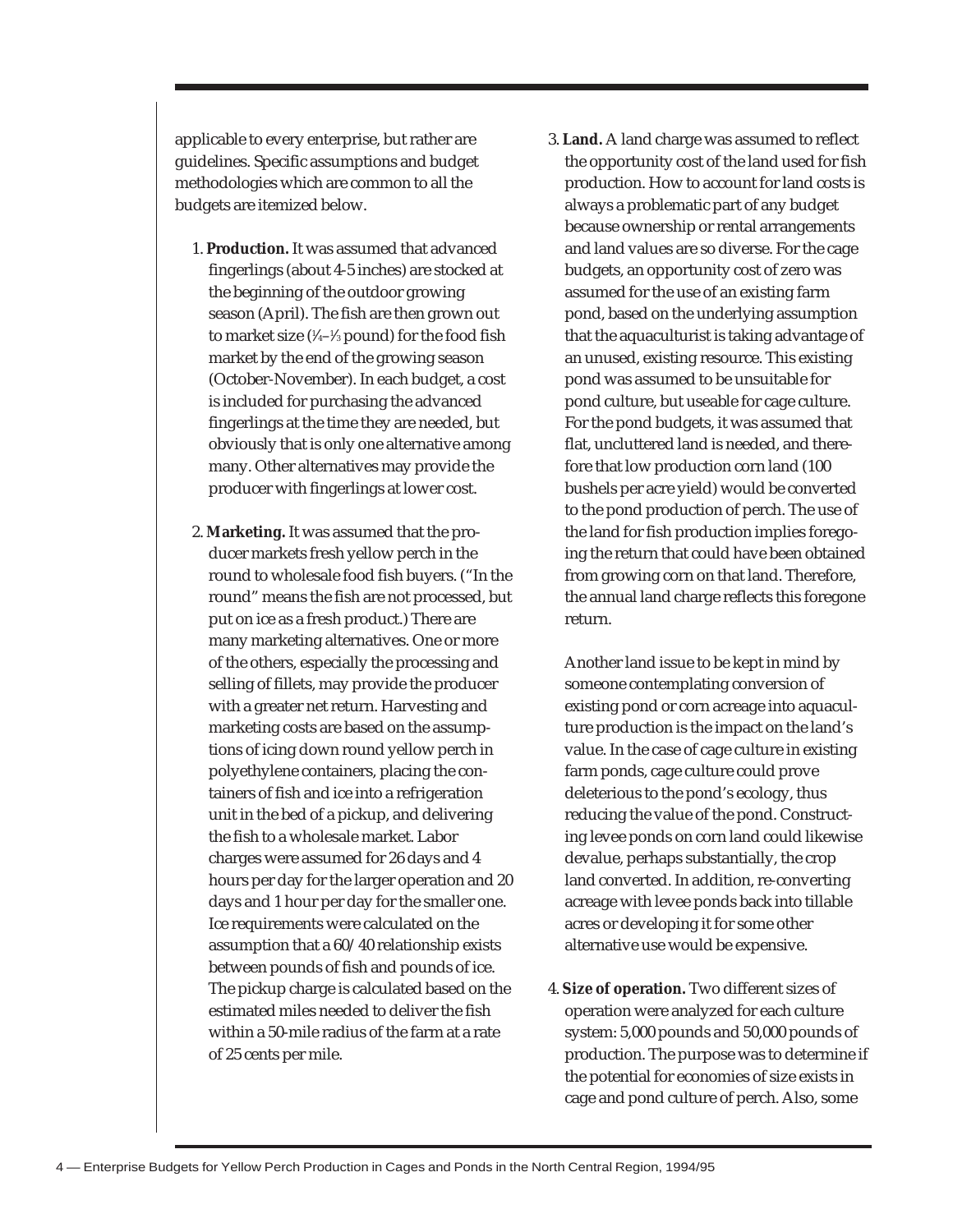applicable to every enterprise, but rather are guidelines. Specific assumptions and budget methodologies which are common to all the budgets are itemized below.

1. **Production.** It was assumed that advanced fingerlings (about 4-5 inches) are stocked at the beginning of the outdoor growing season (April). The fish are then grown out to market size (¼–⅓ pound) for the food fish market by the end of the growing season (October-November). In each budget, a cost is included for purchasing the advanced fingerlings at the time they are needed, but obviously that is only one alternative among many. Other alternatives may provide the producer with fingerlings at lower cost.

2. **Marketing.** It was assumed that the producer markets fresh yellow perch in the round to wholesale food fish buyers. ("In the round" means the fish are not processed, but put on ice as a fresh product.) There are many marketing alternatives. One or more of the others, especially the processing and selling of fillets, may provide the producer with a greater net return. Harvesting and marketing costs are based on the assumptions of icing down round yellow perch in polyethylene containers, placing the containers of fish and ice into a refrigeration unit in the bed of a pickup, and delivering the fish to a wholesale market. Labor charges were assumed for 26 days and 4 hours per day for the larger operation and 20 days and 1 hour per day for the smaller one. Ice requirements were calculated on the assumption that a 60/40 relationship exists between pounds of fish and pounds of ice. The pickup charge is calculated based on the estimated miles needed to deliver the fish within a 50-mile radius of the farm at a rate of 25 cents per mile.

3. **Land.** A land charge was assumed to reflect the opportunity cost of the land used for fish production. How to account for land costs is always a problematic part of any budget because ownership or rental arrangements and land values are so diverse. For the cage budgets, an opportunity cost of zero was assumed for the use of an existing farm pond, based on the underlying assumption that the aquaculturist is taking advantage of an unused, existing resource. This existing pond was assumed to be unsuitable for pond culture, but useable for cage culture. For the pond budgets, it was assumed that flat, uncluttered land is needed, and therefore that low production corn land (100 bushels per acre yield) would be converted to the pond production of perch. The use of the land for fish production implies foregoing the return that could have been obtained from growing corn on that land. Therefore, the annual land charge reflects this foregone return.

   Another land issue to be kept in mind by someone contemplating conversion of existing pond or corn acreage into aquaculture production is the impact on the land's value. In the case of cage culture in existing farm ponds, cage culture could prove deleterious to the pond's ecology, thus reducing the value of the pond. Constructing levee ponds on corn land could likewise devalue, perhaps substantially, the crop land converted. In addition, re-converting acreage with levee ponds back into tillable acres or developing it for some other alternative use would be expensive.

4. **Size of operation.** Two different sizes of operation were analyzed for each culture system: 5,000 pounds and 50,000 pounds of production. The purpose was to determine if the potential for economies of size exists in cage and pond culture of perch. Also, some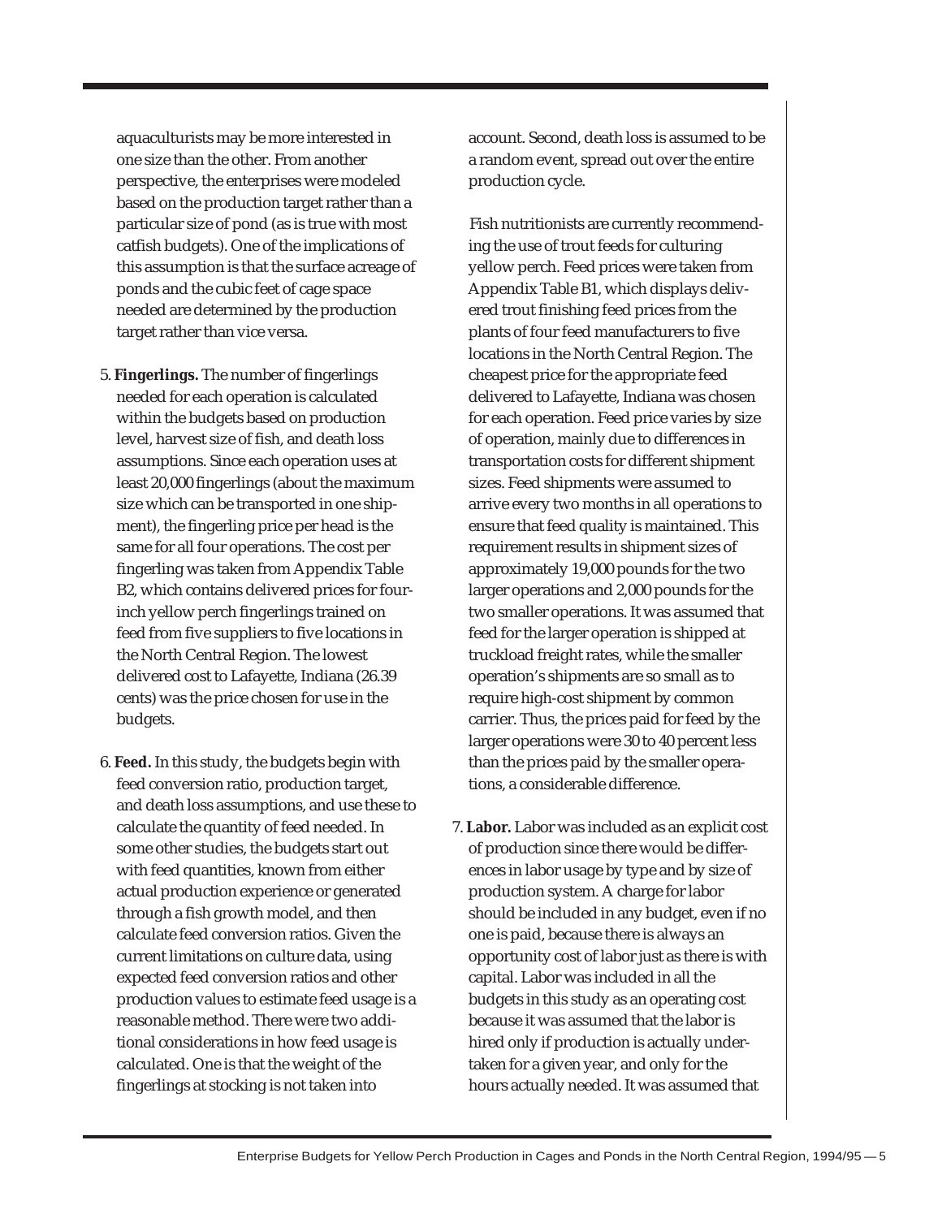aquaculturists may be more interested in one size than the other. From another perspective, the enterprises were modeled based on the production target rather than a particular size of pond (as is true with most catfish budgets). One of the implications of this assumption is that the surface acreage of ponds and the cubic feet of cage space needed are determined by the production target rather than vice versa.

5. **Fingerlings.** The number of fingerlings needed for each operation is calculated within the budgets based on production level, harvest size of fish, and death loss assumptions. Since each operation uses at least 20,000 fingerlings (about the maximum size which can be transported in one shipment), the fingerling price per head is the same for all four operations. The cost per fingerling was taken from Appendix Table B2, which contains delivered prices for four-inch yellow perch fingerlings trained on feed from five suppliers to five locations in the North Central Region. The lowest delivered cost to Lafayette, Indiana (26.39 cents) was the price chosen for use in the budgets.

6. **Feed.** In this study, the budgets begin with feed conversion ratio, production target, and death loss assumptions, and use these to calculate the quantity of feed needed. In some other studies, the budgets start out with feed quantities, known from either actual production experience or generated through a fish growth model, and then calculate feed conversion ratios. Given the current limitations on culture data, using expected feed conversion ratios and other production values to estimate feed usage is a reasonable method. There were two additional considerations in how feed usage is calculated. One is that the weight of the fingerlings at stocking is not taken into account. Second, death loss is assumed to be a random event, spread out over the entire production cycle.

   Fish nutritionists are currently recommending the use of trout feeds for culturing yellow perch. Feed prices were taken from Appendix Table B1, which displays delivered trout finishing feed prices from the plants of four feed manufacturers to five locations in the North Central Region. The cheapest price for the appropriate feed delivered to Lafayette, Indiana was chosen for each operation. Feed price varies by size of operation, mainly due to differences in transportation costs for different shipment sizes. Feed shipments were assumed to arrive every two months in all operations to ensure that feed quality is maintained. This requirement results in shipment sizes of approximately 19,000 pounds for the two larger operations and 2,000 pounds for the two smaller operations. It was assumed that feed for the larger operation is shipped at truckload freight rates, while the smaller operation's shipments are so small as to require high-cost shipment by common carrier. Thus, the prices paid for feed by the larger operations were 30 to 40 percent less than the prices paid by the smaller operations, a considerable difference.

7. **Labor.** Labor was included as an explicit cost of production since there would be differences in labor usage by type and by size of production system. A charge for labor should be included in any budget, even if no one is paid, because there is always an opportunity cost of labor just as there is with capital. Labor was included in all the budgets in this study as an operating cost because it was assumed that the labor is hired only if production is actually undertaken for a given year, and only for the hours actually needed. It was assumed that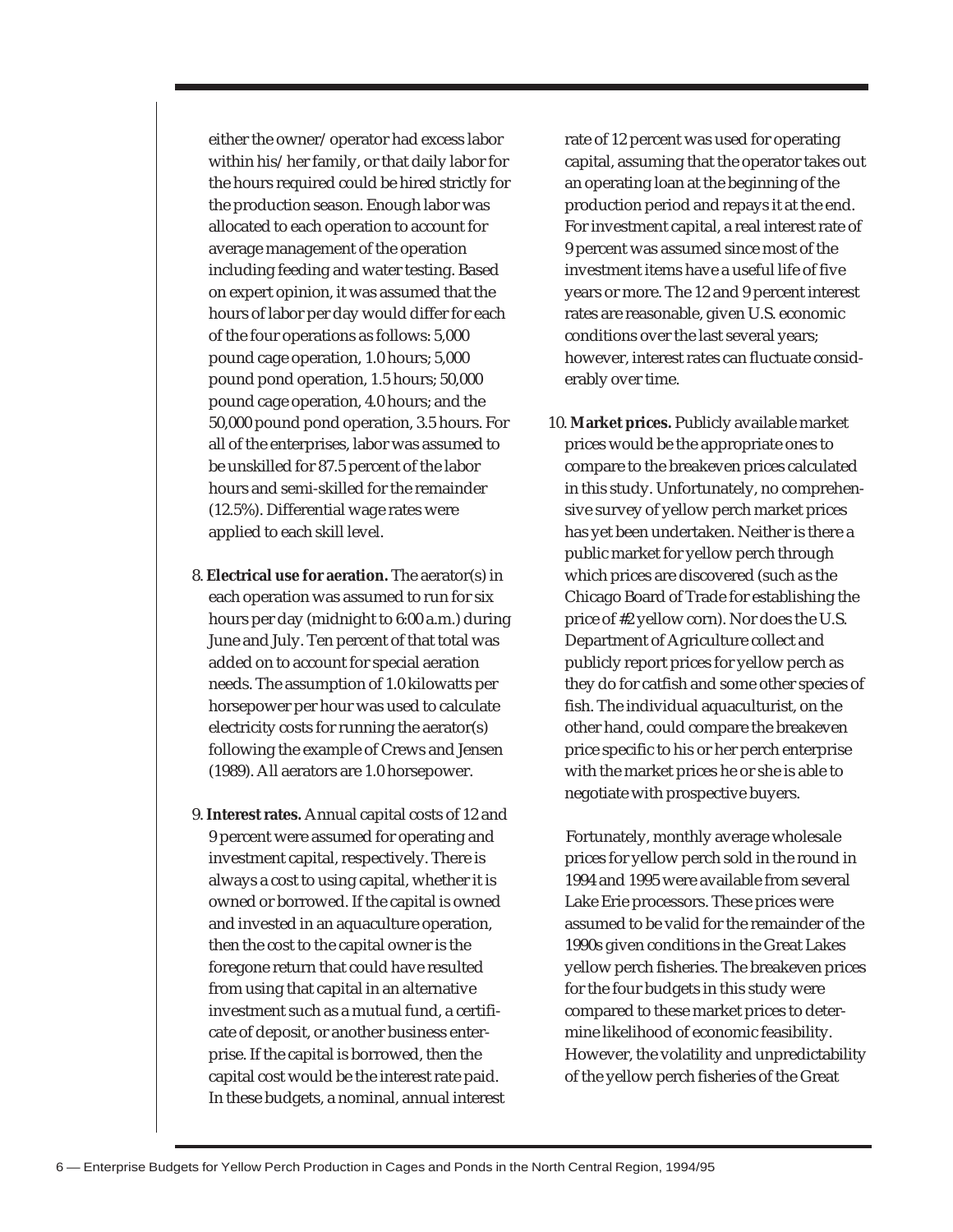either the owner/operator had excess labor within his/her family, or that daily labor for the hours required could be hired strictly for the production season. Enough labor was allocated to each operation to account for average management of the operation including feeding and water testing. Based on expert opinion, it was assumed that the hours of labor per day would differ for each of the four operations as follows: 5,000 pound cage operation, 1.0 hours; 5,000 pound pond operation, 1.5 hours; 50,000 pound cage operation, 4.0 hours; and the 50,000 pound pond operation, 3.5 hours. For all of the enterprises, labor was assumed to be unskilled for 87.5 percent of the labor hours and semi-skilled for the remainder (12.5%). Differential wage rates were applied to each skill level.

8. **Electrical use for aeration.** The aerator(s) in each operation was assumed to run for six hours per day (midnight to 6:00 a.m.) during June and July. Ten percent of that total was added on to account for special aeration needs. The assumption of 1.0 kilowatts per horsepower per hour was used to calculate electricity costs for running the aerator(s) following the example of Crews and Jensen (1989). All aerators are 1.0 horsepower.

9. **Interest rates.** Annual capital costs of 12 and 9 percent were assumed for operating and investment capital, respectively. There is always a cost to using capital, whether it is owned or borrowed. If the capital is owned and invested in an aquaculture operation, then the cost to the capital owner is the foregone return that could have resulted from using that capital in an alternative investment such as a mutual fund, a certificate of deposit, or another business enterprise. If the capital is borrowed, then the capital cost would be the interest rate paid. In these budgets, a nominal, annual interest rate of 12 percent was used for operating capital, assuming that the operator takes out an operating loan at the beginning of the production period and repays it at the end. For investment capital, a real interest rate of 9 percent was assumed since most of the investment items have a useful life of five years or more. The 12 and 9 percent interest rates are reasonable, given U.S. economic conditions over the last several years; however, interest rates can fluctuate considerably over time.

10. **Market prices.** Publicly available market prices would be the appropriate ones to compare to the breakeven prices calculated in this study. Unfortunately, no comprehensive survey of yellow perch market prices has yet been undertaken. Neither is there a public market for yellow perch through which prices are discovered (such as the Chicago Board of Trade for establishing the price of #2 yellow corn). Nor does the U.S. Department of Agriculture collect and publicly report prices for yellow perch as they do for catfish and some other species of fish. The individual aquaculturist, on the other hand, could compare the breakeven price specific to his or her perch enterprise with the market prices he or she is able to negotiate with prospective buyers.

    Fortunately, monthly average wholesale prices for yellow perch sold in the round in 1994 and 1995 were available from several Lake Erie processors. These prices were assumed to be valid for the remainder of the 1990s given conditions in the Great Lakes yellow perch fisheries. The breakeven prices for the four budgets in this study were compared to these market prices to determine likelihood of economic feasibility. However, the volatility and unpredictability of the yellow perch fisheries of the Great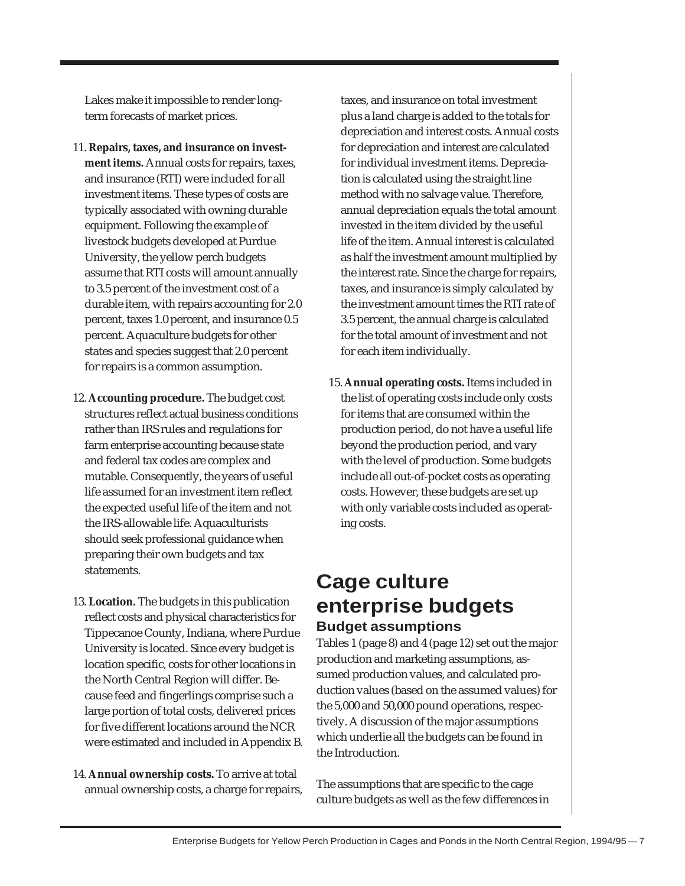Lakes make it impossible to render long-term forecasts of market prices.

11. **Repairs, taxes, and insurance on investment items.** Annual costs for repairs, taxes, and insurance (RTI) were included for all investment items. These types of costs are typically associated with owning durable equipment. Following the example of livestock budgets developed at Purdue University, the yellow perch budgets assume that RTI costs will amount annually to 3.5 percent of the investment cost of a durable item, with repairs accounting for 2.0 percent, taxes 1.0 percent, and insurance 0.5 percent. Aquaculture budgets for other states and species suggest that 2.0 percent for repairs is a common assumption.

12. **Accounting procedure.** The budget cost structures reflect actual business conditions rather than IRS rules and regulations for farm enterprise accounting because state and federal tax codes are complex and mutable. Consequently, the years of useful life assumed for an investment item reflect the expected useful life of the item and not the IRS-allowable life. Aquaculturists should seek professional guidance when preparing their own budgets and tax statements.

13. **Location.** The budgets in this publication reflect costs and physical characteristics for Tippecanoe County, Indiana, where Purdue University is located. Since every budget is location specific, costs for other locations in the North Central Region will differ. Because feed and fingerlings comprise such a large portion of total costs, delivered prices for five different locations around the NCR were estimated and included in Appendix B.

14. **Annual ownership costs.** To arrive at total annual ownership costs, a charge for repairs, taxes, and insurance on total investment plus a land charge is added to the totals for depreciation and interest costs. Annual costs for depreciation and interest are calculated for individual investment items. Depreciation is calculated using the straight line method with no salvage value. Therefore, annual depreciation equals the total amount invested in the item divided by the useful life of the item. Annual interest is calculated as half the investment amount multiplied by the interest rate. Since the charge for repairs, taxes, and insurance is simply calculated by the investment amount times the RTI rate of 3.5 percent, the annual charge is calculated for the total amount of investment and not for each item individually.

15. **Annual operating costs.** Items included in the list of operating costs include only costs for items that are consumed within the production period, do not have a useful life beyond the production period, and vary with the level of production. Some budgets include all out-of-pocket costs as operating costs. However, these budgets are set up with only variable costs included as operating costs.

# Cage culture enterprise budgets

## Budget assumptions

Tables 1 (page 8) and 4 (page 12) set out the major production and marketing assumptions, assumed production values, and calculated production values (based on the assumed values) for the 5,000 and 50,000 pound operations, respectively. A discussion of the major assumptions which underlie all the budgets can be found in the Introduction.

The assumptions that are specific to the cage culture budgets as well as the few differences in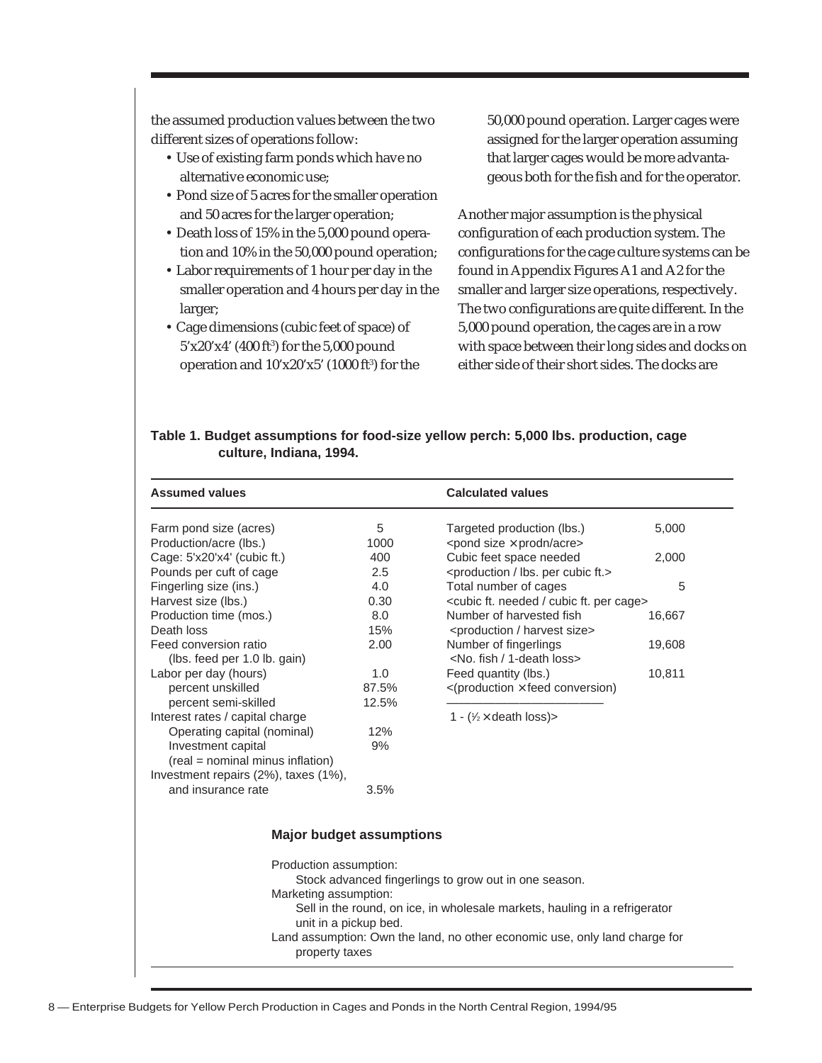the assumed production values between the two different sizes of operations follow:

- Use of existing farm ponds which have no alternative economic use;
- Pond size of 5 acres for the smaller operation and 50 acres for the larger operation;
- Death loss of 15% in the 5,000 pound operation and 10% in the 50,000 pound operation;
- Labor requirements of 1 hour per day in the smaller operation and 4 hours per day in the larger;
- Cage dimensions (cubic feet of space) of 5'x20'x4' (400 ft[3]) for the 5,000 pound operation and 10'x20'x5' (1000 ft[3]) for the 50,000 pound operation. Larger cages were assigned for the larger operation assuming that larger cages would be more advantageous both for the fish and for the operator.

Another major assumption is the physical configuration of each production system. The configurations for the cage culture systems can be found in Appendix Figures A1 and A2 for the smaller and larger size operations, respectively. The two configurations are quite different. In the 5,000 pound operation, the cages are in a row with space between their long sides and docks on either side of their short sides. The docks are

**Table 1. Budget assumptions for food-size yellow perch: 5,000 lbs. production, cage culture, Indiana, 1994.**

| **Assumed values** | | **Calculated values** | |
|---|---|---|---|
| Farm pond size (acres) | 5 | Targeted production (lbs.) <pond size × prodn/acre> | 5,000 |
| Production/acre (lbs.) | 1000 | | |
| Cage: 5'x20'x4' (cubic ft.) | 400 | Cubic feet space needed <production / lbs. per cubic ft.> | 2,000 |
| Pounds per cuft of cage | 2.5 | | |
| Fingerling size (ins.) | 4.0 | Total number of cages <cubic ft. needed / cubic ft. per cage> | 5 |
| Harvest size (lbs.) | 0.30 | | |
| Production time (mos.) | 8.0 | Number of harvested fish <production / harvest size> | 16,667 |
| Death loss | 15% | | |
| Feed conversion ratio (lbs. feed per 1.0 lb. gain) | 2.00 | Number of fingerlings <No. fish / 1-death loss> | 19,608 |
| Labor per day (hours) | 1.0 | Feed quantity (lbs.) <(production × feed conversion) / 1 - (½ × death loss)> | 10,811 |
| percent unskilled | 87.5% | | |
| percent semi-skilled | 12.5% | | |
| Interest rates / capital charge | | | |
| Operating capital (nominal) | 12% | | |
| Investment capital (real = nominal minus inflation) | 9% | | |
| Investment repairs (2%), taxes (1%), and insurance rate | 3.5% | | |

**Major budget assumptions**

Production assumption:
Stock advanced fingerlings to grow out in one season.

Marketing assumption:
Sell in the round, on ice, in wholesale markets, hauling in a refrigerator unit in a pickup bed.

Land assumption: Own the land, no other economic use, only land charge for property taxes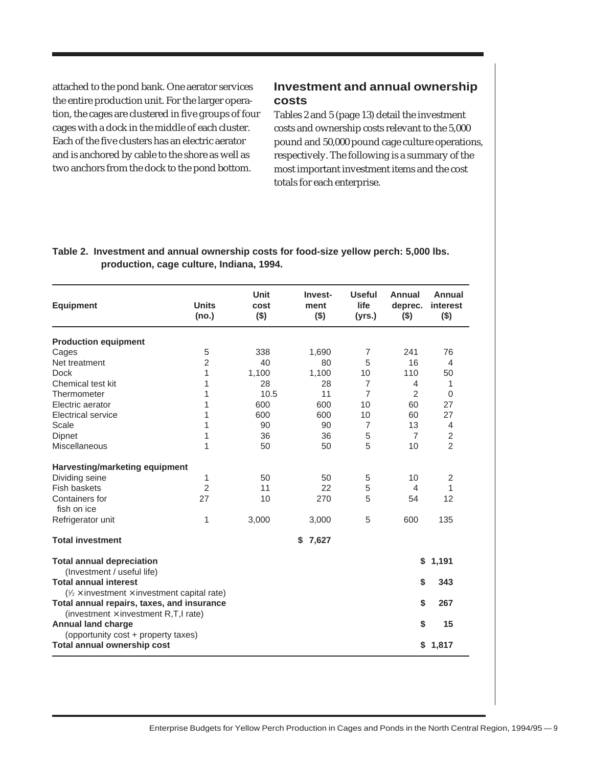attached to the pond bank. One aerator services the entire production unit. For the larger operation, the cages are clustered in five groups of four cages with a dock in the middle of each cluster. Each of the five clusters has an electric aerator and is anchored by cable to the shore as well as two anchors from the dock to the pond bottom.

## Investment and annual ownership costs

Tables 2 and 5 (page 13) detail the investment costs and ownership costs relevant to the 5,000 pound and 50,000 pound cage culture operations, respectively. The following is a summary of the most important investment items and the cost totals for each enterprise.

**Table 2. Investment and annual ownership costs for food-size yellow perch: 5,000 lbs. production, cage culture, Indiana, 1994.**

| Equipment | Units (no.) | Unit cost ($) | Investment ($) | Useful life (yrs.) | Annual deprec. ($) | Annual interest ($) |
|---|---|---|---|---|---|---|
| **Production equipment** | | | | | | |
| Cages | 5 | 338 | 1,690 | 7 | 241 | 76 |
| Net treatment | 2 | 40 | 80 | 5 | 16 | 4 |
| Dock | 1 | 1,100 | 1,100 | 10 | 110 | 50 |
| Chemical test kit | 1 | 28 | 28 | 7 | 4 | 1 |
| Thermometer | 1 | 10.5 | 11 | 7 | 2 | 0 |
| Electric aerator | 1 | 600 | 600 | 10 | 60 | 27 |
| Electrical service | 1 | 600 | 600 | 10 | 60 | 27 |
| Scale | 1 | 90 | 90 | 7 | 13 | 4 |
| Dipnet | 1 | 36 | 36 | 5 | 7 | 2 |
| Miscellaneous | 1 | 50 | 50 | 5 | 10 | 2 |
| **Harvesting/marketing equipment** | | | | | | |
| Dividing seine | 1 | 50 | 50 | 5 | 10 | 2 |
| Fish baskets | 2 | 11 | 22 | 5 | 4 | 1 |
| Containers for fish on ice | 27 | 10 | 270 | 5 | 54 | 12 |
| Refrigerator unit | 1 | 3,000 | 3,000 | 5 | 600 | 135 |
| **Total investment** | | | **$ 7,627** | | | |
| **Total annual depreciation** (Investment / useful life) | | | | | | **$ 1,191** |
| **Total annual interest** (½ × investment × investment capital rate) | | | | | | **$ 343** |
| **Total annual repairs, taxes, and insurance** (investment × investment R,T,I rate) | | | | | | **$ 267** |
| **Annual land charge** (opportunity cost + property taxes) | | | | | | **$ 15** |
| **Total annual ownership cost** | | | | | | **$ 1,817** |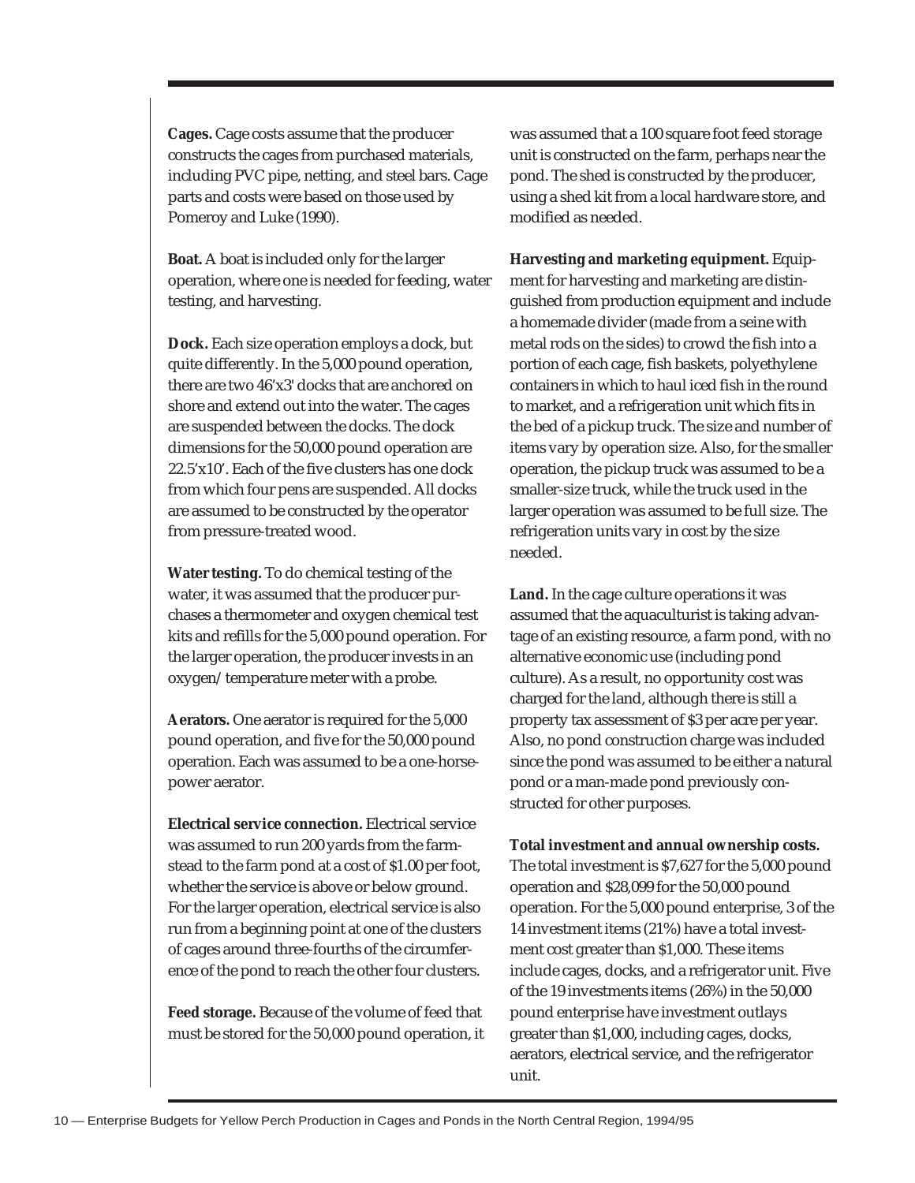**Cages.** Cage costs assume that the producer constructs the cages from purchased materials, including PVC pipe, netting, and steel bars. Cage parts and costs were based on those used by Pomeroy and Luke (1990).

**Boat.** A boat is included only for the larger operation, where one is needed for feeding, water testing, and harvesting.

**Dock.** Each size operation employs a dock, but quite differently. In the 5,000 pound operation, there are two 46'x3' docks that are anchored on shore and extend out into the water. The cages are suspended between the docks. The dock dimensions for the 50,000 pound operation are 22.5'x10'. Each of the five clusters has one dock from which four pens are suspended. All docks are assumed to be constructed by the operator from pressure-treated wood.

**Water testing.** To do chemical testing of the water, it was assumed that the producer purchases a thermometer and oxygen chemical test kits and refills for the 5,000 pound operation. For the larger operation, the producer invests in an oxygen/temperature meter with a probe.

**Aerators.** One aerator is required for the 5,000 pound operation, and five for the 50,000 pound operation. Each was assumed to be a one-horsepower aerator.

**Electrical service connection.** Electrical service was assumed to run 200 yards from the farmstead to the farm pond at a cost of $1.00 per foot, whether the service is above or below ground. For the larger operation, electrical service is also run from a beginning point at one of the clusters of cages around three-fourths of the circumference of the pond to reach the other four clusters.

**Feed storage.** Because of the volume of feed that must be stored for the 50,000 pound operation, it was assumed that a 100 square foot feed storage unit is constructed on the farm, perhaps near the pond. The shed is constructed by the producer, using a shed kit from a local hardware store, and modified as needed.

**Harvesting and marketing equipment.** Equipment for harvesting and marketing are distinguished from production equipment and include a homemade divider (made from a seine with metal rods on the sides) to crowd the fish into a portion of each cage, fish baskets, polyethylene containers in which to haul iced fish in the round to market, and a refrigeration unit which fits in the bed of a pickup truck. The size and number of items vary by operation size. Also, for the smaller operation, the pickup truck was assumed to be a smaller-size truck, while the truck used in the larger operation was assumed to be full size. The refrigeration units vary in cost by the size needed.

**Land.** In the cage culture operations it was assumed that the aquaculturist is taking advantage of an existing resource, a farm pond, with no alternative economic use (including pond culture). As a result, no opportunity cost was charged for the land, although there is still a property tax assessment of $3 per acre per year. Also, no pond construction charge was included since the pond was assumed to be either a natural pond or a man-made pond previously constructed for other purposes.

**Total investment and annual ownership costs.** The total investment is $7,627 for the 5,000 pound operation and $28,099 for the 50,000 pound operation. For the 5,000 pound enterprise, 3 of the 14 investment items (21%) have a total investment cost greater than $1,000. These items include cages, docks, and a refrigerator unit. Five of the 19 investments items (26%) in the 50,000 pound enterprise have investment outlays greater than $1,000, including cages, docks, aerators, electrical service, and the refrigerator unit.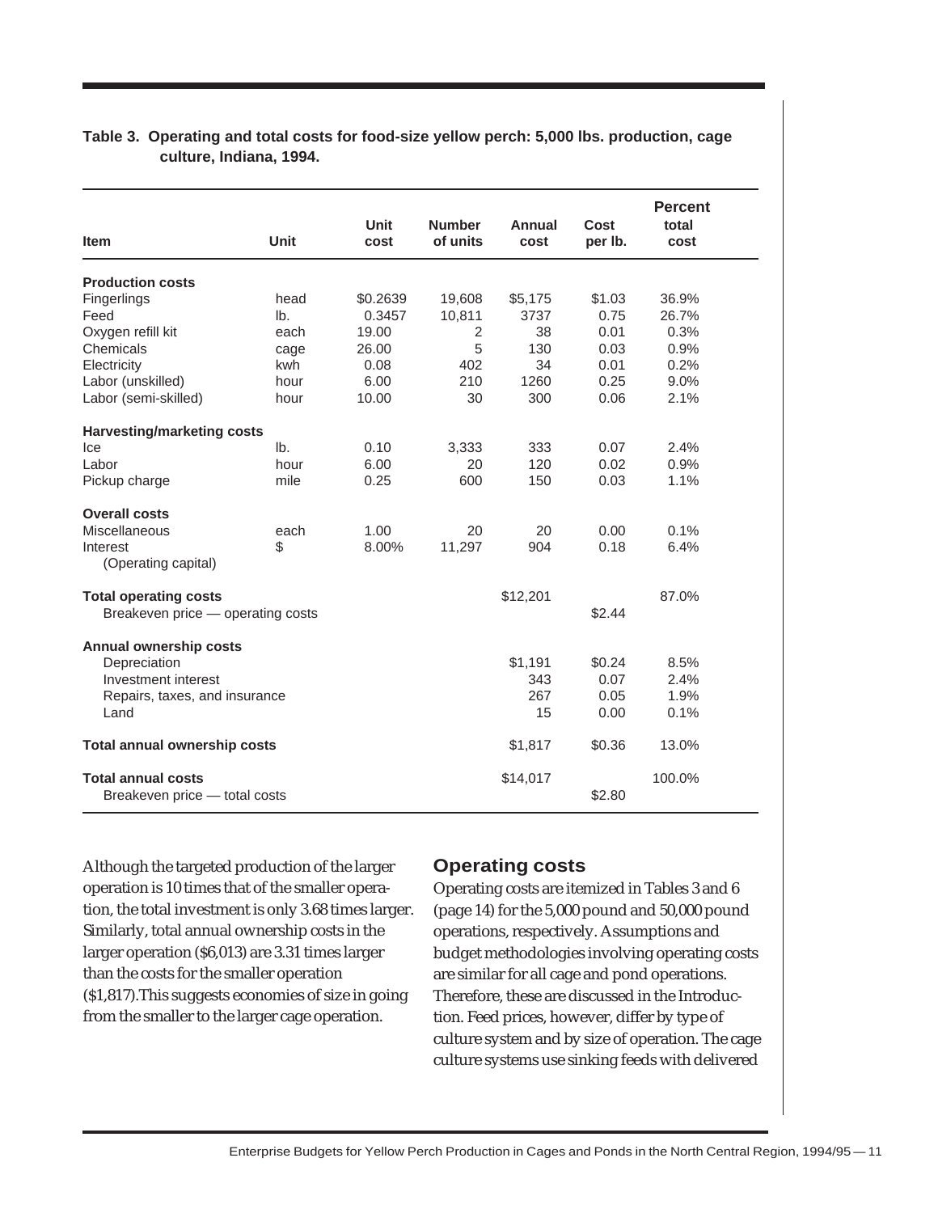**Table 3. Operating and total costs for food-size yellow perch: 5,000 lbs. production, cage culture, Indiana, 1994.**

| Item | Unit | Unit cost | Number of units | Annual cost | Cost per lb. | Percent total cost |
|---|---|---|---|---|---|---|
| **Production costs** | | | | | | |
| Fingerlings | head | $0.2639 | 19,608 | $5,175 | $1.03 | 36.9% |
| Feed | lb. | 0.3457 | 10,811 | 3737 | 0.75 | 26.7% |
| Oxygen refill kit | each | 19.00 | 2 | 38 | 0.01 | 0.3% |
| Chemicals | cage | 26.00 | 5 | 130 | 0.03 | 0.9% |
| Electricity | kwh | 0.08 | 402 | 34 | 0.01 | 0.2% |
| Labor (unskilled) | hour | 6.00 | 210 | 1260 | 0.25 | 9.0% |
| Labor (semi-skilled) | hour | 10.00 | 30 | 300 | 0.06 | 2.1% |
| **Harvesting/marketing costs** | | | | | | |
| Ice | lb. | 0.10 | 3,333 | 333 | 0.07 | 2.4% |
| Labor | hour | 6.00 | 20 | 120 | 0.02 | 0.9% |
| Pickup charge | mile | 0.25 | 600 | 150 | 0.03 | 1.1% |
| **Overall costs** | | | | | | |
| Miscellaneous | each | 1.00 | 20 | 20 | 0.00 | 0.1% |
| Interest (Operating capital) | $ | 8.00% | 11,297 | 904 | 0.18 | 6.4% |
| **Total operating costs** | | | | $12,201 | | 87.0% |
| Breakeven price — operating costs | | | | | $2.44 | |
| **Annual ownership costs** | | | | | | |
| Depreciation | | | | $1,191 | $0.24 | 8.5% |
| Investment interest | | | | 343 | 0.07 | 2.4% |
| Repairs, taxes, and insurance | | | | 267 | 0.05 | 1.9% |
| Land | | | | 15 | 0.00 | 0.1% |
| **Total annual ownership costs** | | | | $1,817 | $0.36 | 13.0% |
| **Total annual costs** | | | | $14,017 | | 100.0% |
| Breakeven price — total costs | | | | | $2.80 | |

Although the targeted production of the larger operation is 10 times that of the smaller operation, the total investment is only 3.68 times larger. Similarly, total annual ownership costs in the larger operation ($6,013) are 3.31 times larger than the costs for the smaller operation ($1,817).This suggests economies of size in going from the smaller to the larger cage operation.

## Operating costs

Operating costs are itemized in Tables 3 and 6 (page 14) for the 5,000 pound and 50,000 pound operations, respectively. Assumptions and budget methodologies involving operating costs are similar for all cage and pond operations. Therefore, these are discussed in the Introduction. Feed prices, however, differ by type of culture system and by size of operation. The cage culture systems use sinking feeds with delivered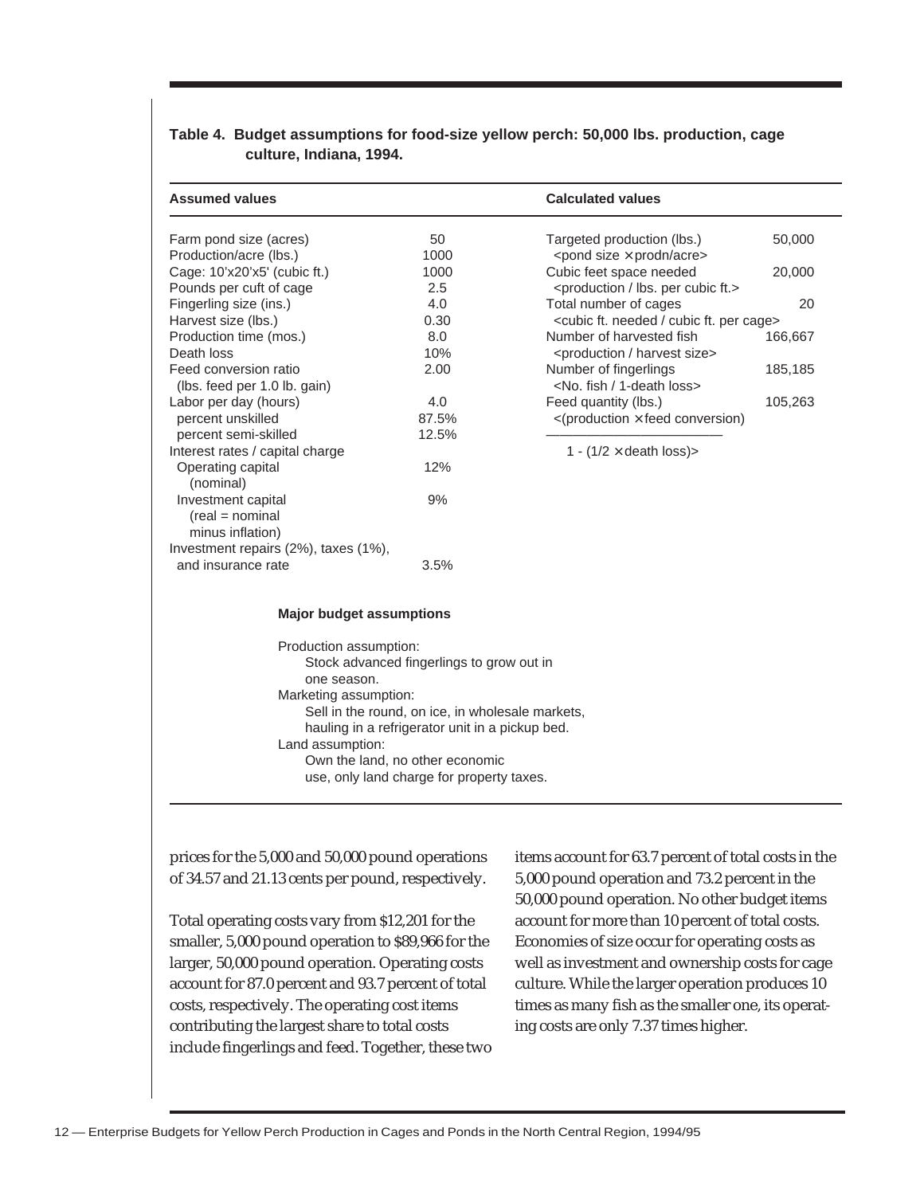**Table 4. Budget assumptions for food-size yellow perch: 50,000 lbs. production, cage culture, Indiana, 1994.**

| Assumed values | | Calculated values | |
|---|---|---|---|
| Farm pond size (acres) | 50 | Targeted production (lbs.) <pond size × prodn/acre> | 50,000 |
| Production/acre (lbs.) | 1000 | | |
| Cage: 10'x20'x5' (cubic ft.) | 1000 | Cubic feet space needed <production / lbs. per cubic ft.> | 20,000 |
| Pounds per cuft of cage | 2.5 | | |
| Fingerling size (ins.) | 4.0 | Total number of cages <cubic ft. needed / cubic ft. per cage> | 20 |
| Harvest size (lbs.) | 0.30 | | |
| Production time (mos.) | 8.0 | Number of harvested fish <production / harvest size> | 166,667 |
| Death loss | 10% | | |
| Feed conversion ratio (lbs. feed per 1.0 lb. gain) | 2.00 | Number of fingerlings <No. fish / 1-death loss> | 185,185 |
| Labor per day (hours) | 4.0 | Feed quantity (lbs.) <(production × feed conversion) / 1 - (1/2 × death loss)> | 105,263 |
| percent unskilled | 87.5% | | |
| percent semi-skilled | 12.5% | | |
| Interest rates / capital charge | | | |
| Operating capital (nominal) | 12% | | |
| Investment capital (real = nominal minus inflation) | 9% | | |
| Investment repairs (2%), taxes (1%), and insurance rate | 3.5% | | |

**Major budget assumptions**

Production assumption:
Stock advanced fingerlings to grow out in one season.

Marketing assumption:
Sell in the round, on ice, in wholesale markets, hauling in a refrigerator unit in a pickup bed.

Land assumption:
Own the land, no other economic use, only land charge for property taxes.

prices for the 5,000 and 50,000 pound operations of 34.57 and 21.13 cents per pound, respectively.

Total operating costs vary from $12,201 for the smaller, 5,000 pound operation to $89,966 for the larger, 50,000 pound operation. Operating costs account for 87.0 percent and 93.7 percent of total costs, respectively. The operating cost items contributing the largest share to total costs include fingerlings and feed. Together, these two items account for 63.7 percent of total costs in the 5,000 pound operation and 73.2 percent in the 50,000 pound operation. No other budget items account for more than 10 percent of total costs. Economies of size occur for operating costs as well as investment and ownership costs for cage culture. While the larger operation produces 10 times as many fish as the smaller one, its operating costs are only 7.37 times higher.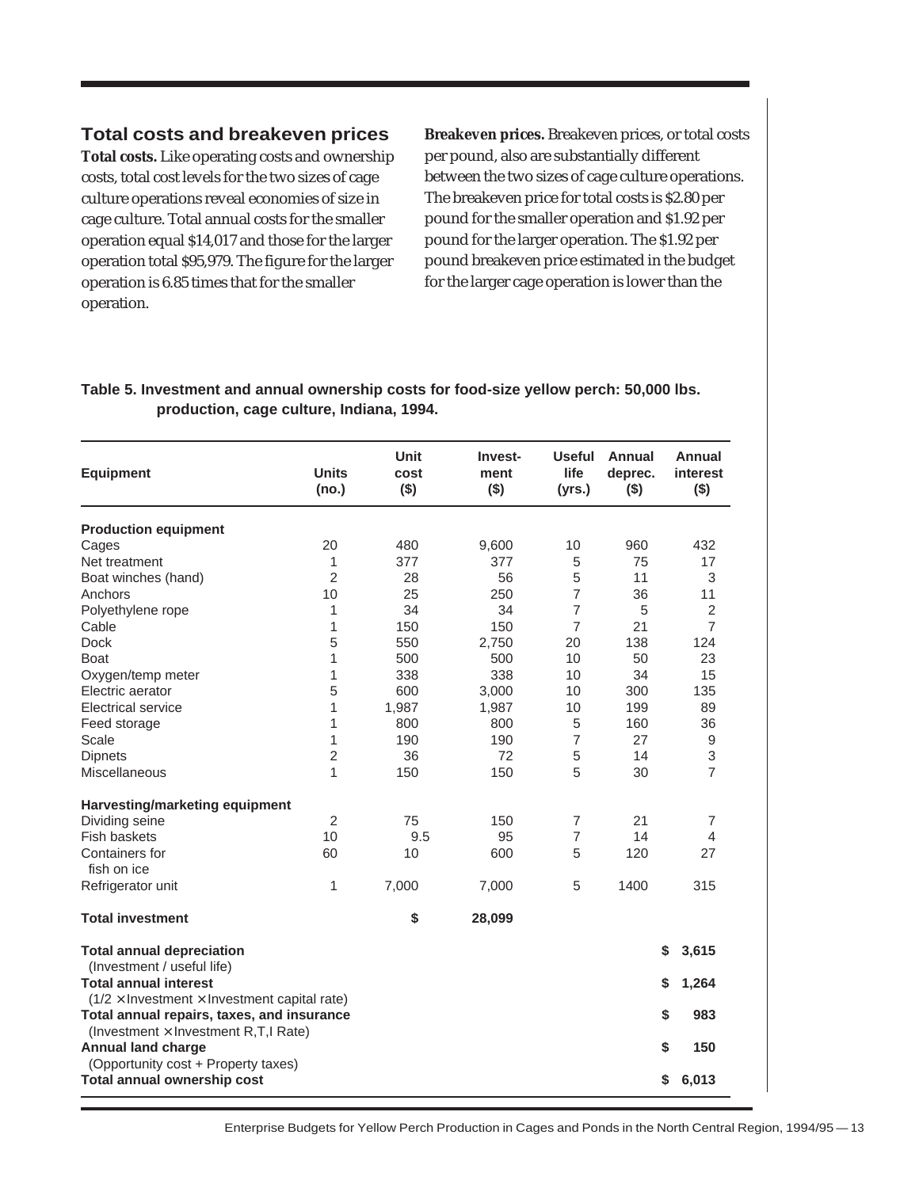## Total costs and breakeven prices

**Total costs.** Like operating costs and ownership costs, total cost levels for the two sizes of cage culture operations reveal economies of size in cage culture. Total annual costs for the smaller operation equal $14,017 and those for the larger operation total $95,979. The figure for the larger operation is 6.85 times that for the smaller operation.

**Breakeven prices.** Breakeven prices, or total costs per pound, also are substantially different between the two sizes of cage culture operations. The breakeven price for total costs is $2.80 per pound for the smaller operation and $1.92 per pound for the larger operation. The $1.92 per pound breakeven price estimated in the budget for the larger cage operation is lower than the

**Table 5. Investment and annual ownership costs for food-size yellow perch: 50,000 lbs. production, cage culture, Indiana, 1994.**

| Equipment | Units (no.) | Unit cost ($) | Invest-ment ($) | Useful life (yrs.) | Annual deprec. ($) | Annual interest ($) |
|---|---|---|---|---|---|---|
| **Production equipment** | | | | | | |
| Cages | 20 | 480 | 9,600 | 10 | 960 | 432 |
| Net treatment | 1 | 377 | 377 | 5 | 75 | 17 |
| Boat winches (hand) | 2 | 28 | 56 | 5 | 11 | 3 |
| Anchors | 10 | 25 | 250 | 7 | 36 | 11 |
| Polyethylene rope | 1 | 34 | 34 | 7 | 5 | 2 |
| Cable | 1 | 150 | 150 | 7 | 21 | 7 |
| Dock | 5 | 550 | 2,750 | 20 | 138 | 124 |
| Boat | 1 | 500 | 500 | 10 | 50 | 23 |
| Oxygen/temp meter | 1 | 338 | 338 | 10 | 34 | 15 |
| Electric aerator | 5 | 600 | 3,000 | 10 | 300 | 135 |
| Electrical service | 1 | 1,987 | 1,987 | 10 | 199 | 89 |
| Feed storage | 1 | 800 | 800 | 5 | 160 | 36 |
| Scale | 1 | 190 | 190 | 7 | 27 | 9 |
| Dipnets | 2 | 36 | 72 | 5 | 14 | 3 |
| Miscellaneous | 1 | 150 | 150 | 5 | 30 | 7 |
| **Harvesting/marketing equipment** | | | | | | |
| Dividing seine | 2 | 75 | 150 | 7 | 21 | 7 |
| Fish baskets | 10 | 9.5 | 95 | 7 | 14 | 4 |
| Containers for fish on ice | 60 | 10 | 600 | 5 | 120 | 27 |
| Refrigerator unit | 1 | 7,000 | 7,000 | 5 | 1400 | 315 |
| **Total investment** | | **$** | **28,099** | | | |
| **Total annual depreciation** (Investment / useful life) | | | | | | **$ 3,615** |
| **Total annual interest** (1/2 × Investment × Investment capital rate) | | | | | | **$ 1,264** |
| **Total annual repairs, taxes, and insurance** (Investment × Investment R,T,I Rate) | | | | | | **$ 983** |
| **Annual land charge** (Opportunity cost + Property taxes) | | | | | | **$ 150** |
| **Total annual ownership cost** | | | | | | **$ 6,013** |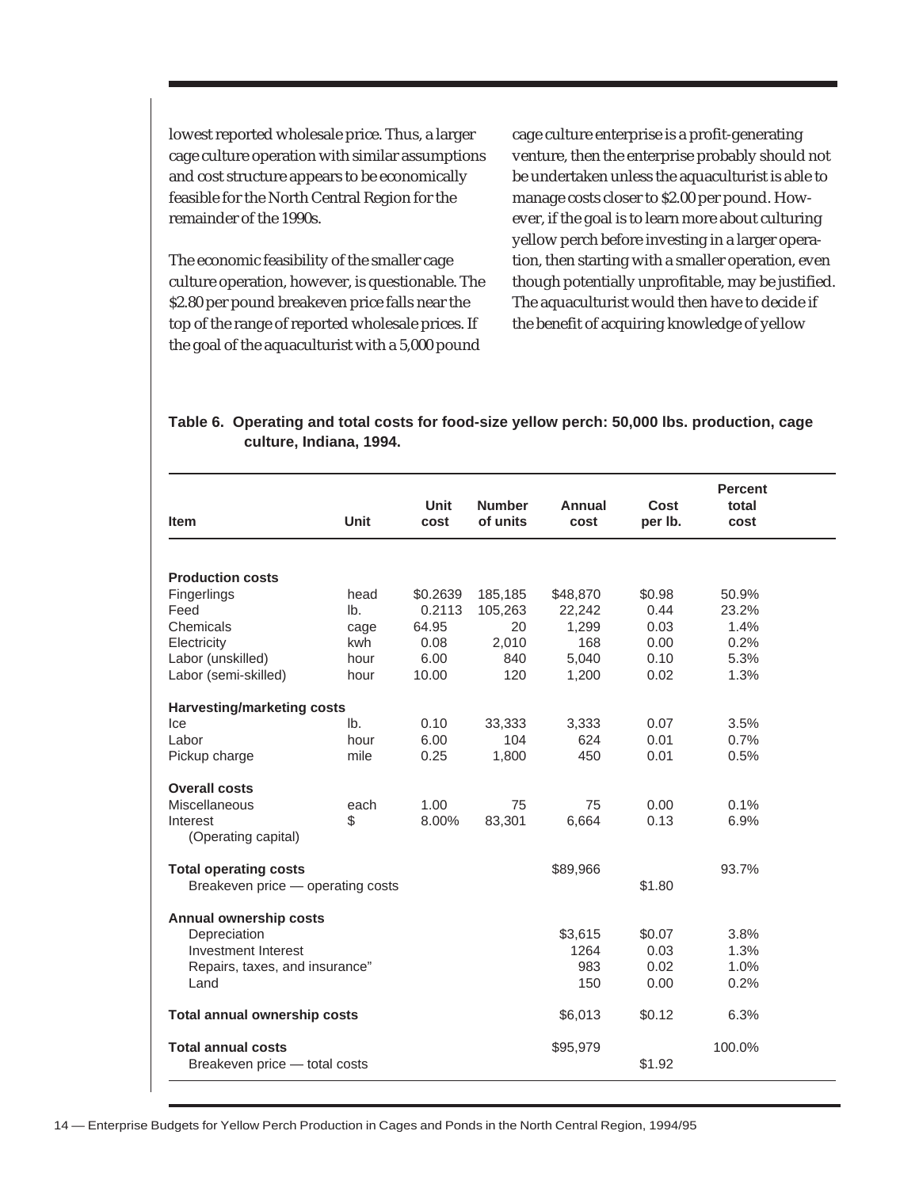lowest reported wholesale price. Thus, a larger cage culture operation with similar assumptions and cost structure appears to be economically feasible for the North Central Region for the remainder of the 1990s.

The economic feasibility of the smaller cage culture operation, however, is questionable. The $2.80 per pound breakeven price falls near the top of the range of reported wholesale prices. If the goal of the aquaculturist with a 5,000 pound cage culture enterprise is a profit-generating venture, then the enterprise probably should not be undertaken unless the aquaculturist is able to manage costs closer to $2.00 per pound. However, if the goal is to learn more about culturing yellow perch before investing in a larger operation, then starting with a smaller operation, even though potentially unprofitable, may be justified. The aquaculturist would then have to decide if the benefit of acquiring knowledge of yellow

**Table 6. Operating and total costs for food-size yellow perch: 50,000 lbs. production, cage culture, Indiana, 1994.**

| Item | Unit | Unit cost | Number of units | Annual cost | Cost per lb. | Percent total cost |
|---|---|---|---|---|---|---|
| **Production costs** | | | | | | |
| Fingerlings | head | $0.2639 | 185,185 | $48,870 | $0.98 | 50.9% |
| Feed | lb. | 0.2113 | 105,263 | 22,242 | 0.44 | 23.2% |
| Chemicals | cage | 64.95 | 20 | 1,299 | 0.03 | 1.4% |
| Electricity | kwh | 0.08 | 2,010 | 168 | 0.00 | 0.2% |
| Labor (unskilled) | hour | 6.00 | 840 | 5,040 | 0.10 | 5.3% |
| Labor (semi-skilled) | hour | 10.00 | 120 | 1,200 | 0.02 | 1.3% |
| **Harvesting/marketing costs** | | | | | | |
| Ice | lb. | 0.10 | 33,333 | 3,333 | 0.07 | 3.5% |
| Labor | hour | 6.00 | 104 | 624 | 0.01 | 0.7% |
| Pickup charge | mile | 0.25 | 1,800 | 450 | 0.01 | 0.5% |
| **Overall costs** | | | | | | |
| Miscellaneous | each | 1.00 | 75 | 75 | 0.00 | 0.1% |
| Interest (Operating capital) | $ | 8.00% | 83,301 | 6,664 | 0.13 | 6.9% |
| **Total operating costs** | | | | $89,966 | | 93.7% |
| Breakeven price — operating costs | | | | | $1.80 | |
| **Annual ownership costs** | | | | | | |
| Depreciation | | | | $3,615 | $0.07 | 3.8% |
| Investment Interest | | | | 1264 | 0.03 | 1.3% |
| Repairs, taxes, and insurance" | | | | 983 | 0.02 | 1.0% |
| Land | | | | 150 | 0.00 | 0.2% |
| **Total annual ownership costs** | | | | $6,013 | $0.12 | 6.3% |
| **Total annual costs** | | | | $95,979 | | 100.0% |
| Breakeven price — total costs | | | | | $1.92 | |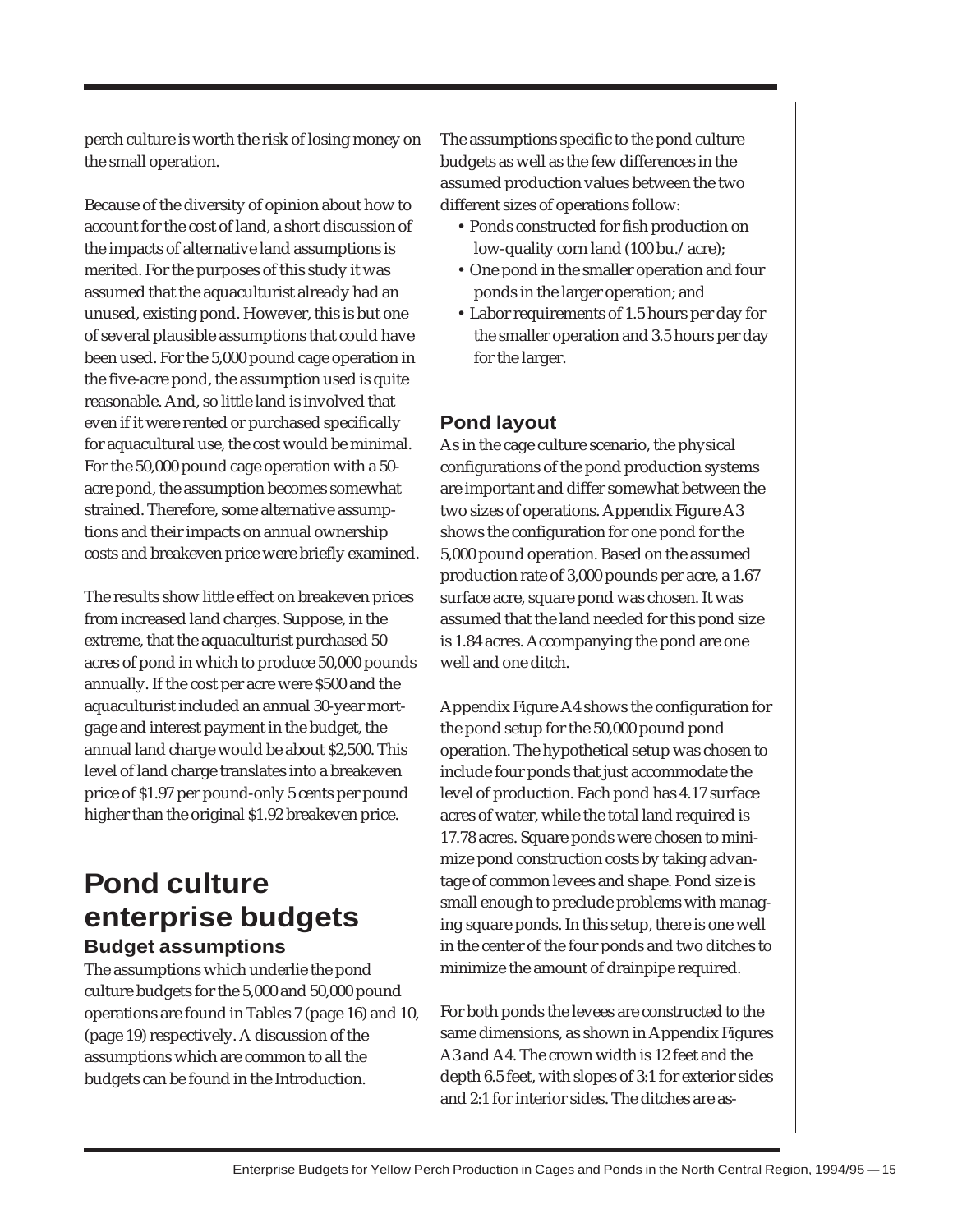perch culture is worth the risk of losing money on the small operation.

Because of the diversity of opinion about how to account for the cost of land, a short discussion of the impacts of alternative land assumptions is merited. For the purposes of this study it was assumed that the aquaculturist already had an unused, existing pond. However, this is but one of several plausible assumptions that could have been used. For the 5,000 pound cage operation in the five-acre pond, the assumption used is quite reasonable. And, so little land is involved that even if it were rented or purchased specifically for aquacultural use, the cost would be minimal. For the 50,000 pound cage operation with a 50-acre pond, the assumption becomes somewhat strained. Therefore, some alternative assumptions and their impacts on annual ownership costs and breakeven price were briefly examined.

The results show little effect on breakeven prices from increased land charges. Suppose, in the extreme, that the aquaculturist purchased 50 acres of pond in which to produce 50,000 pounds annually. If the cost per acre were $500 and the aquaculturist included an annual 30-year mortgage and interest payment in the budget, the annual land charge would be about $2,500. This level of land charge translates into a breakeven price of $1.97 per pound-only 5 cents per pound higher than the original $1.92 breakeven price.

# Pond culture enterprise budgets

## Budget assumptions

The assumptions which underlie the pond culture budgets for the 5,000 and 50,000 pound operations are found in Tables 7 (page 16) and 10, (page 19) respectively. A discussion of the assumptions which are common to all the budgets can be found in the Introduction.

The assumptions specific to the pond culture budgets as well as the few differences in the assumed production values between the two different sizes of operations follow:

- Ponds constructed for fish production on low-quality corn land (100 bu./acre);
- One pond in the smaller operation and four ponds in the larger operation; and
- Labor requirements of 1.5 hours per day for the smaller operation and 3.5 hours per day for the larger.

## Pond layout

As in the cage culture scenario, the physical configurations of the pond production systems are important and differ somewhat between the two sizes of operations. Appendix Figure A3 shows the configuration for one pond for the 5,000 pound operation. Based on the assumed production rate of 3,000 pounds per acre, a 1.67 surface acre, square pond was chosen. It was assumed that the land needed for this pond size is 1.84 acres. Accompanying the pond are one well and one ditch.

Appendix Figure A4 shows the configuration for the pond setup for the 50,000 pound pond operation. The hypothetical setup was chosen to include four ponds that just accommodate the level of production. Each pond has 4.17 surface acres of water, while the total land required is 17.78 acres. Square ponds were chosen to minimize pond construction costs by taking advantage of common levees and shape. Pond size is small enough to preclude problems with managing square ponds. In this setup, there is one well in the center of the four ponds and two ditches to minimize the amount of drainpipe required.

For both ponds the levees are constructed to the same dimensions, as shown in Appendix Figures A3 and A4. The crown width is 12 feet and the depth 6.5 feet, with slopes of 3:1 for exterior sides and 2:1 for interior sides. The ditches are as-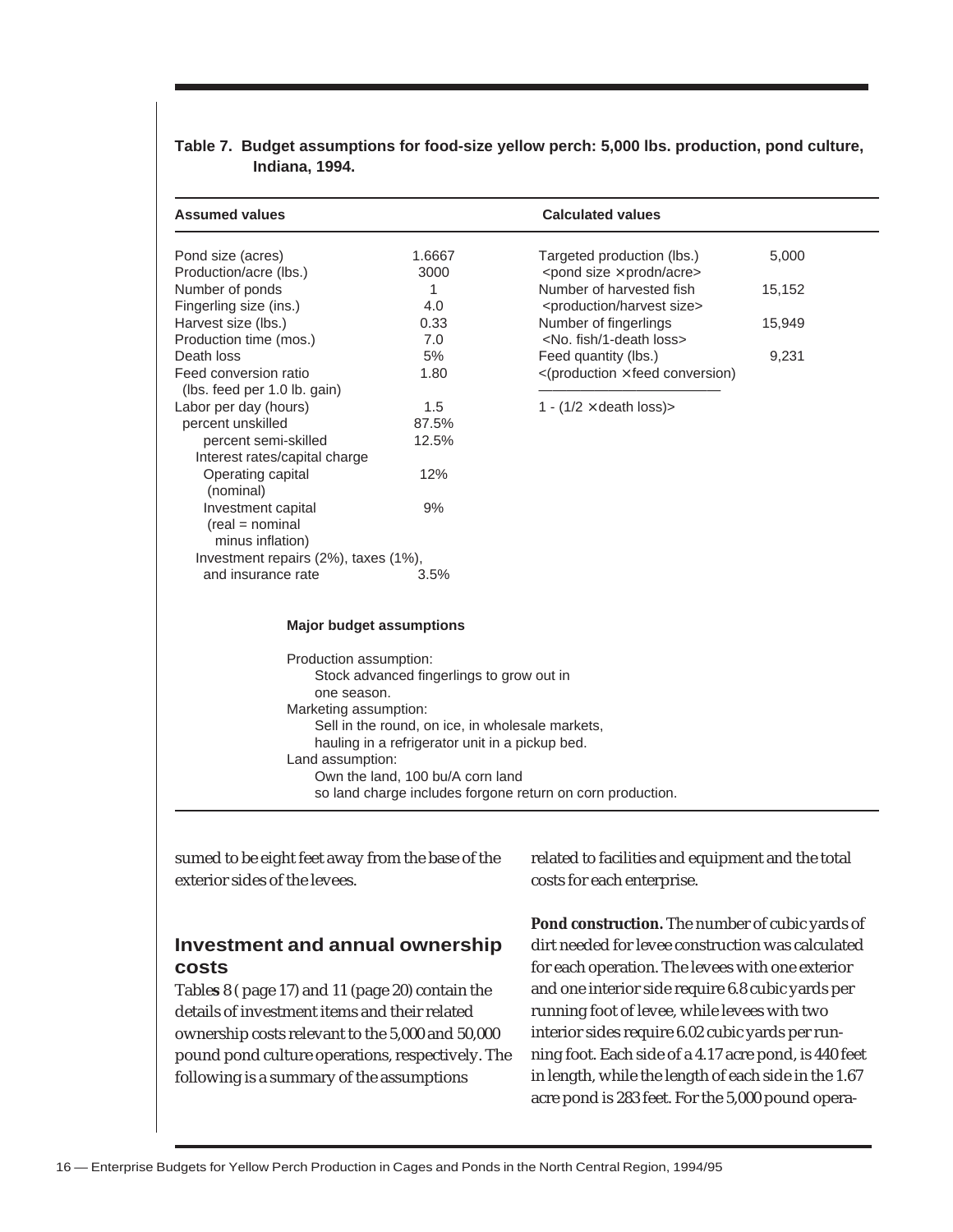**Table 7. Budget assumptions for food-size yellow perch: 5,000 lbs. production, pond culture, Indiana, 1994.**

| Assumed values | | Calculated values | |
|---|---|---|---|
| Pond size (acres) | 1.6667 | Targeted production (lbs.) <pond size × prodn/acre> | 5,000 |
| Production/acre (lbs.) | 3000 | | |
| Number of ponds | 1 | Number of harvested fish <production/harvest size> | 15,152 |
| Fingerling size (ins.) | 4.0 | | |
| Harvest size (lbs.) | 0.33 | Number of fingerlings <No. fish/1-death loss> | 15,949 |
| Production time (mos.) | 7.0 | | |
| Death loss | 5% | Feed quantity (lbs.) <(production × feed conversion) / 1 - (1/2 × death loss)> | 9,231 |
| Feed conversion ratio (lbs. feed per 1.0 lb. gain) | 1.80 | | |
| Labor per day (hours) | 1.5 | | |
| percent unskilled | 87.5% | | |
| percent semi-skilled | 12.5% | | |
| Interest rates/capital charge | | | |
| Operating capital (nominal) | 12% | | |
| Investment capital (real = nominal minus inflation) | 9% | | |
| Investment repairs (2%), taxes (1%), and insurance rate | 3.5% | | |

**Major budget assumptions**

Production assumption:
Stock advanced fingerlings to grow out in one season.

Marketing assumption:
Sell in the round, on ice, in wholesale markets, hauling in a refrigerator unit in a pickup bed.

Land assumption:
Own the land, 100 bu/A corn land so land charge includes forgone return on corn production.

sumed to be eight feet away from the base of the exterior sides of the levees.

## Investment and annual ownership costs

Tables 8 ( page 17) and 11 (page 20) contain the details of investment items and their related ownership costs relevant to the 5,000 and 50,000 pound pond culture operations, respectively. The following is a summary of the assumptions related to facilities and equipment and the total costs for each enterprise.

**Pond construction.** The number of cubic yards of dirt needed for levee construction was calculated for each operation. The levees with one exterior and one interior side require 6.8 cubic yards per running foot of levee, while levees with two interior sides require 6.02 cubic yards per running foot. Each side of a 4.17 acre pond, is 440 feet in length, while the length of each side in the 1.67 acre pond is 283 feet. For the 5,000 pound opera-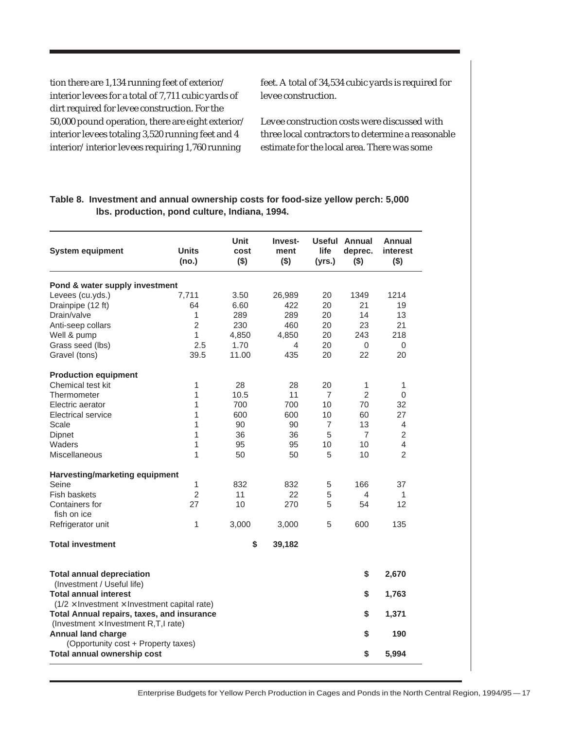tion there are 1,134 running feet of exterior/ interior levees for a total of 7,711 cubic yards of dirt required for levee construction. For the 50,000 pound operation, there are eight exterior/ interior levees totaling 3,520 running feet and 4 interior/ interior levees requiring 1,760 running feet. A total of 34,534 cubic yards is required for levee construction.

Levee construction costs were discussed with three local contractors to determine a reasonable estimate for the local area. There was some

**Table 8. Investment and annual ownership costs for food-size yellow perch: 5,000 lbs. production, pond culture, Indiana, 1994.**

| System equipment | Units (no.) | Unit cost ($) | Invest-ment ($) | Useful life (yrs.) | Annual deprec. ($) | Annual interest ($) |
|---|---|---|---|---|---|---|
| **Pond & water supply investment** | | | | | | |
| Levees (cu.yds.) | 7,711 | 3.50 | 26,989 | 20 | 1349 | 1214 |
| Drainpipe (12 ft) | 64 | 6.60 | 422 | 20 | 21 | 19 |
| Drain/valve | 1 | 289 | 289 | 20 | 14 | 13 |
| Anti-seep collars | 2 | 230 | 460 | 20 | 23 | 21 |
| Well & pump | 1 | 4,850 | 4,850 | 20 | 243 | 218 |
| Grass seed (lbs) | 2.5 | 1.70 | 4 | 20 | 0 | 0 |
| Gravel (tons) | 39.5 | 11.00 | 435 | 20 | 22 | 20 |
| **Production equipment** | | | | | | |
| Chemical test kit | 1 | 28 | 28 | 20 | 1 | 1 |
| Thermometer | 1 | 10.5 | 11 | 7 | 2 | 0 |
| Electric aerator | 1 | 700 | 700 | 10 | 70 | 32 |
| Electrical service | 1 | 600 | 600 | 10 | 60 | 27 |
| Scale | 1 | 90 | 90 | 7 | 13 | 4 |
| Dipnet | 1 | 36 | 36 | 5 | 7 | 2 |
| Waders | 1 | 95 | 95 | 10 | 10 | 4 |
| Miscellaneous | 1 | 50 | 50 | 5 | 10 | 2 |
| **Harvesting/marketing equipment** | | | | | | |
| Seine | 1 | 832 | 832 | 5 | 166 | 37 |
| Fish baskets | 2 | 11 | 22 | 5 | 4 | 1 |
| Containers for fish on ice | 27 | 10 | 270 | 5 | 54 | 12 |
| Refrigerator unit | 1 | 3,000 | 3,000 | 5 | 600 | 135 |
| **Total investment** | | **$** | **39,182** | | | |
| **Total annual depreciation** (Investment / Useful life) | | | | | **$** | **2,670** |
| **Total annual interest** (1/2 × Investment × Investment capital rate) | | | | | **$** | **1,763** |
| **Total Annual repairs, taxes, and insurance** (Investment × Investment R,T,I rate) | | | | | **$** | **1,371** |
| **Annual land charge** (Opportunity cost + Property taxes) | | | | | **$** | **190** |
| **Total annual ownership cost** | | | | | **$** | **5,994** |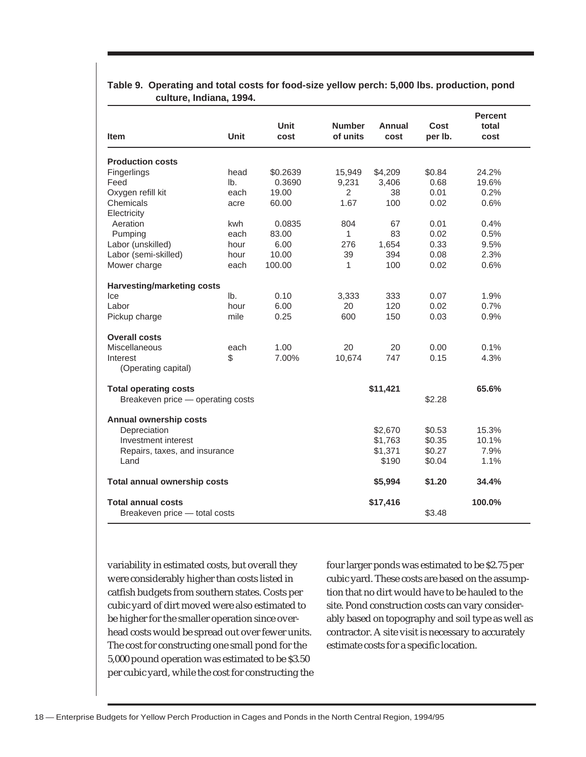**Table 9. Operating and total costs for food-size yellow perch: 5,000 lbs. production, pond culture, Indiana, 1994.**

| Item | Unit | Unit cost | Number of units | Annual cost | Cost per lb. | Percent total cost |
|---|---|---|---|---|---|---|
| **Production costs** | | | | | | |
| Fingerlings | head | $0.2639 | 15,949 | $4,209 | $0.84 | 24.2% |
| Feed | lb. | 0.3690 | 9,231 | 3,406 | 0.68 | 19.6% |
| Oxygen refill kit | each | 19.00 | 2 | 38 | 0.01 | 0.2% |
| Chemicals | acre | 60.00 | 1.67 | 100 | 0.02 | 0.6% |
| Electricity | | | | | | |
| Aeration | kwh | 0.0835 | 804 | 67 | 0.01 | 0.4% |
| Pumping | each | 83.00 | 1 | 83 | 0.02 | 0.5% |
| Labor (unskilled) | hour | 6.00 | 276 | 1,654 | 0.33 | 9.5% |
| Labor (semi-skilled) | hour | 10.00 | 39 | 394 | 0.08 | 2.3% |
| Mower charge | each | 100.00 | 1 | 100 | 0.02 | 0.6% |
| **Harvesting/marketing costs** | | | | | | |
| Ice | lb. | 0.10 | 3,333 | 333 | 0.07 | 1.9% |
| Labor | hour | 6.00 | 20 | 120 | 0.02 | 0.7% |
| Pickup charge | mile | 0.25 | 600 | 150 | 0.03 | 0.9% |
| **Overall costs** | | | | | | |
| Miscellaneous | each | 1.00 | 20 | 20 | 0.00 | 0.1% |
| Interest (Operating capital) | $ | 7.00% | 10,674 | 747 | 0.15 | 4.3% |
| **Total operating costs** | | | | **$11,421** | | **65.6%** |
| Breakeven price — operating costs | | | | | $2.28 | |
| **Annual ownership costs** | | | | | | |
| Depreciation | | | | $2,670 | $0.53 | 15.3% |
| Investment interest | | | | $1,763 | $0.35 | 10.1% |
| Repairs, taxes, and insurance | | | | $1,371 | $0.27 | 7.9% |
| Land | | | | $190 | $0.04 | 1.1% |
| **Total annual ownership costs** | | | | **$5,994** | **$1.20** | **34.4%** |
| **Total annual costs** | | | | **$17,416** | | **100.0%** |
| Breakeven price — total costs | | | | | $3.48 | |

variability in estimated costs, but overall they were considerably higher than costs listed in catfish budgets from southern states. Costs per cubic yard of dirt moved were also estimated to be higher for the smaller operation since overhead costs would be spread out over fewer units. The cost for constructing one small pond for the 5,000 pound operation was estimated to be $3.50 per cubic yard, while the cost for constructing the four larger ponds was estimated to be $2.75 per cubic yard. These costs are based on the assumption that no dirt would have to be hauled to the site. Pond construction costs can vary considerably based on topography and soil type as well as contractor. A site visit is necessary to accurately estimate costs for a specific location.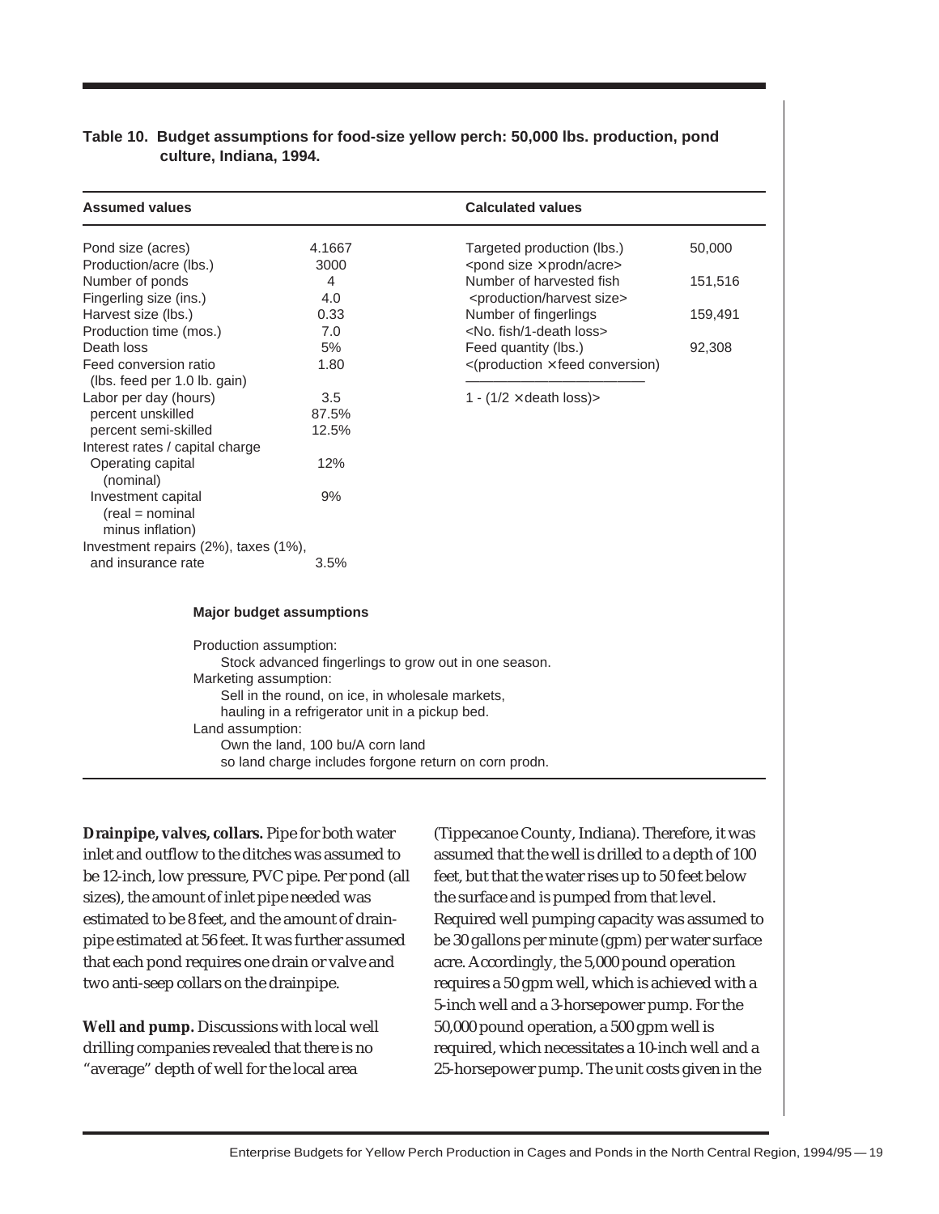**Table 10. Budget assumptions for food-size yellow perch: 50,000 lbs. production, pond culture, Indiana, 1994.**

| Assumed values | | Calculated values | |
|---|---|---|---|
| Pond size (acres) | 4.1667 | Targeted production (lbs.) <pond size × prodn/acre> | 50,000 |
| Production/acre (lbs.) | 3000 | | |
| Number of ponds | 4 | Number of harvested fish <production/harvest size> | 151,516 |
| Fingerling size (ins.) | 4.0 | | |
| Harvest size (lbs.) | 0.33 | Number of fingerlings <No. fish/1-death loss> | 159,491 |
| Production time (mos.) | 7.0 | | |
| Death loss | 5% | Feed quantity (lbs.) <(production × feed conversion) / 1 - (1/2 × death loss)> | 92,308 |
| Feed conversion ratio (lbs. feed per 1.0 lb. gain) | 1.80 | | |
| Labor per day (hours) | 3.5 | | |
| percent unskilled | 87.5% | | |
| percent semi-skilled | 12.5% | | |
| Interest rates / capital charge | | | |
| Operating capital (nominal) | 12% | | |
| Investment capital (real = nominal minus inflation) | 9% | | |
| Investment repairs (2%), taxes (1%), and insurance rate | 3.5% | | |

**Major budget assumptions**

Production assumption:
Stock advanced fingerlings to grow out in one season.

Marketing assumption:
Sell in the round, on ice, in wholesale markets, hauling in a refrigerator unit in a pickup bed.

Land assumption:
Own the land, 100 bu/A corn land so land charge includes forgone return on corn prodn.

**Drainpipe, valves, collars.** Pipe for both water inlet and outflow to the ditches was assumed to be 12-inch, low pressure, PVC pipe. Per pond (all sizes), the amount of inlet pipe needed was estimated to be 8 feet, and the amount of drainpipe estimated at 56 feet. It was further assumed that each pond requires one drain or valve and two anti-seep collars on the drainpipe.

**Well and pump.** Discussions with local well drilling companies revealed that there is no "average" depth of well for the local area (Tippecanoe County, Indiana). Therefore, it was assumed that the well is drilled to a depth of 100 feet, but that the water rises up to 50 feet below the surface and is pumped from that level. Required well pumping capacity was assumed to be 30 gallons per minute (gpm) per water surface acre. Accordingly, the 5,000 pound operation requires a 50 gpm well, which is achieved with a 5-inch well and a 3-horsepower pump. For the 50,000 pound operation, a 500 gpm well is required, which necessitates a 10-inch well and a 25-horsepower pump. The unit costs given in the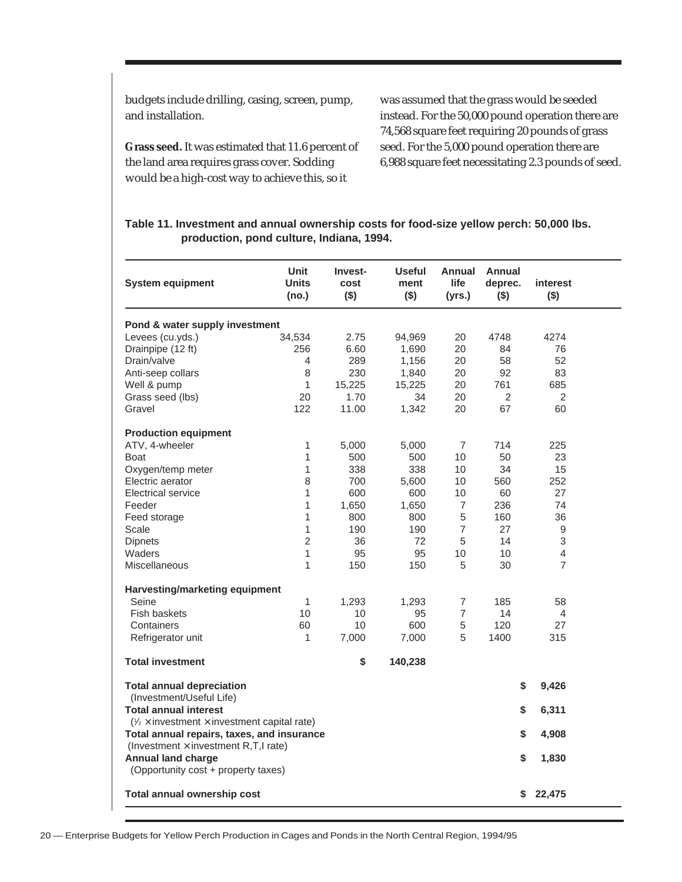budgets include drilling, casing, screen, pump, and installation.

**Grass seed.** It was estimated that 11.6 percent of the land area requires grass cover. Sodding would be a high-cost way to achieve this, so it was assumed that the grass would be seeded instead. For the 50,000 pound operation there are 74,568 square feet requiring 20 pounds of grass seed. For the 5,000 pound operation there are 6,988 square feet necessitating 2.3 pounds of seed.

**Table 11. Investment and annual ownership costs for food-size yellow perch: 50,000 lbs. production, pond culture, Indiana, 1994.**

| System equipment | Unit Units (no.) | Invest- cost ($) | Useful ment ($) | Annual life (yrs.) | Annual deprec. ($) | interest ($) |
|---|---|---|---|---|---|---|
| **Pond & water supply investment** | | | | | | |
| Levees (cu.yds.) | 34,534 | 2.75 | 94,969 | 20 | 4748 | 4274 |
| Drainpipe (12 ft) | 256 | 6.60 | 1,690 | 20 | 84 | 76 |
| Drain/valve | 4 | 289 | 1,156 | 20 | 58 | 52 |
| Anti-seep collars | 8 | 230 | 1,840 | 20 | 92 | 83 |
| Well & pump | 1 | 15,225 | 15,225 | 20 | 761 | 685 |
| Grass seed (lbs) | 20 | 1.70 | 34 | 20 | 2 | 2 |
| Gravel | 122 | 11.00 | 1,342 | 20 | 67 | 60 |
| **Production equipment** | | | | | | |
| ATV, 4-wheeler | 1 | 5,000 | 5,000 | 7 | 714 | 225 |
| Boat | 1 | 500 | 500 | 10 | 50 | 23 |
| Oxygen/temp meter | 1 | 338 | 338 | 10 | 34 | 15 |
| Electric aerator | 8 | 700 | 5,600 | 10 | 560 | 252 |
| Electrical service | 1 | 600 | 600 | 10 | 60 | 27 |
| Feeder | 1 | 1,650 | 1,650 | 7 | 236 | 74 |
| Feed storage | 1 | 800 | 800 | 5 | 160 | 36 |
| Scale | 1 | 190 | 190 | 7 | 27 | 9 |
| Dipnets | 2 | 36 | 72 | 5 | 14 | 3 |
| Waders | 1 | 95 | 95 | 10 | 10 | 4 |
| Miscellaneous | 1 | 150 | 150 | 5 | 30 | 7 |
| **Harvesting/marketing equipment** | | | | | | |
| Seine | 1 | 1,293 | 1,293 | 7 | 185 | 58 |
| Fish baskets | 10 | 10 | 95 | 7 | 14 | 4 |
| Containers | 60 | 10 | 600 | 5 | 120 | 27 |
| Refrigerator unit | 1 | 7,000 | 7,000 | 5 | 1400 | 315 |
| **Total investment** | | **$** | **140,238** | | | |
| **Total annual depreciation** (Investment/Useful Life) | | | | | | **$ 9,426** |
| **Total annual interest** (½ × investment × investment capital rate) | | | | | | **$ 6,311** |
| **Total annual repairs, taxes, and insurance** (Investment × investment R,T,I rate) | | | | | | **$ 4,908** |
| **Annual land charge** (Opportunity cost + property taxes) | | | | | | **$ 1,830** |
| **Total annual ownership cost** | | | | | | **$ 22,475** |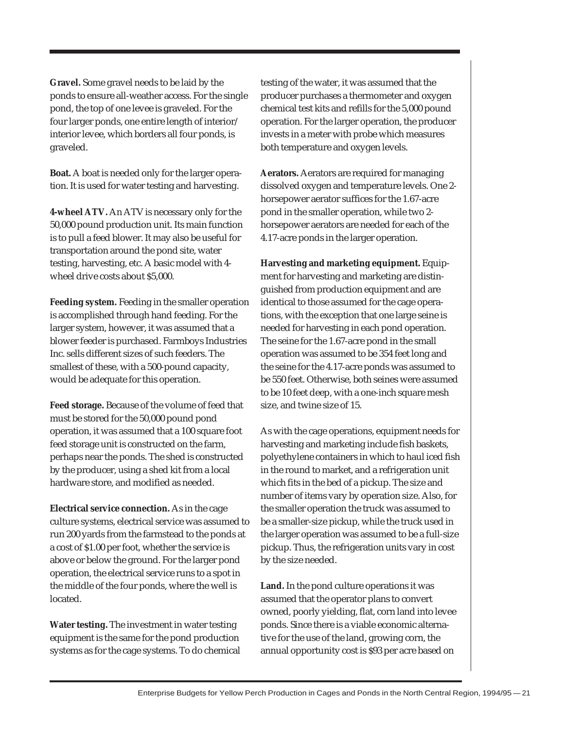**Gravel.** Some gravel needs to be laid by the ponds to ensure all-weather access. For the single pond, the top of one levee is graveled. For the four larger ponds, one entire length of interior/interior levee, which borders all four ponds, is graveled.

**Boat.** A boat is needed only for the larger operation. It is used for water testing and harvesting.

**4-wheel ATV.** An ATV is necessary only for the 50,000 pound production unit. Its main function is to pull a feed blower. It may also be useful for transportation around the pond site, water testing, harvesting, etc. A basic model with 4-wheel drive costs about $5,000.

**Feeding system.** Feeding in the smaller operation is accomplished through hand feeding. For the larger system, however, it was assumed that a blower feeder is purchased. Farmboys Industries Inc. sells different sizes of such feeders. The smallest of these, with a 500-pound capacity, would be adequate for this operation.

**Feed storage.** Because of the volume of feed that must be stored for the 50,000 pound pond operation, it was assumed that a 100 square foot feed storage unit is constructed on the farm, perhaps near the ponds. The shed is constructed by the producer, using a shed kit from a local hardware store, and modified as needed.

**Electrical service connection.** As in the cage culture systems, electrical service was assumed to run 200 yards from the farmstead to the ponds at a cost of $1.00 per foot, whether the service is above or below the ground. For the larger pond operation, the electrical service runs to a spot in the middle of the four ponds, where the well is located.

**Water testing.** The investment in water testing equipment is the same for the pond production systems as for the cage systems. To do chemical testing of the water, it was assumed that the producer purchases a thermometer and oxygen chemical test kits and refills for the 5,000 pound operation. For the larger operation, the producer invests in a meter with probe which measures both temperature and oxygen levels.

**Aerators.** Aerators are required for managing dissolved oxygen and temperature levels. One 2-horsepower aerator suffices for the 1.67-acre pond in the smaller operation, while two 2-horsepower aerators are needed for each of the 4.17-acre ponds in the larger operation.

**Harvesting and marketing equipment.** Equipment for harvesting and marketing are distinguished from production equipment and are identical to those assumed for the cage operations, with the exception that one large seine is needed for harvesting in each pond operation. The seine for the 1.67-acre pond in the small operation was assumed to be 354 feet long and the seine for the 4.17-acre ponds was assumed to be 550 feet. Otherwise, both seines were assumed to be 10 feet deep, with a one-inch square mesh size, and twine size of 15.

As with the cage operations, equipment needs for harvesting and marketing include fish baskets, polyethylene containers in which to haul iced fish in the round to market, and a refrigeration unit which fits in the bed of a pickup. The size and number of items vary by operation size. Also, for the smaller operation the truck was assumed to be a smaller-size pickup, while the truck used in the larger operation was assumed to be a full-size pickup. Thus, the refrigeration units vary in cost by the size needed.

**Land.** In the pond culture operations it was assumed that the operator plans to convert owned, poorly yielding, flat, corn land into levee ponds. Since there is a viable economic alternative for the use of the land, growing corn, the annual opportunity cost is $93 per acre based on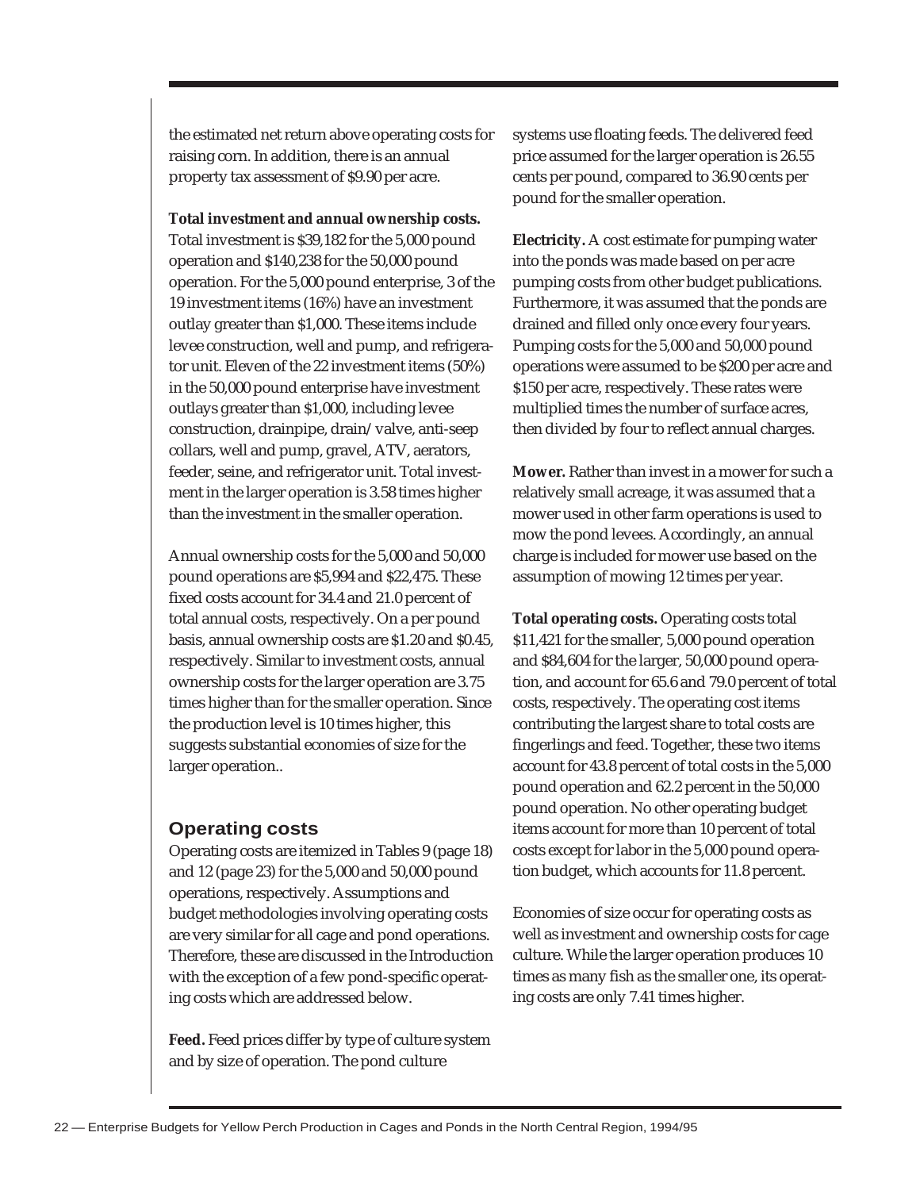the estimated net return above operating costs for raising corn. In addition, there is an annual property tax assessment of $9.90 per acre.

**Total investment and annual ownership costs.** Total investment is $39,182 for the 5,000 pound operation and $140,238 for the 50,000 pound operation. For the 5,000 pound enterprise, 3 of the 19 investment items (16%) have an investment outlay greater than $1,000. These items include levee construction, well and pump, and refrigerator unit. Eleven of the 22 investment items (50%) in the 50,000 pound enterprise have investment outlays greater than $1,000, including levee construction, drainpipe, drain/valve, anti-seep collars, well and pump, gravel, ATV, aerators, feeder, seine, and refrigerator unit. Total investment in the larger operation is 3.58 times higher than the investment in the smaller operation.

Annual ownership costs for the 5,000 and 50,000 pound operations are $5,994 and $22,475. These fixed costs account for 34.4 and 21.0 percent of total annual costs, respectively. On a per pound basis, annual ownership costs are $1.20 and $0.45, respectively. Similar to investment costs, annual ownership costs for the larger operation are 3.75 times higher than for the smaller operation. Since the production level is 10 times higher, this suggests substantial economies of size for the larger operation..

## Operating costs

Operating costs are itemized in Tables 9 (page 18) and 12 (page 23) for the 5,000 and 50,000 pound operations, respectively. Assumptions and budget methodologies involving operating costs are very similar for all cage and pond operations. Therefore, these are discussed in the Introduction with the exception of a few pond-specific operating costs which are addressed below.

**Feed.** Feed prices differ by type of culture system and by size of operation. The pond culture systems use floating feeds. The delivered feed price assumed for the larger operation is 26.55 cents per pound, compared to 36.90 cents per pound for the smaller operation.

**Electricity.** A cost estimate for pumping water into the ponds was made based on per acre pumping costs from other budget publications. Furthermore, it was assumed that the ponds are drained and filled only once every four years. Pumping costs for the 5,000 and 50,000 pound operations were assumed to be $200 per acre and $150 per acre, respectively. These rates were multiplied times the number of surface acres, then divided by four to reflect annual charges.

**Mower.** Rather than invest in a mower for such a relatively small acreage, it was assumed that a mower used in other farm operations is used to mow the pond levees. Accordingly, an annual charge is included for mower use based on the assumption of mowing 12 times per year.

**Total operating costs.** Operating costs total $11,421 for the smaller, 5,000 pound operation and $84,604 for the larger, 50,000 pound operation, and account for 65.6 and 79.0 percent of total costs, respectively. The operating cost items contributing the largest share to total costs are fingerlings and feed. Together, these two items account for 43.8 percent of total costs in the 5,000 pound operation and 62.2 percent in the 50,000 pound operation. No other operating budget items account for more than 10 percent of total costs except for labor in the 5,000 pound operation budget, which accounts for 11.8 percent.

Economies of size occur for operating costs as well as investment and ownership costs for cage culture. While the larger operation produces 10 times as many fish as the smaller one, its operating costs are only 7.41 times higher.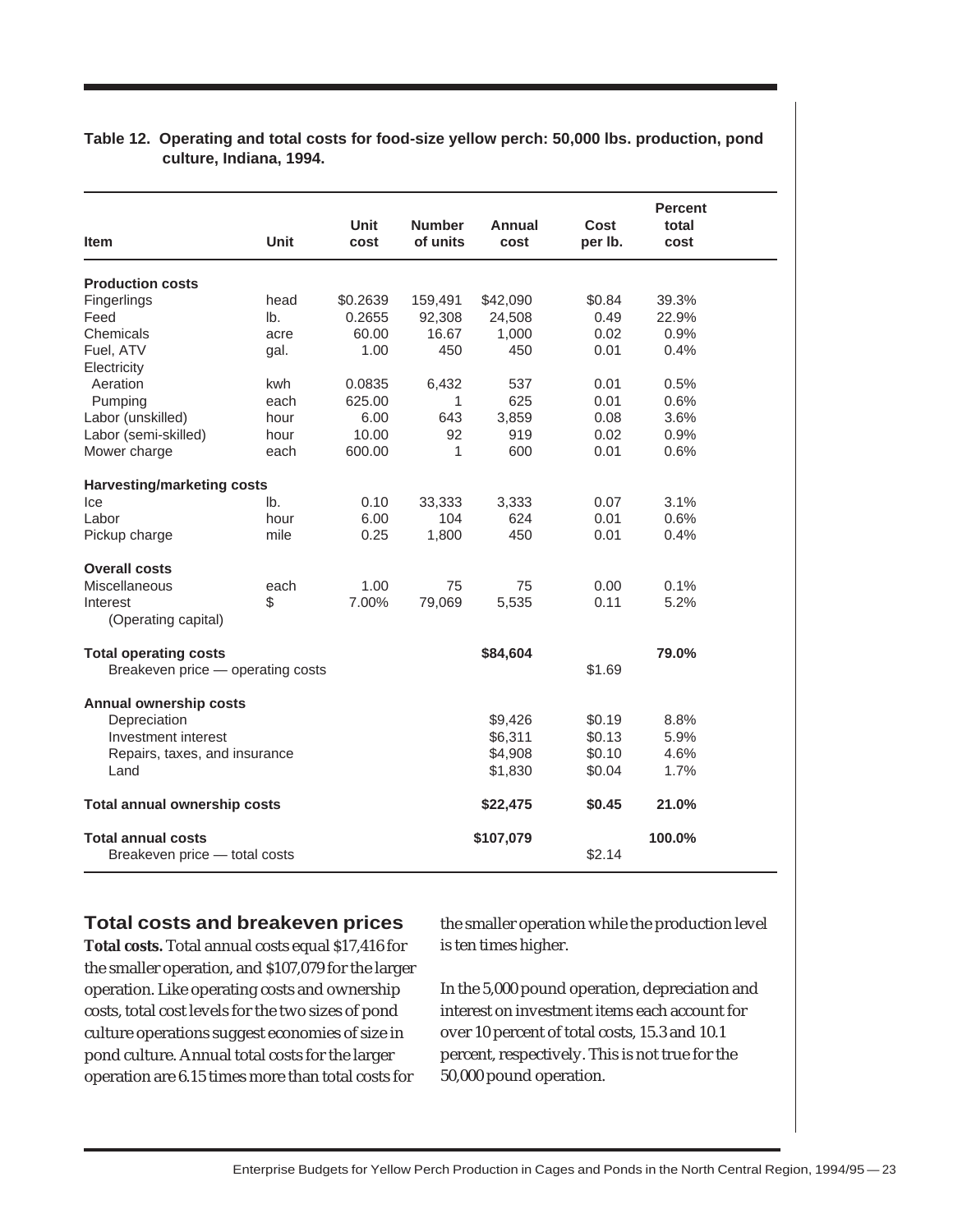**Table 12. Operating and total costs for food-size yellow perch: 50,000 lbs. production, pond culture, Indiana, 1994.**

| Item | Unit | Unit cost | Number of units | Annual cost | Cost per lb. | Percent total cost |
|---|---|---|---|---|---|---|
| **Production costs** | | | | | | |
| Fingerlings | head | $0.2639 | 159,491 | $42,090 | $0.84 | 39.3% |
| Feed | lb. | 0.2655 | 92,308 | 24,508 | 0.49 | 22.9% |
| Chemicals | acre | 60.00 | 16.67 | 1,000 | 0.02 | 0.9% |
| Fuel, ATV | gal. | 1.00 | 450 | 450 | 0.01 | 0.4% |
| Electricity | | | | | | |
| Aeration | kwh | 0.0835 | 6,432 | 537 | 0.01 | 0.5% |
| Pumping | each | 625.00 | 1 | 625 | 0.01 | 0.6% |
| Labor (unskilled) | hour | 6.00 | 643 | 3,859 | 0.08 | 3.6% |
| Labor (semi-skilled) | hour | 10.00 | 92 | 919 | 0.02 | 0.9% |
| Mower charge | each | 600.00 | 1 | 600 | 0.01 | 0.6% |
| **Harvesting/marketing costs** | | | | | | |
| Ice | lb. | 0.10 | 33,333 | 3,333 | 0.07 | 3.1% |
| Labor | hour | 6.00 | 104 | 624 | 0.01 | 0.6% |
| Pickup charge | mile | 0.25 | 1,800 | 450 | 0.01 | 0.4% |
| **Overall costs** | | | | | | |
| Miscellaneous | each | 1.00 | 75 | 75 | 0.00 | 0.1% |
| Interest (Operating capital) | $ | 7.00% | 79,069 | 5,535 | 0.11 | 5.2% |
| **Total operating costs** | | | | **$84,604** | | **79.0%** |
| Breakeven price — operating costs | | | | | $1.69 | |
| **Annual ownership costs** | | | | | | |
| Depreciation | | | | $9,426 | $0.19 | 8.8% |
| Investment interest | | | | $6,311 | $0.13 | 5.9% |
| Repairs, taxes, and insurance | | | | $4,908 | $0.10 | 4.6% |
| Land | | | | $1,830 | $0.04 | 1.7% |
| **Total annual ownership costs** | | | | **$22,475** | **$0.45** | **21.0%** |
| **Total annual costs** | | | | **$107,079** | | **100.0%** |
| Breakeven price — total costs | | | | | $2.14 | |

## Total costs and breakeven prices

**Total costs.** Total annual costs equal $17,416 for the smaller operation, and $107,079 for the larger operation. Like operating costs and ownership costs, total cost levels for the two sizes of pond culture operations suggest economies of size in pond culture. Annual total costs for the larger operation are 6.15 times more than total costs for the smaller operation while the production level is ten times higher.

In the 5,000 pound operation, depreciation and interest on investment items each account for over 10 percent of total costs, 15.3 and 10.1 percent, respectively. This is not true for the 50,000 pound operation.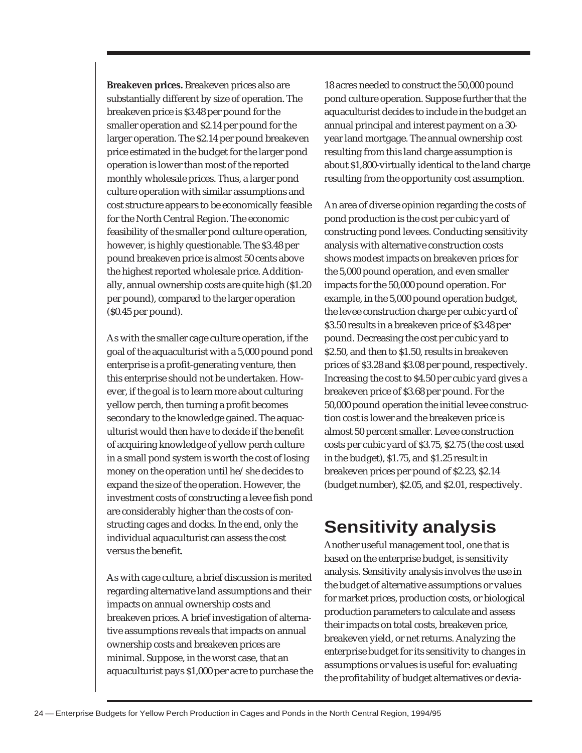**Breakeven prices.** Breakeven prices also are substantially different by size of operation. The breakeven price is $3.48 per pound for the smaller operation and $2.14 per pound for the larger operation. The $2.14 per pound breakeven price estimated in the budget for the larger pond operation is lower than most of the reported monthly wholesale prices. Thus, a larger pond culture operation with similar assumptions and cost structure appears to be economically feasible for the North Central Region. The economic feasibility of the smaller pond culture operation, however, is highly questionable. The $3.48 per pound breakeven price is almost 50 cents above the highest reported wholesale price. Additionally, annual ownership costs are quite high ($1.20 per pound), compared to the larger operation ($0.45 per pound).

As with the smaller cage culture operation, if the goal of the aquaculturist with a 5,000 pound pond enterprise is a profit-generating venture, then this enterprise should not be undertaken. However, if the goal is to learn more about culturing yellow perch, then turning a profit becomes secondary to the knowledge gained. The aquaculturist would then have to decide if the benefit of acquiring knowledge of yellow perch culture in a small pond system is worth the cost of losing money on the operation until he/she decides to expand the size of the operation. However, the investment costs of constructing a levee fish pond are considerably higher than the costs of constructing cages and docks. In the end, only the individual aquaculturist can assess the cost versus the benefit.

As with cage culture, a brief discussion is merited regarding alternative land assumptions and their impacts on annual ownership costs and breakeven prices. A brief investigation of alternative assumptions reveals that impacts on annual ownership costs and breakeven prices are minimal. Suppose, in the worst case, that an aquaculturist pays $1,000 per acre to purchase the 18 acres needed to construct the 50,000 pound pond culture operation. Suppose further that the aquaculturist decides to include in the budget an annual principal and interest payment on a 30-year land mortgage. The annual ownership cost resulting from this land charge assumption is about $1,800-virtually identical to the land charge resulting from the opportunity cost assumption.

An area of diverse opinion regarding the costs of pond production is the cost per cubic yard of constructing pond levees. Conducting sensitivity analysis with alternative construction costs shows modest impacts on breakeven prices for the 5,000 pound operation, and even smaller impacts for the 50,000 pound operation. For example, in the 5,000 pound operation budget, the levee construction charge per cubic yard of $3.50 results in a breakeven price of $3.48 per pound. Decreasing the cost per cubic yard to $2.50, and then to $1.50, results in breakeven prices of $3.28 and $3.08 per pound, respectively. Increasing the cost to $4.50 per cubic yard gives a breakeven price of $3.68 per pound. For the 50,000 pound operation the initial levee construction cost is lower and the breakeven price is almost 50 percent smaller. Levee construction costs per cubic yard of $3.75, $2.75 (the cost used in the budget), $1.75, and $1.25 result in breakeven prices per pound of $2.23, $2.14 (budget number), $2.05, and $2.01, respectively.

# Sensitivity analysis

Another useful management tool, one that is based on the enterprise budget, is sensitivity analysis. Sensitivity analysis involves the use in the budget of alternative assumptions or values for market prices, production costs, or biological production parameters to calculate and assess their impacts on total costs, breakeven price, breakeven yield, or net returns. Analyzing the enterprise budget for its sensitivity to changes in assumptions or values is useful for: evaluating the profitability of budget alternatives or devia-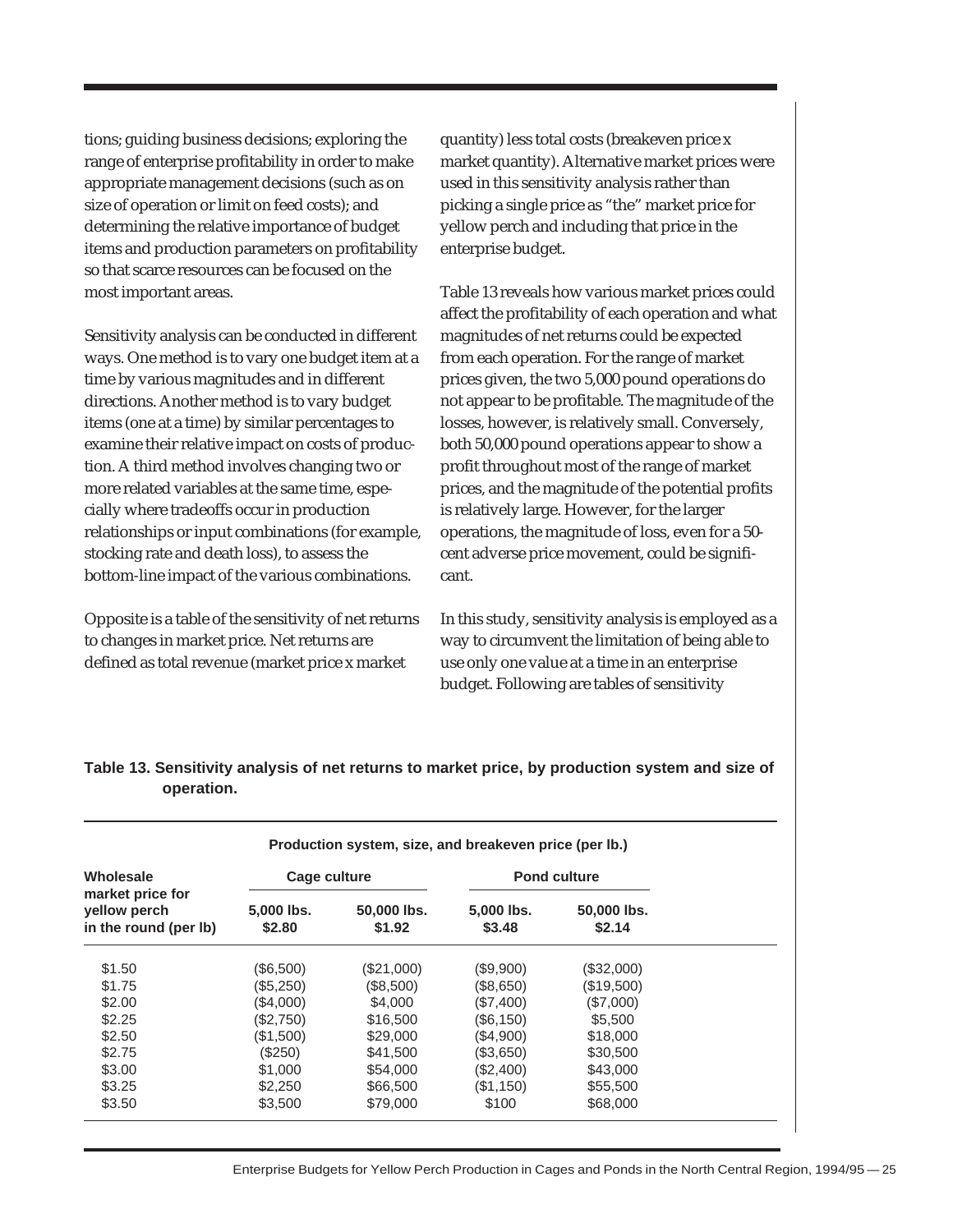tions; guiding business decisions; exploring the range of enterprise profitability in order to make appropriate management decisions (such as on size of operation or limit on feed costs); and determining the relative importance of budget items and production parameters on profitability so that scarce resources can be focused on the most important areas.

Sensitivity analysis can be conducted in different ways. One method is to vary one budget item at a time by various magnitudes and in different directions. Another method is to vary budget items (one at a time) by similar percentages to examine their relative impact on costs of production. A third method involves changing two or more related variables at the same time, especially where tradeoffs occur in production relationships or input combinations (for example, stocking rate and death loss), to assess the bottom-line impact of the various combinations.

Opposite is a table of the sensitivity of net returns to changes in market price. Net returns are defined as total revenue (market price x market quantity) less total costs (breakeven price x market quantity). Alternative market prices were used in this sensitivity analysis rather than picking a single price as "the" market price for yellow perch and including that price in the enterprise budget.

Table 13 reveals how various market prices could affect the profitability of each operation and what magnitudes of net returns could be expected from each operation. For the range of market prices given, the two 5,000 pound operations do not appear to be profitable. The magnitude of the losses, however, is relatively small. Conversely, both 50,000 pound operations appear to show a profit throughout most of the range of market prices, and the magnitude of the potential profits is relatively large. However, for the larger operations, the magnitude of loss, even for a 50-cent adverse price movement, could be significant.

In this study, sensitivity analysis is employed as a way to circumvent the limitation of being able to use only one value at a time in an enterprise budget. Following are tables of sensitivity

**Table 13. Sensitivity analysis of net returns to market price, by production system and size of operation.**

| Wholesale market price for yellow perch in the round (per lb) | Production system, size, and breakeven price (per lb.) | | | |
|---|---|---|---|---|
| | Cage culture | | Pond culture | |
| | 5,000 lbs. $2.80 | 50,000 lbs. $1.92 | 5,000 lbs. $3.48 | 50,000 lbs. $2.14 |
| $1.50 | ($6,500) | ($21,000) | ($9,900) | ($32,000) |
| $1.75 | ($5,250) | ($8,500) | ($8,650) | ($19,500) |
| $2.00 | ($4,000) | $4,000 | ($7,400) | ($7,000) |
| $2.25 | ($2,750) | $16,500 | ($6,150) | $5,500 |
| $2.50 | ($1,500) | $29,000 | ($4,900) | $18,000 |
| $2.75 | ($250) | $41,500 | ($3,650) | $30,500 |
| $3.00 | $1,000 | $54,000 | ($2,400) | $43,000 |
| $3.25 | $2,250 | $66,500 | ($1,150) | $55,500 |
| $3.50 | $3,500 | $79,000 | $100 | $68,000 |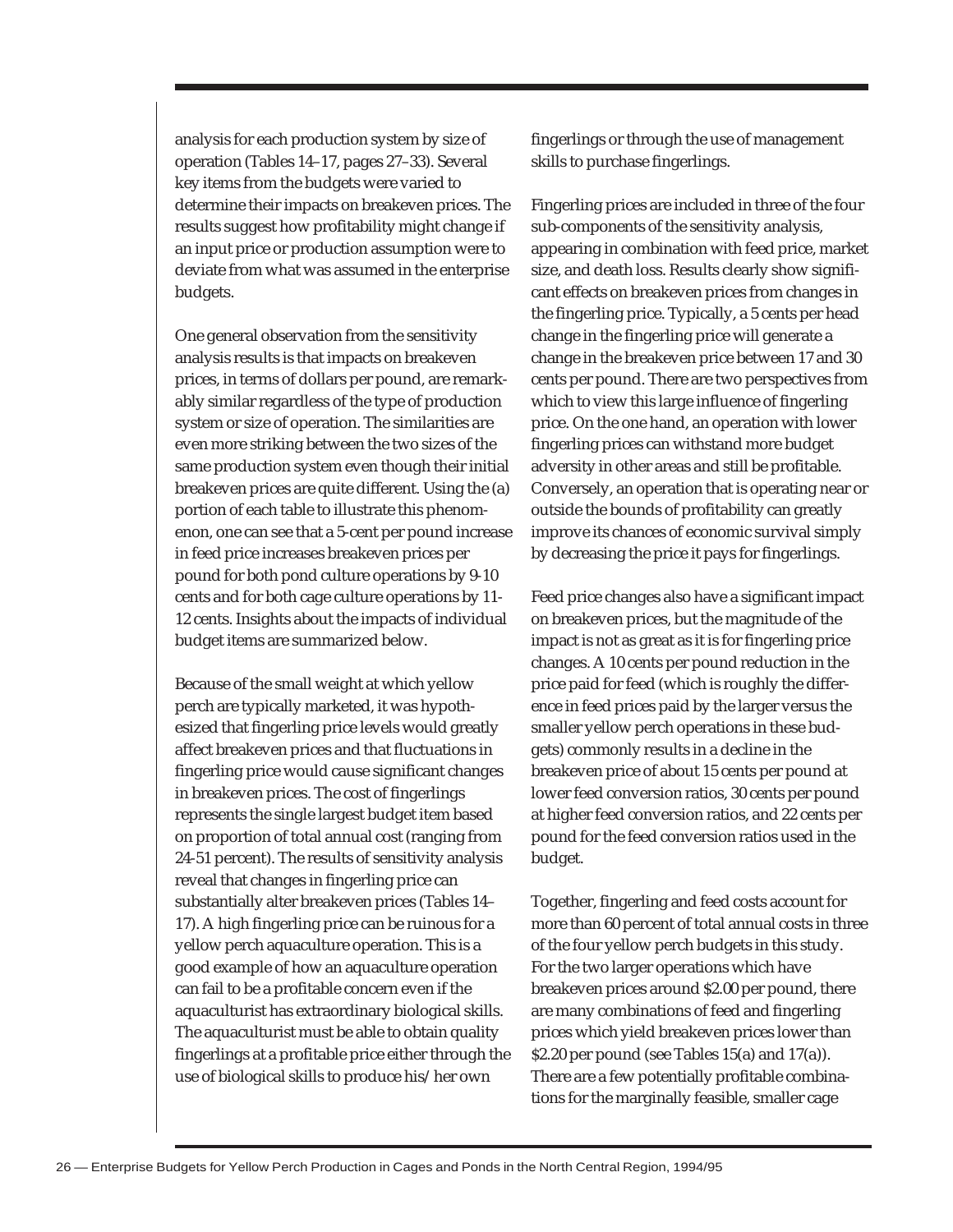analysis for each production system by size of operation (Tables 14–17, pages 27–33). Several key items from the budgets were varied to determine their impacts on breakeven prices. The results suggest how profitability might change if an input price or production assumption were to deviate from what was assumed in the enterprise budgets.

One general observation from the sensitivity analysis results is that impacts on breakeven prices, in terms of dollars per pound, are remarkably similar regardless of the type of production system or size of operation. The similarities are even more striking between the two sizes of the same production system even though their initial breakeven prices are quite different. Using the (a) portion of each table to illustrate this phenomenon, one can see that a 5-cent per pound increase in feed price increases breakeven prices per pound for both pond culture operations by 9-10 cents and for both cage culture operations by 11-12 cents. Insights about the impacts of individual budget items are summarized below.

Because of the small weight at which yellow perch are typically marketed, it was hypothesized that fingerling price levels would greatly affect breakeven prices and that fluctuations in fingerling price would cause significant changes in breakeven prices. The cost of fingerlings represents the single largest budget item based on proportion of total annual cost (ranging from 24-51 percent). The results of sensitivity analysis reveal that changes in fingerling price can substantially alter breakeven prices (Tables 14–17). A high fingerling price can be ruinous for a yellow perch aquaculture operation. This is a good example of how an aquaculture operation can fail to be a profitable concern even if the aquaculturist has extraordinary biological skills. The aquaculturist must be able to obtain quality fingerlings at a profitable price either through the use of biological skills to produce his/her own fingerlings or through the use of management skills to purchase fingerlings.

Fingerling prices are included in three of the four sub-components of the sensitivity analysis, appearing in combination with feed price, market size, and death loss. Results clearly show significant effects on breakeven prices from changes in the fingerling price. Typically, a 5 cents per head change in the fingerling price will generate a change in the breakeven price between 17 and 30 cents per pound. There are two perspectives from which to view this large influence of fingerling price. On the one hand, an operation with lower fingerling prices can withstand more budget adversity in other areas and still be profitable. Conversely, an operation that is operating near or outside the bounds of profitability can greatly improve its chances of economic survival simply by decreasing the price it pays for fingerlings.

Feed price changes also have a significant impact on breakeven prices, but the magnitude of the impact is not as great as it is for fingerling price changes. A 10 cents per pound reduction in the price paid for feed (which is roughly the difference in feed prices paid by the larger versus the smaller yellow perch operations in these budgets) commonly results in a decline in the breakeven price of about 15 cents per pound at lower feed conversion ratios, 30 cents per pound at higher feed conversion ratios, and 22 cents per pound for the feed conversion ratios used in the budget.

Together, fingerling and feed costs account for more than 60 percent of total annual costs in three of the four yellow perch budgets in this study. For the two larger operations which have breakeven prices around $2.00 per pound, there are many combinations of feed and fingerling prices which yield breakeven prices lower than $2.20 per pound (see Tables 15(a) and 17(a)). There are a few potentially profitable combinations for the marginally feasible, smaller cage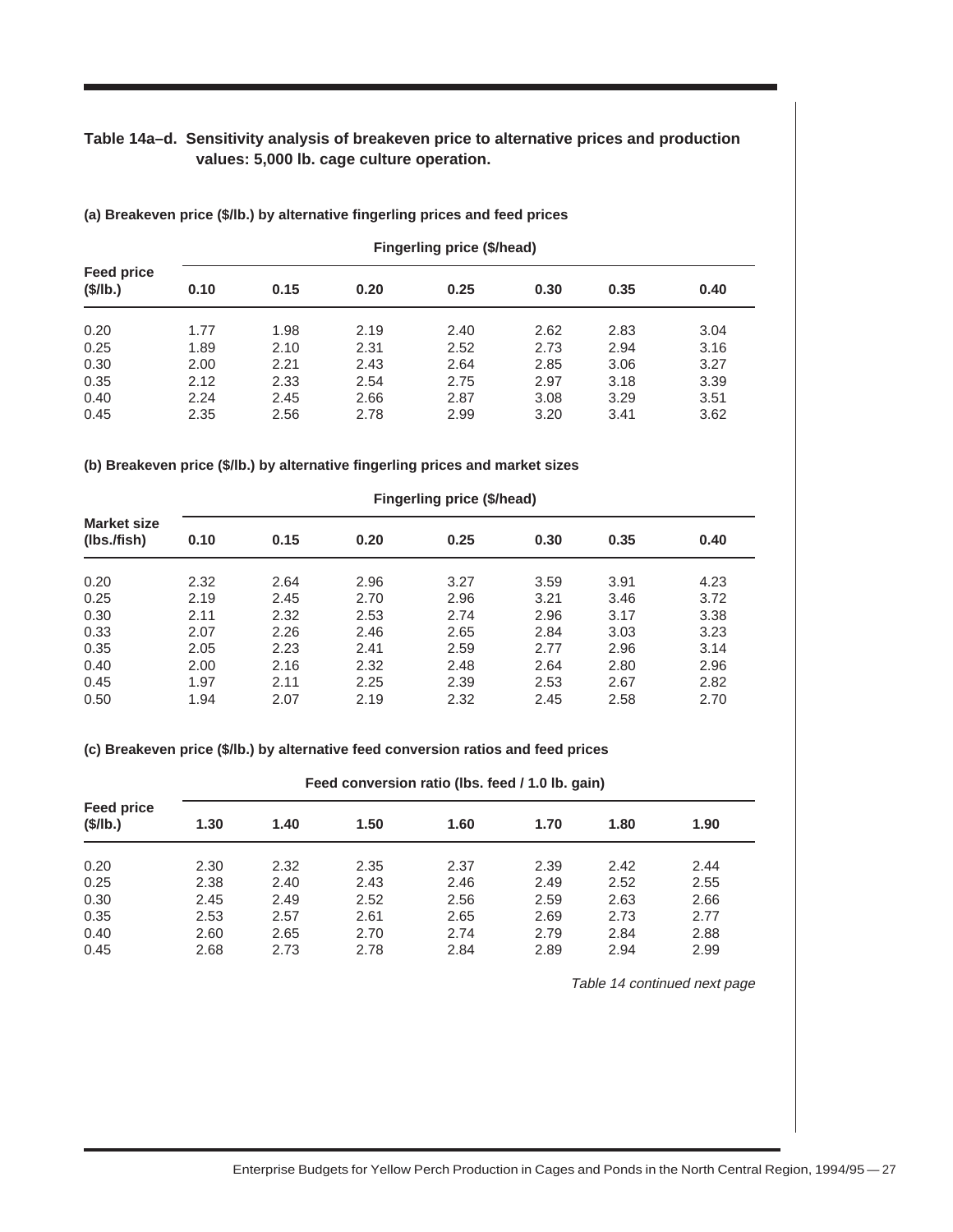**Table 14a–d. Sensitivity analysis of breakeven price to alternative prices and production values: 5,000 lb. cage culture operation.**

**(a) Breakeven price ($/lb.) by alternative fingerling prices and feed prices**

| Feed price ($/lb.) | Fingerling price ($/head) | | | | | | |
|---|---|---|---|---|---|---|---|
| | 0.10 | 0.15 | 0.20 | 0.25 | 0.30 | 0.35 | 0.40 |
| 0.20 | 1.77 | 1.98 | 2.19 | 2.40 | 2.62 | 2.83 | 3.04 |
| 0.25 | 1.89 | 2.10 | 2.31 | 2.52 | 2.73 | 2.94 | 3.16 |
| 0.30 | 2.00 | 2.21 | 2.43 | 2.64 | 2.85 | 3.06 | 3.27 |
| 0.35 | 2.12 | 2.33 | 2.54 | 2.75 | 2.97 | 3.18 | 3.39 |
| 0.40 | 2.24 | 2.45 | 2.66 | 2.87 | 3.08 | 3.29 | 3.51 |
| 0.45 | 2.35 | 2.56 | 2.78 | 2.99 | 3.20 | 3.41 | 3.62 |

**(b) Breakeven price ($/lb.) by alternative fingerling prices and market sizes**

| Market size (lbs./fish) | Fingerling price ($/head) | | | | | | |
|---|---|---|---|---|---|---|---|
| | 0.10 | 0.15 | 0.20 | 0.25 | 0.30 | 0.35 | 0.40 |
| 0.20 | 2.32 | 2.64 | 2.96 | 3.27 | 3.59 | 3.91 | 4.23 |
| 0.25 | 2.19 | 2.45 | 2.70 | 2.96 | 3.21 | 3.46 | 3.72 |
| 0.30 | 2.11 | 2.32 | 2.53 | 2.74 | 2.96 | 3.17 | 3.38 |
| 0.33 | 2.07 | 2.26 | 2.46 | 2.65 | 2.84 | 3.03 | 3.23 |
| 0.35 | 2.05 | 2.23 | 2.41 | 2.59 | 2.77 | 2.96 | 3.14 |
| 0.40 | 2.00 | 2.16 | 2.32 | 2.48 | 2.64 | 2.80 | 2.96 |
| 0.45 | 1.97 | 2.11 | 2.25 | 2.39 | 2.53 | 2.67 | 2.82 |
| 0.50 | 1.94 | 2.07 | 2.19 | 2.32 | 2.45 | 2.58 | 2.70 |

**(c) Breakeven price ($/lb.) by alternative feed conversion ratios and feed prices**

| Feed price ($/lb.) | Feed conversion ratio (lbs. feed / 1.0 lb. gain) | | | | | | |
|---|---|---|---|---|---|---|---|
| | 1.30 | 1.40 | 1.50 | 1.60 | 1.70 | 1.80 | 1.90 |
| 0.20 | 2.30 | 2.32 | 2.35 | 2.37 | 2.39 | 2.42 | 2.44 |
| 0.25 | 2.38 | 2.40 | 2.43 | 2.46 | 2.49 | 2.52 | 2.55 |
| 0.30 | 2.45 | 2.49 | 2.52 | 2.56 | 2.59 | 2.63 | 2.66 |
| 0.35 | 2.53 | 2.57 | 2.61 | 2.65 | 2.69 | 2.73 | 2.77 |
| 0.40 | 2.60 | 2.65 | 2.70 | 2.74 | 2.79 | 2.84 | 2.88 |
| 0.45 | 2.68 | 2.73 | 2.78 | 2.84 | 2.89 | 2.94 | 2.99 |

*Table 14 continued next page*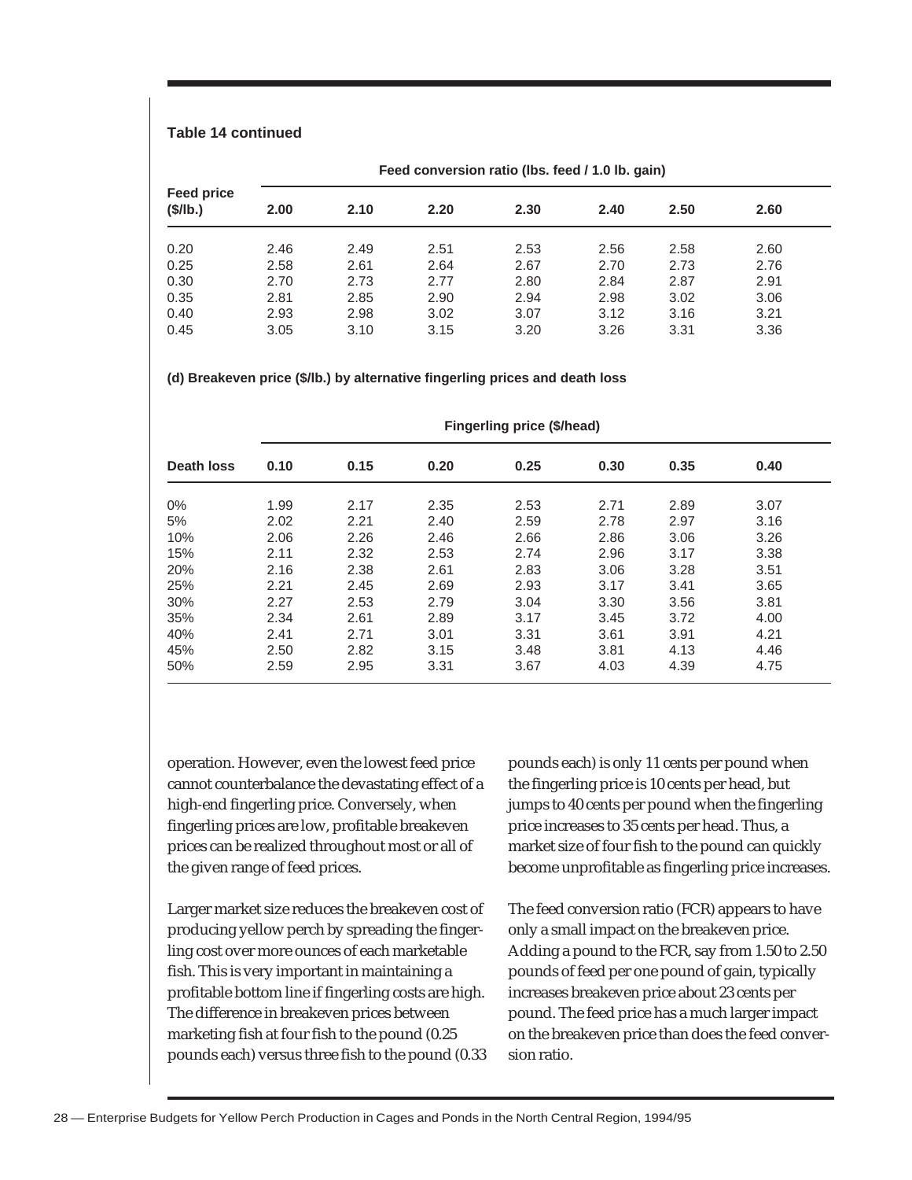**Table 14 continued**

| Feed price ($/lb.) | Feed conversion ratio (lbs. feed / 1.0 lb. gain) | | | | | | |
|---|---|---|---|---|---|---|---|
| | 2.00 | 2.10 | 2.20 | 2.30 | 2.40 | 2.50 | 2.60 |
| 0.20 | 2.46 | 2.49 | 2.51 | 2.53 | 2.56 | 2.58 | 2.60 |
| 0.25 | 2.58 | 2.61 | 2.64 | 2.67 | 2.70 | 2.73 | 2.76 |
| 0.30 | 2.70 | 2.73 | 2.77 | 2.80 | 2.84 | 2.87 | 2.91 |
| 0.35 | 2.81 | 2.85 | 2.90 | 2.94 | 2.98 | 3.02 | 3.06 |
| 0.40 | 2.93 | 2.98 | 3.02 | 3.07 | 3.12 | 3.16 | 3.21 |
| 0.45 | 3.05 | 3.10 | 3.15 | 3.20 | 3.26 | 3.31 | 3.36 |

**(d) Breakeven price ($/lb.) by alternative fingerling prices and death loss**

| Death loss | Fingerling price ($/head) | | | | | | |
|---|---|---|---|---|---|---|---|
| | 0.10 | 0.15 | 0.20 | 0.25 | 0.30 | 0.35 | 0.40 |
| 0% | 1.99 | 2.17 | 2.35 | 2.53 | 2.71 | 2.89 | 3.07 |
| 5% | 2.02 | 2.21 | 2.40 | 2.59 | 2.78 | 2.97 | 3.16 |
| 10% | 2.06 | 2.26 | 2.46 | 2.66 | 2.86 | 3.06 | 3.26 |
| 15% | 2.11 | 2.32 | 2.53 | 2.74 | 2.96 | 3.17 | 3.38 |
| 20% | 2.16 | 2.38 | 2.61 | 2.83 | 3.06 | 3.28 | 3.51 |
| 25% | 2.21 | 2.45 | 2.69 | 2.93 | 3.17 | 3.41 | 3.65 |
| 30% | 2.27 | 2.53 | 2.79 | 3.04 | 3.30 | 3.56 | 3.81 |
| 35% | 2.34 | 2.61 | 2.89 | 3.17 | 3.45 | 3.72 | 4.00 |
| 40% | 2.41 | 2.71 | 3.01 | 3.31 | 3.61 | 3.91 | 4.21 |
| 45% | 2.50 | 2.82 | 3.15 | 3.48 | 3.81 | 4.13 | 4.46 |
| 50% | 2.59 | 2.95 | 3.31 | 3.67 | 4.03 | 4.39 | 4.75 |

operation. However, even the lowest feed price cannot counterbalance the devastating effect of a high-end fingerling price. Conversely, when fingerling prices are low, profitable breakeven prices can be realized throughout most or all of the given range of feed prices.

Larger market size reduces the breakeven cost of producing yellow perch by spreading the fingerling cost over more ounces of each marketable fish. This is very important in maintaining a profitable bottom line if fingerling costs are high. The difference in breakeven prices between marketing fish at four fish to the pound (0.25 pounds each) versus three fish to the pound (0.33 pounds each) is only 11 cents per pound when the fingerling price is 10 cents per head, but jumps to 40 cents per pound when the fingerling price increases to 35 cents per head. Thus, a market size of four fish to the pound can quickly become unprofitable as fingerling price increases.

The feed conversion ratio (FCR) appears to have only a small impact on the breakeven price. Adding a pound to the FCR, say from 1.50 to 2.50 pounds of feed per one pound of gain, typically increases breakeven price about 23 cents per pound. The feed price has a much larger impact on the breakeven price than does the feed conversion ratio.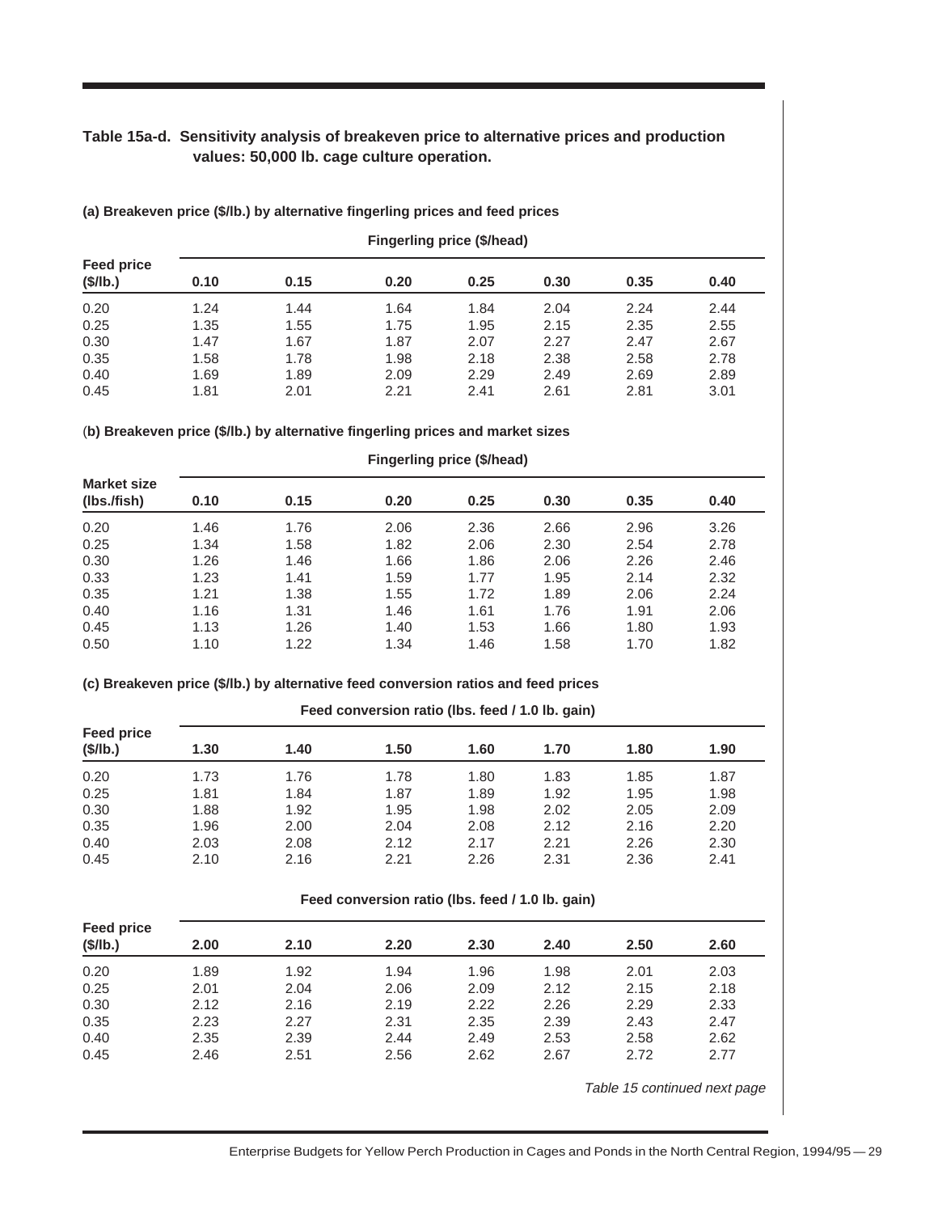**Table 15a-d. Sensitivity analysis of breakeven price to alternative prices and production values: 50,000 lb. cage culture operation.**

**(a) Breakeven price ($/lb.) by alternative fingerling prices and feed prices**

| Feed price ($/lb.) | Fingerling price ($/head) | | | | | | |
|---|---|---|---|---|---|---|---|
| | 0.10 | 0.15 | 0.20 | 0.25 | 0.30 | 0.35 | 0.40 |
| 0.20 | 1.24 | 1.44 | 1.64 | 1.84 | 2.04 | 2.24 | 2.44 |
| 0.25 | 1.35 | 1.55 | 1.75 | 1.95 | 2.15 | 2.35 | 2.55 |
| 0.30 | 1.47 | 1.67 | 1.87 | 2.07 | 2.27 | 2.47 | 2.67 |
| 0.35 | 1.58 | 1.78 | 1.98 | 2.18 | 2.38 | 2.58 | 2.78 |
| 0.40 | 1.69 | 1.89 | 2.09 | 2.29 | 2.49 | 2.69 | 2.89 |
| 0.45 | 1.81 | 2.01 | 2.21 | 2.41 | 2.61 | 2.81 | 3.01 |

**(b) Breakeven price ($/lb.) by alternative fingerling prices and market sizes**

| Market size (lbs./fish) | Fingerling price ($/head) | | | | | | |
|---|---|---|---|---|---|---|---|
| | 0.10 | 0.15 | 0.20 | 0.25 | 0.30 | 0.35 | 0.40 |
| 0.20 | 1.46 | 1.76 | 2.06 | 2.36 | 2.66 | 2.96 | 3.26 |
| 0.25 | 1.34 | 1.58 | 1.82 | 2.06 | 2.30 | 2.54 | 2.78 |
| 0.30 | 1.26 | 1.46 | 1.66 | 1.86 | 2.06 | 2.26 | 2.46 |
| 0.33 | 1.23 | 1.41 | 1.59 | 1.77 | 1.95 | 2.14 | 2.32 |
| 0.35 | 1.21 | 1.38 | 1.55 | 1.72 | 1.89 | 2.06 | 2.24 |
| 0.40 | 1.16 | 1.31 | 1.46 | 1.61 | 1.76 | 1.91 | 2.06 |
| 0.45 | 1.13 | 1.26 | 1.40 | 1.53 | 1.66 | 1.80 | 1.93 |
| 0.50 | 1.10 | 1.22 | 1.34 | 1.46 | 1.58 | 1.70 | 1.82 |

**(c) Breakeven price ($/lb.) by alternative feed conversion ratios and feed prices**

| Feed price ($/lb.) | Feed conversion ratio (lbs. feed / 1.0 lb. gain) | | | | | | |
|---|---|---|---|---|---|---|---|
| | 1.30 | 1.40 | 1.50 | 1.60 | 1.70 | 1.80 | 1.90 |
| 0.20 | 1.73 | 1.76 | 1.78 | 1.80 | 1.83 | 1.85 | 1.87 |
| 0.25 | 1.81 | 1.84 | 1.87 | 1.89 | 1.92 | 1.95 | 1.98 |
| 0.30 | 1.88 | 1.92 | 1.95 | 1.98 | 2.02 | 2.05 | 2.09 |
| 0.35 | 1.96 | 2.00 | 2.04 | 2.08 | 2.12 | 2.16 | 2.20 |
| 0.40 | 2.03 | 2.08 | 2.12 | 2.17 | 2.21 | 2.26 | 2.30 |
| 0.45 | 2.10 | 2.16 | 2.21 | 2.26 | 2.31 | 2.36 | 2.41 |

| Feed price ($/lb.) | Feed conversion ratio (lbs. feed / 1.0 lb. gain) | | | | | | |
|---|---|---|---|---|---|---|---|
| | 2.00 | 2.10 | 2.20 | 2.30 | 2.40 | 2.50 | 2.60 |
| 0.20 | 1.89 | 1.92 | 1.94 | 1.96 | 1.98 | 2.01 | 2.03 |
| 0.25 | 2.01 | 2.04 | 2.06 | 2.09 | 2.12 | 2.15 | 2.18 |
| 0.30 | 2.12 | 2.16 | 2.19 | 2.22 | 2.26 | 2.29 | 2.33 |
| 0.35 | 2.23 | 2.27 | 2.31 | 2.35 | 2.39 | 2.43 | 2.47 |
| 0.40 | 2.35 | 2.39 | 2.44 | 2.49 | 2.53 | 2.58 | 2.62 |
| 0.45 | 2.46 | 2.51 | 2.56 | 2.62 | 2.67 | 2.72 | 2.77 |

*Table 15 continued next page*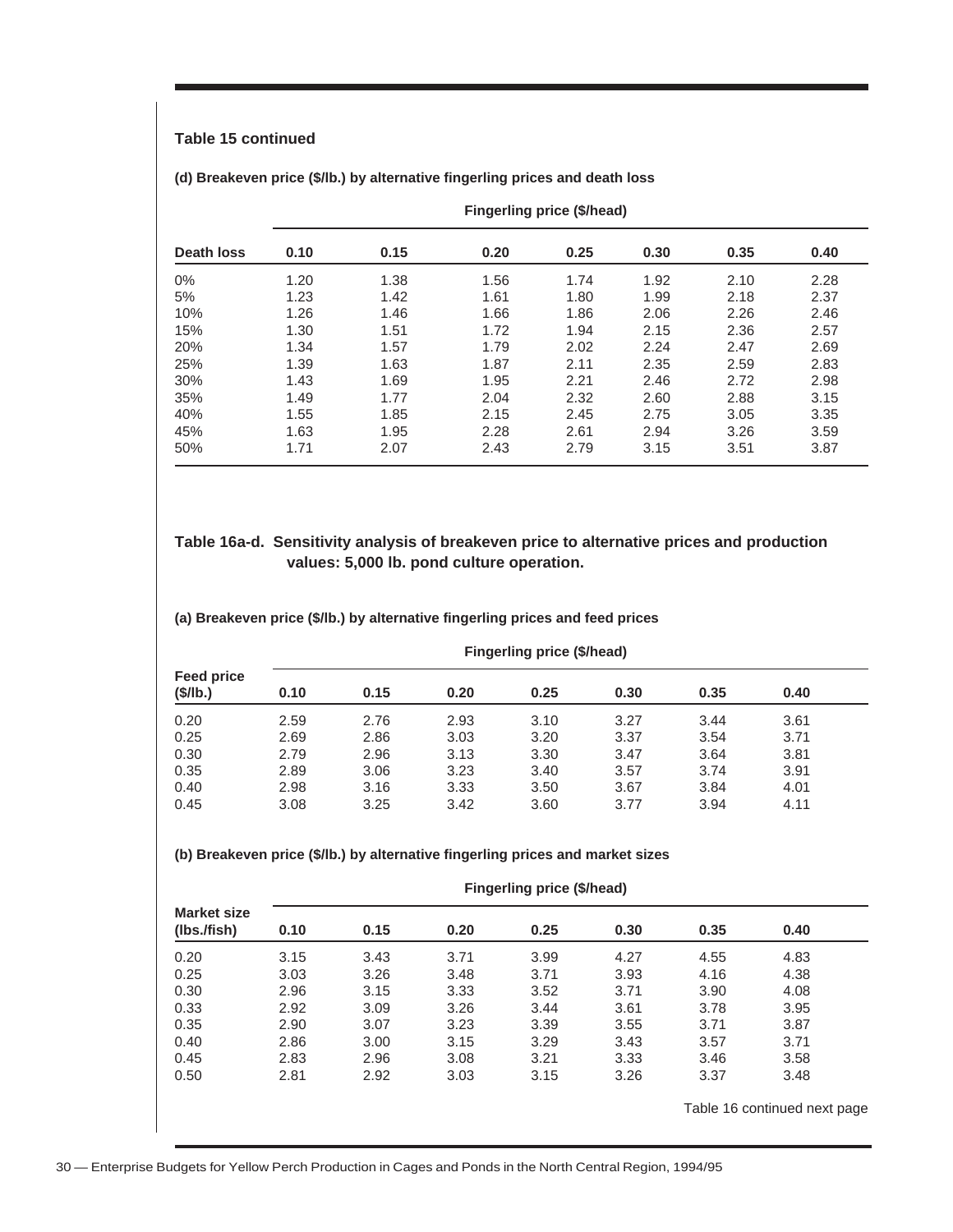### Table 15 continued

**(d) Breakeven price ($/lb.) by alternative fingerling prices and death loss**

| | Fingerling price ($/head) | | | | | | |
|---|---|---|---|---|---|---|---|
| **Death loss** | **0.10** | **0.15** | **0.20** | **0.25** | **0.30** | **0.35** | **0.40** |
| 0% | 1.20 | 1.38 | 1.56 | 1.74 | 1.92 | 2.10 | 2.28 |
| 5% | 1.23 | 1.42 | 1.61 | 1.80 | 1.99 | 2.18 | 2.37 |
| 10% | 1.26 | 1.46 | 1.66 | 1.86 | 2.06 | 2.26 | 2.46 |
| 15% | 1.30 | 1.51 | 1.72 | 1.94 | 2.15 | 2.36 | 2.57 |
| 20% | 1.34 | 1.57 | 1.79 | 2.02 | 2.24 | 2.47 | 2.69 |
| 25% | 1.39 | 1.63 | 1.87 | 2.11 | 2.35 | 2.59 | 2.83 |
| 30% | 1.43 | 1.69 | 1.95 | 2.21 | 2.46 | 2.72 | 2.98 |
| 35% | 1.49 | 1.77 | 2.04 | 2.32 | 2.60 | 2.88 | 3.15 |
| 40% | 1.55 | 1.85 | 2.15 | 2.45 | 2.75 | 3.05 | 3.35 |
| 45% | 1.63 | 1.95 | 2.28 | 2.61 | 2.94 | 3.26 | 3.59 |
| 50% | 1.71 | 2.07 | 2.43 | 2.79 | 3.15 | 3.51 | 3.87 |

### Table 16a-d. Sensitivity analysis of breakeven price to alternative prices and production values: 5,000 lb. pond culture operation.

**(a) Breakeven price ($/lb.) by alternative fingerling prices and feed prices**

| | Fingerling price ($/head) | | | | | | |
|---|---|---|---|---|---|---|---|
| **Feed price ($/lb.)** | **0.10** | **0.15** | **0.20** | **0.25** | **0.30** | **0.35** | **0.40** |
| 0.20 | 2.59 | 2.76 | 2.93 | 3.10 | 3.27 | 3.44 | 3.61 |
| 0.25 | 2.69 | 2.86 | 3.03 | 3.20 | 3.37 | 3.54 | 3.71 |
| 0.30 | 2.79 | 2.96 | 3.13 | 3.30 | 3.47 | 3.64 | 3.81 |
| 0.35 | 2.89 | 3.06 | 3.23 | 3.40 | 3.57 | 3.74 | 3.91 |
| 0.40 | 2.98 | 3.16 | 3.33 | 3.50 | 3.67 | 3.84 | 4.01 |
| 0.45 | 3.08 | 3.25 | 3.42 | 3.60 | 3.77 | 3.94 | 4.11 |

**(b) Breakeven price ($/lb.) by alternative fingerling prices and market sizes**

| | Fingerling price ($/head) | | | | | | |
|---|---|---|---|---|---|---|---|
| **Market size (lbs./fish)** | **0.10** | **0.15** | **0.20** | **0.25** | **0.30** | **0.35** | **0.40** |
| 0.20 | 3.15 | 3.43 | 3.71 | 3.99 | 4.27 | 4.55 | 4.83 |
| 0.25 | 3.03 | 3.26 | 3.48 | 3.71 | 3.93 | 4.16 | 4.38 |
| 0.30 | 2.96 | 3.15 | 3.33 | 3.52 | 3.71 | 3.90 | 4.08 |
| 0.33 | 2.92 | 3.09 | 3.26 | 3.44 | 3.61 | 3.78 | 3.95 |
| 0.35 | 2.90 | 3.07 | 3.23 | 3.39 | 3.55 | 3.71 | 3.87 |
| 0.40 | 2.86 | 3.00 | 3.15 | 3.29 | 3.43 | 3.57 | 3.71 |
| 0.45 | 2.83 | 2.96 | 3.08 | 3.21 | 3.33 | 3.46 | 3.58 |
| 0.50 | 2.81 | 2.92 | 3.03 | 3.15 | 3.26 | 3.37 | 3.48 |

Table 16 continued next page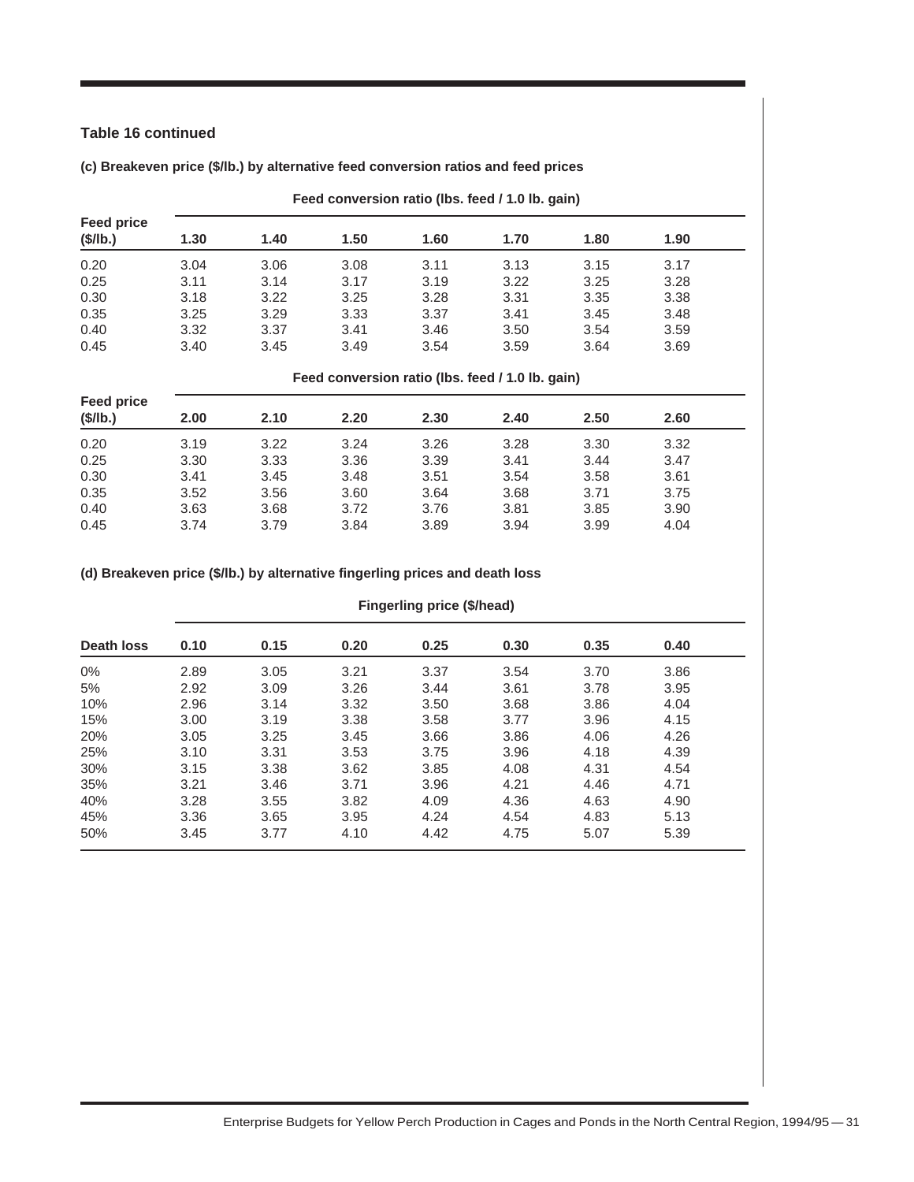**Table 16 continued**

**(c) Breakeven price ($/lb.) by alternative feed conversion ratios and feed prices**

| Feed price ($/lb.) | Feed conversion ratio (lbs. feed / 1.0 lb. gain) | | | | | | |
|---|---|---|---|---|---|---|---|
| | 1.30 | 1.40 | 1.50 | 1.60 | 1.70 | 1.80 | 1.90 |
| 0.20 | 3.04 | 3.06 | 3.08 | 3.11 | 3.13 | 3.15 | 3.17 |
| 0.25 | 3.11 | 3.14 | 3.17 | 3.19 | 3.22 | 3.25 | 3.28 |
| 0.30 | 3.18 | 3.22 | 3.25 | 3.28 | 3.31 | 3.35 | 3.38 |
| 0.35 | 3.25 | 3.29 | 3.33 | 3.37 | 3.41 | 3.45 | 3.48 |
| 0.40 | 3.32 | 3.37 | 3.41 | 3.46 | 3.50 | 3.54 | 3.59 |
| 0.45 | 3.40 | 3.45 | 3.49 | 3.54 | 3.59 | 3.64 | 3.69 |

| Feed price ($/lb.) | Feed conversion ratio (lbs. feed / 1.0 lb. gain) | | | | | | |
|---|---|---|---|---|---|---|---|
| | 2.00 | 2.10 | 2.20 | 2.30 | 2.40 | 2.50 | 2.60 |
| 0.20 | 3.19 | 3.22 | 3.24 | 3.26 | 3.28 | 3.30 | 3.32 |
| 0.25 | 3.30 | 3.33 | 3.36 | 3.39 | 3.41 | 3.44 | 3.47 |
| 0.30 | 3.41 | 3.45 | 3.48 | 3.51 | 3.54 | 3.58 | 3.61 |
| 0.35 | 3.52 | 3.56 | 3.60 | 3.64 | 3.68 | 3.71 | 3.75 |
| 0.40 | 3.63 | 3.68 | 3.72 | 3.76 | 3.81 | 3.85 | 3.90 |
| 0.45 | 3.74 | 3.79 | 3.84 | 3.89 | 3.94 | 3.99 | 4.04 |

**(d) Breakeven price ($/lb.) by alternative fingerling prices and death loss**

| Death loss | Fingerling price ($/head) | | | | | | |
|---|---|---|---|---|---|---|---|
| | 0.10 | 0.15 | 0.20 | 0.25 | 0.30 | 0.35 | 0.40 |
| 0% | 2.89 | 3.05 | 3.21 | 3.37 | 3.54 | 3.70 | 3.86 |
| 5% | 2.92 | 3.09 | 3.26 | 3.44 | 3.61 | 3.78 | 3.95 |
| 10% | 2.96 | 3.14 | 3.32 | 3.50 | 3.68 | 3.86 | 4.04 |
| 15% | 3.00 | 3.19 | 3.38 | 3.58 | 3.77 | 3.96 | 4.15 |
| 20% | 3.05 | 3.25 | 3.45 | 3.66 | 3.86 | 4.06 | 4.26 |
| 25% | 3.10 | 3.31 | 3.53 | 3.75 | 3.96 | 4.18 | 4.39 |
| 30% | 3.15 | 3.38 | 3.62 | 3.85 | 4.08 | 4.31 | 4.54 |
| 35% | 3.21 | 3.46 | 3.71 | 3.96 | 4.21 | 4.46 | 4.71 |
| 40% | 3.28 | 3.55 | 3.82 | 4.09 | 4.36 | 4.63 | 4.90 |
| 45% | 3.36 | 3.65 | 3.95 | 4.24 | 4.54 | 4.83 | 5.13 |
| 50% | 3.45 | 3.77 | 4.10 | 4.42 | 4.75 | 5.07 | 5.39 |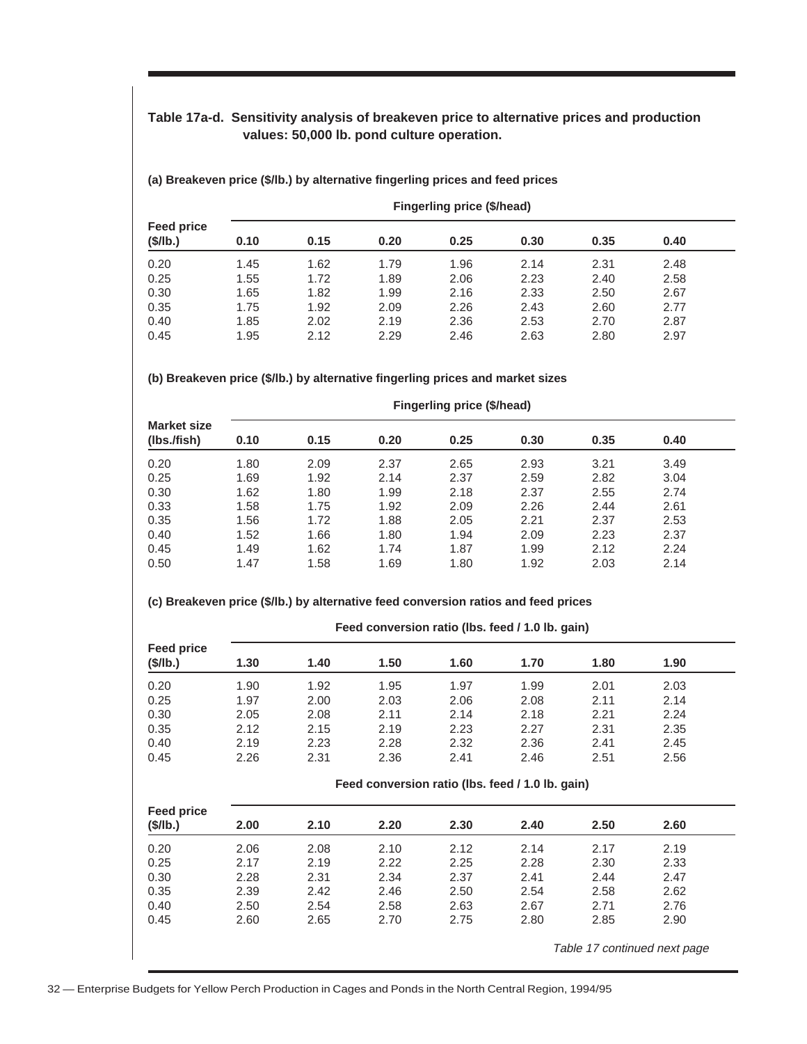**Table 17a-d. Sensitivity analysis of breakeven price to alternative prices and production values: 50,000 lb. pond culture operation.**

**(a) Breakeven price ($/lb.) by alternative fingerling prices and feed prices**

| Feed price ($/lb.) | Fingerling price ($/head) | | | | | | |
|---|---|---|---|---|---|---|---|
| | **0.10** | **0.15** | **0.20** | **0.25** | **0.30** | **0.35** | **0.40** |
| 0.20 | 1.45 | 1.62 | 1.79 | 1.96 | 2.14 | 2.31 | 2.48 |
| 0.25 | 1.55 | 1.72 | 1.89 | 2.06 | 2.23 | 2.40 | 2.58 |
| 0.30 | 1.65 | 1.82 | 1.99 | 2.16 | 2.33 | 2.50 | 2.67 |
| 0.35 | 1.75 | 1.92 | 2.09 | 2.26 | 2.43 | 2.60 | 2.77 |
| 0.40 | 1.85 | 2.02 | 2.19 | 2.36 | 2.53 | 2.70 | 2.87 |
| 0.45 | 1.95 | 2.12 | 2.29 | 2.46 | 2.63 | 2.80 | 2.97 |

**(b) Breakeven price ($/lb.) by alternative fingerling prices and market sizes**

| Market size (lbs./fish) | Fingerling price ($/head) | | | | | | |
|---|---|---|---|---|---|---|---|
| | **0.10** | **0.15** | **0.20** | **0.25** | **0.30** | **0.35** | **0.40** |
| 0.20 | 1.80 | 2.09 | 2.37 | 2.65 | 2.93 | 3.21 | 3.49 |
| 0.25 | 1.69 | 1.92 | 2.14 | 2.37 | 2.59 | 2.82 | 3.04 |
| 0.30 | 1.62 | 1.80 | 1.99 | 2.18 | 2.37 | 2.55 | 2.74 |
| 0.33 | 1.58 | 1.75 | 1.92 | 2.09 | 2.26 | 2.44 | 2.61 |
| 0.35 | 1.56 | 1.72 | 1.88 | 2.05 | 2.21 | 2.37 | 2.53 |
| 0.40 | 1.52 | 1.66 | 1.80 | 1.94 | 2.09 | 2.23 | 2.37 |
| 0.45 | 1.49 | 1.62 | 1.74 | 1.87 | 1.99 | 2.12 | 2.24 |
| 0.50 | 1.47 | 1.58 | 1.69 | 1.80 | 1.92 | 2.03 | 2.14 |

**(c) Breakeven price ($/lb.) by alternative feed conversion ratios and feed prices**

| Feed price ($/lb.) | Feed conversion ratio (lbs. feed / 1.0 lb. gain) | | | | | | |
|---|---|---|---|---|---|---|---|
| | **1.30** | **1.40** | **1.50** | **1.60** | **1.70** | **1.80** | **1.90** |
| 0.20 | 1.90 | 1.92 | 1.95 | 1.97 | 1.99 | 2.01 | 2.03 |
| 0.25 | 1.97 | 2.00 | 2.03 | 2.06 | 2.08 | 2.11 | 2.14 |
| 0.30 | 2.05 | 2.08 | 2.11 | 2.14 | 2.18 | 2.21 | 2.24 |
| 0.35 | 2.12 | 2.15 | 2.19 | 2.23 | 2.27 | 2.31 | 2.35 |
| 0.40 | 2.19 | 2.23 | 2.28 | 2.32 | 2.36 | 2.41 | 2.45 |
| 0.45 | 2.26 | 2.31 | 2.36 | 2.41 | 2.46 | 2.51 | 2.56 |

| Feed price ($/lb.) | Feed conversion ratio (lbs. feed / 1.0 lb. gain) | | | | | | |
|---|---|---|---|---|---|---|---|
| | **2.00** | **2.10** | **2.20** | **2.30** | **2.40** | **2.50** | **2.60** |
| 0.20 | 2.06 | 2.08 | 2.10 | 2.12 | 2.14 | 2.17 | 2.19 |
| 0.25 | 2.17 | 2.19 | 2.22 | 2.25 | 2.28 | 2.30 | 2.33 |
| 0.30 | 2.28 | 2.31 | 2.34 | 2.37 | 2.41 | 2.44 | 2.47 |
| 0.35 | 2.39 | 2.42 | 2.46 | 2.50 | 2.54 | 2.58 | 2.62 |
| 0.40 | 2.50 | 2.54 | 2.58 | 2.63 | 2.67 | 2.71 | 2.76 |
| 0.45 | 2.60 | 2.65 | 2.70 | 2.75 | 2.80 | 2.85 | 2.90 |

*Table 17 continued next page*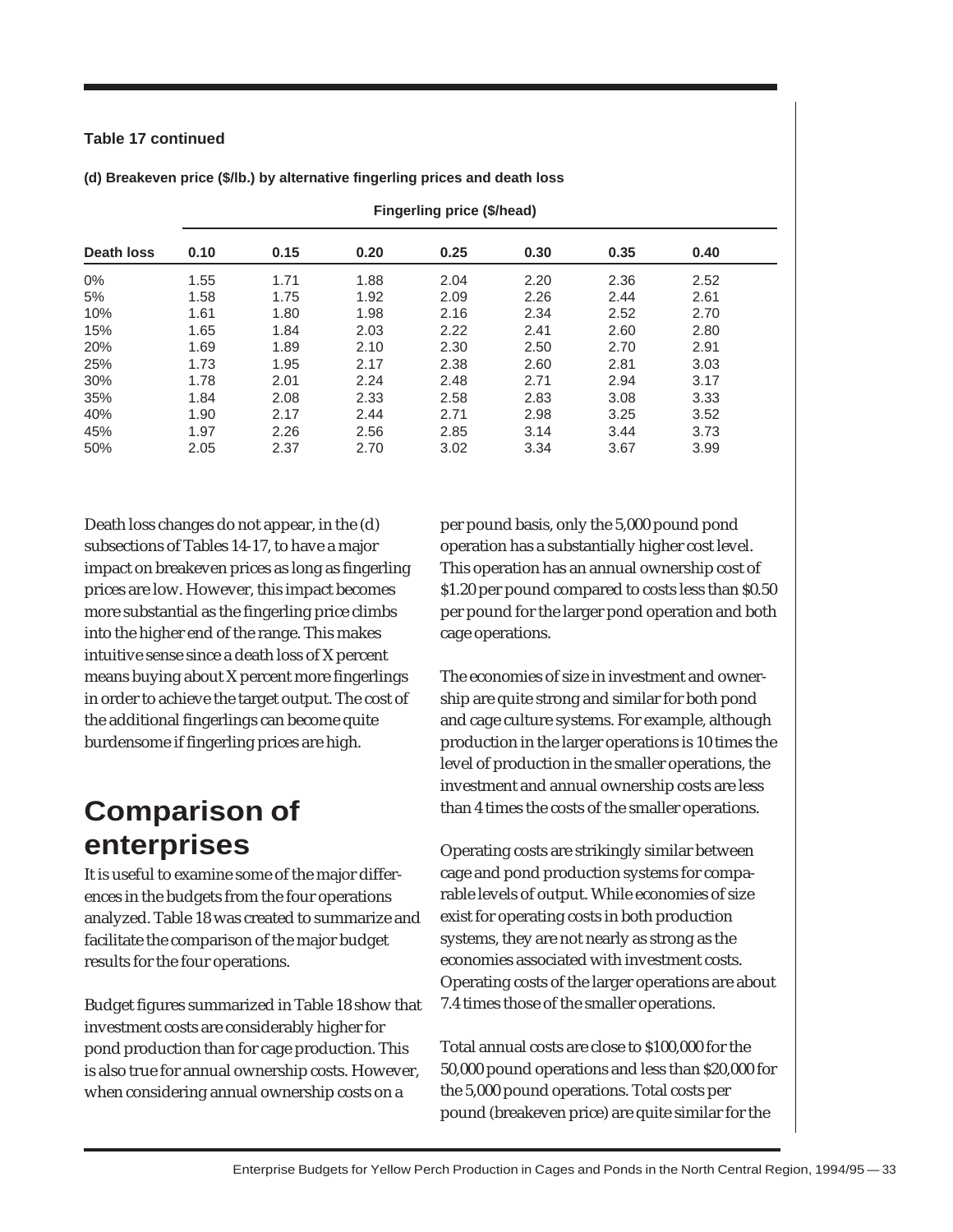**Table 17 continued**

**(d) Breakeven price ($/lb.) by alternative fingerling prices and death loss**

| | Fingerling price ($/head) | | | | | | |
|---|---|---|---|---|---|---|---|
| **Death loss** | **0.10** | **0.15** | **0.20** | **0.25** | **0.30** | **0.35** | **0.40** |
| 0% | 1.55 | 1.71 | 1.88 | 2.04 | 2.20 | 2.36 | 2.52 |
| 5% | 1.58 | 1.75 | 1.92 | 2.09 | 2.26 | 2.44 | 2.61 |
| 10% | 1.61 | 1.80 | 1.98 | 2.16 | 2.34 | 2.52 | 2.70 |
| 15% | 1.65 | 1.84 | 2.03 | 2.22 | 2.41 | 2.60 | 2.80 |
| 20% | 1.69 | 1.89 | 2.10 | 2.30 | 2.50 | 2.70 | 2.91 |
| 25% | 1.73 | 1.95 | 2.17 | 2.38 | 2.60 | 2.81 | 3.03 |
| 30% | 1.78 | 2.01 | 2.24 | 2.48 | 2.71 | 2.94 | 3.17 |
| 35% | 1.84 | 2.08 | 2.33 | 2.58 | 2.83 | 3.08 | 3.33 |
| 40% | 1.90 | 2.17 | 2.44 | 2.71 | 2.98 | 3.25 | 3.52 |
| 45% | 1.97 | 2.26 | 2.56 | 2.85 | 3.14 | 3.44 | 3.73 |
| 50% | 2.05 | 2.37 | 2.70 | 3.02 | 3.34 | 3.67 | 3.99 |

Death loss changes do not appear, in the (d) subsections of Tables 14-17, to have a major impact on breakeven prices as long as fingerling prices are low. However, this impact becomes more substantial as the fingerling price climbs into the higher end of the range. This makes intuitive sense since a death loss of X percent means buying about X percent more fingerlings in order to achieve the target output. The cost of the additional fingerlings can become quite burdensome if fingerling prices are high.

# Comparison of enterprises

It is useful to examine some of the major differences in the budgets from the four operations analyzed. Table 18 was created to summarize and facilitate the comparison of the major budget results for the four operations.

Budget figures summarized in Table 18 show that investment costs are considerably higher for pond production than for cage production. This is also true for annual ownership costs. However, when considering annual ownership costs on a per pound basis, only the 5,000 pound pond operation has a substantially higher cost level. This operation has an annual ownership cost of $1.20 per pound compared to costs less than $0.50 per pound for the larger pond operation and both cage operations.

The economies of size in investment and ownership are quite strong and similar for both pond and cage culture systems. For example, although production in the larger operations is 10 times the level of production in the smaller operations, the investment and annual ownership costs are less than 4 times the costs of the smaller operations.

Operating costs are strikingly similar between cage and pond production systems for comparable levels of output. While economies of size exist for operating costs in both production systems, they are not nearly as strong as the economies associated with investment costs. Operating costs of the larger operations are about 7.4 times those of the smaller operations.

Total annual costs are close to $100,000 for the 50,000 pound operations and less than $20,000 for the 5,000 pound operations. Total costs per pound (breakeven price) are quite similar for the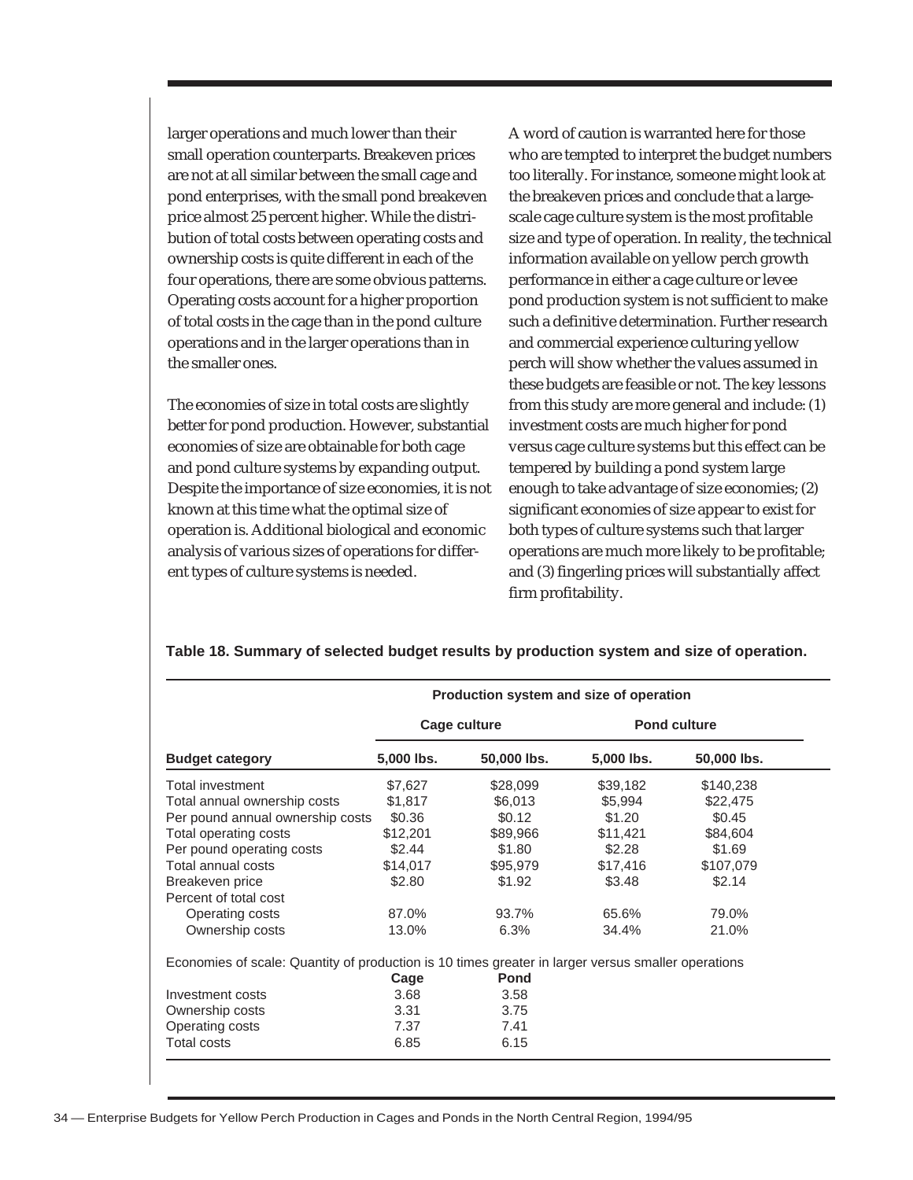larger operations and much lower than their small operation counterparts. Breakeven prices are not at all similar between the small cage and pond enterprises, with the small pond breakeven price almost 25 percent higher. While the distribution of total costs between operating costs and ownership costs is quite different in each of the four operations, there are some obvious patterns. Operating costs account for a higher proportion of total costs in the cage than in the pond culture operations and in the larger operations than in the smaller ones.

The economies of size in total costs are slightly better for pond production. However, substantial economies of size are obtainable for both cage and pond culture systems by expanding output. Despite the importance of size economies, it is not known at this time what the optimal size of operation is. Additional biological and economic analysis of various sizes of operations for different types of culture systems is needed.

A word of caution is warranted here for those who are tempted to interpret the budget numbers too literally. For instance, someone might look at the breakeven prices and conclude that a large-scale cage culture system is the most profitable size and type of operation. In reality, the technical information available on yellow perch growth performance in either a cage culture or levee pond production system is not sufficient to make such a definitive determination. Further research and commercial experience culturing yellow perch will show whether the values assumed in these budgets are feasible or not. The key lessons from this study are more general and include: (1) investment costs are much higher for pond versus cage culture systems but this effect can be tempered by building a pond system large enough to take advantage of size economies; (2) significant economies of size appear to exist for both types of culture systems such that larger operations are much more likely to be profitable; and (3) fingerling prices will substantially affect firm profitability.

**Table 18. Summary of selected budget results by production system and size of operation.**

| | Production system and size of operation | | | |
|---|---|---|---|---|
| | Cage culture | | Pond culture | |
| **Budget category** | **5,000 lbs.** | **50,000 lbs.** | **5,000 lbs.** | **50,000 lbs.** |
| Total investment | $7,627 | $28,099 | $39,182 | $140,238 |
| Total annual ownership costs | $1,817 | $6,013 | $5,994 | $22,475 |
| Per pound annual ownership costs | $0.36 | $0.12 | $1.20 | $0.45 |
| Total operating costs | $12,201 | $89,966 | $11,421 | $84,604 |
| Per pound operating costs | $2.44 | $1.80 | $2.28 | $1.69 |
| Total annual costs | $14,017 | $95,979 | $17,416 | $107,079 |
| Breakeven price | $2.80 | $1.92 | $3.48 | $2.14 |
| Percent of total cost | | | | |
| Operating costs | 87.0% | 93.7% | 65.6% | 79.0% |
| Ownership costs | 13.0% | 6.3% | 34.4% | 21.0% |

Economies of scale: Quantity of production is 10 times greater in larger versus smaller operations

| | **Cage** | **Pond** |
|---|---|---|
| Investment costs | 3.68 | 3.58 |
| Ownership costs | 3.31 | 3.75 |
| Operating costs | 7.37 | 7.41 |
| Total costs | 6.85 | 6.15 |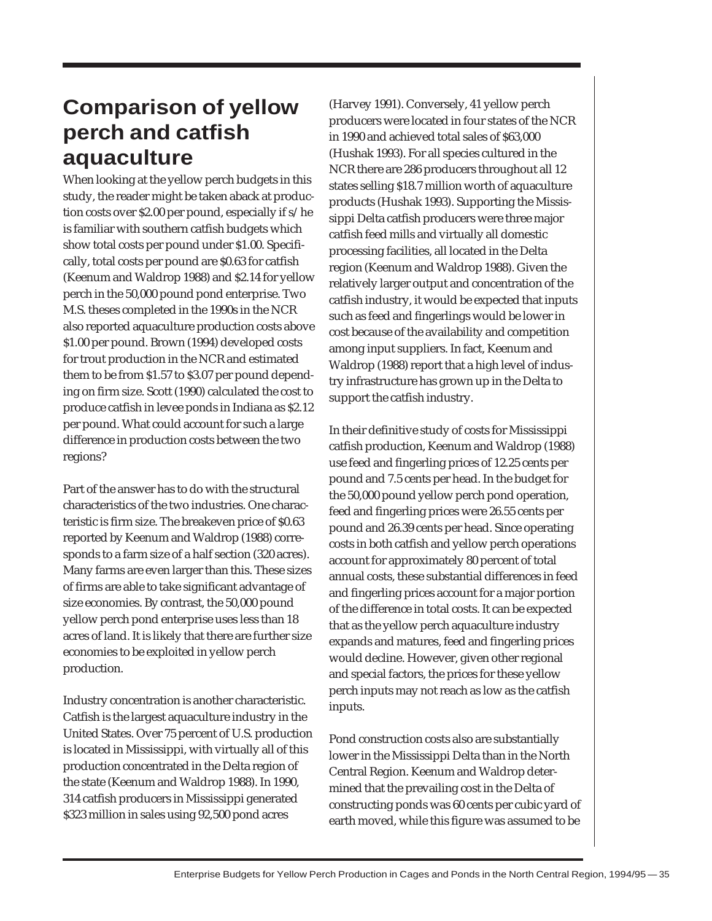## Comparison of yellow perch and catfish aquaculture

When looking at the yellow perch budgets in this study, the reader might be taken aback at production costs over $2.00 per pound, especially if s/he is familiar with southern catfish budgets which show total costs per pound under $1.00. Specifically, total costs per pound are $0.63 for catfish (Keenum and Waldrop 1988) and $2.14 for yellow perch in the 50,000 pound pond enterprise. Two M.S. theses completed in the 1990s in the NCR also reported aquaculture production costs above $1.00 per pound. Brown (1994) developed costs for trout production in the NCR and estimated them to be from $1.57 to $3.07 per pound depending on firm size. Scott (1990) calculated the cost to produce catfish in levee ponds in Indiana as $2.12 per pound. What could account for such a large difference in production costs between the two regions?

Part of the answer has to do with the structural characteristics of the two industries. One characteristic is firm size. The breakeven price of $0.63 reported by Keenum and Waldrop (1988) corresponds to a farm size of a half section (320 acres). Many farms are even larger than this. These sizes of firms are able to take significant advantage of size economies. By contrast, the 50,000 pound yellow perch pond enterprise uses less than 18 acres of land. It is likely that there are further size economies to be exploited in yellow perch production.

Industry concentration is another characteristic. Catfish is the largest aquaculture industry in the United States. Over 75 percent of U.S. production is located in Mississippi, with virtually all of this production concentrated in the Delta region of the state (Keenum and Waldrop 1988). In 1990, 314 catfish producers in Mississippi generated $323 million in sales using 92,500 pond acres (Harvey 1991). Conversely, 41 yellow perch producers were located in four states of the NCR in 1990 and achieved total sales of $63,000 (Hushak 1993). For all species cultured in the NCR there are 286 producers throughout all 12 states selling $18.7 million worth of aquaculture products (Hushak 1993). Supporting the Mississippi Delta catfish producers were three major catfish feed mills and virtually all domestic processing facilities, all located in the Delta region (Keenum and Waldrop 1988). Given the relatively larger output and concentration of the catfish industry, it would be expected that inputs such as feed and fingerlings would be lower in cost because of the availability and competition among input suppliers. In fact, Keenum and Waldrop (1988) report that a high level of industry infrastructure has grown up in the Delta to support the catfish industry.

In their definitive study of costs for Mississippi catfish production, Keenum and Waldrop (1988) use feed and fingerling prices of 12.25 cents per pound and 7.5 cents per head. In the budget for the 50,000 pound yellow perch pond operation, feed and fingerling prices were 26.55 cents per pound and 26.39 cents per head. Since operating costs in both catfish and yellow perch operations account for approximately 80 percent of total annual costs, these substantial differences in feed and fingerling prices account for a major portion of the difference in total costs. It can be expected that as the yellow perch aquaculture industry expands and matures, feed and fingerling prices would decline. However, given other regional and special factors, the prices for these yellow perch inputs may not reach as low as the catfish inputs.

Pond construction costs also are substantially lower in the Mississippi Delta than in the North Central Region. Keenum and Waldrop determined that the prevailing cost in the Delta of constructing ponds was 60 cents per cubic yard of earth moved, while this figure was assumed to be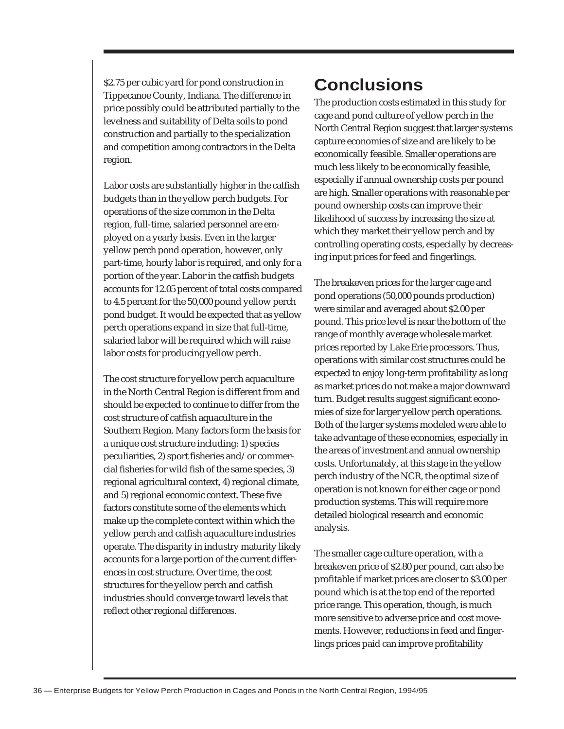$2.75 per cubic yard for pond construction in Tippecanoe County, Indiana. The difference in price possibly could be attributed partially to the levelness and suitability of Delta soils to pond construction and partially to the specialization and competition among contractors in the Delta region.

Labor costs are substantially higher in the catfish budgets than in the yellow perch budgets. For operations of the size common in the Delta region, full-time, salaried personnel are employed on a yearly basis. Even in the larger yellow perch pond operation, however, only part-time, hourly labor is required, and only for a portion of the year. Labor in the catfish budgets accounts for 12.05 percent of total costs compared to 4.5 percent for the 50,000 pound yellow perch pond budget. It would be expected that as yellow perch operations expand in size that full-time, salaried labor will be required which will raise labor costs for producing yellow perch.

The cost structure for yellow perch aquaculture in the North Central Region is different from and should be expected to continue to differ from the cost structure of catfish aquaculture in the Southern Region. Many factors form the basis for a unique cost structure including: 1) species peculiarities, 2) sport fisheries and/or commercial fisheries for wild fish of the same species, 3) regional agricultural context, 4) regional climate, and 5) regional economic context. These five factors constitute some of the elements which make up the complete context within which the yellow perch and catfish aquaculture industries operate. The disparity in industry maturity likely accounts for a large portion of the current differences in cost structure. Over time, the cost structures for the yellow perch and catfish industries should converge toward levels that reflect other regional differences.

# Conclusions

The production costs estimated in this study for cage and pond culture of yellow perch in the North Central Region suggest that larger systems capture economies of size and are likely to be economically feasible. Smaller operations are much less likely to be economically feasible, especially if annual ownership costs per pound are high. Smaller operations with reasonable per pound ownership costs can improve their likelihood of success by increasing the size at which they market their yellow perch and by controlling operating costs, especially by decreasing input prices for feed and fingerlings.

The breakeven prices for the larger cage and pond operations (50,000 pounds production) were similar and averaged about $2.00 per pound. This price level is near the bottom of the range of monthly average wholesale market prices reported by Lake Erie processors. Thus, operations with similar cost structures could be expected to enjoy long-term profitability as long as market prices do not make a major downward turn. Budget results suggest significant economies of size for larger yellow perch operations. Both of the larger systems modeled were able to take advantage of these economies, especially in the areas of investment and annual ownership costs. Unfortunately, at this stage in the yellow perch industry of the NCR, the optimal size of operation is not known for either cage or pond production systems. This will require more detailed biological research and economic analysis.

The smaller cage culture operation, with a breakeven price of $2.80 per pound, can also be profitable if market prices are closer to $3.00 per pound which is at the top end of the reported price range. This operation, though, is much more sensitive to adverse price and cost movements. However, reductions in feed and fingerlings prices paid can improve profitability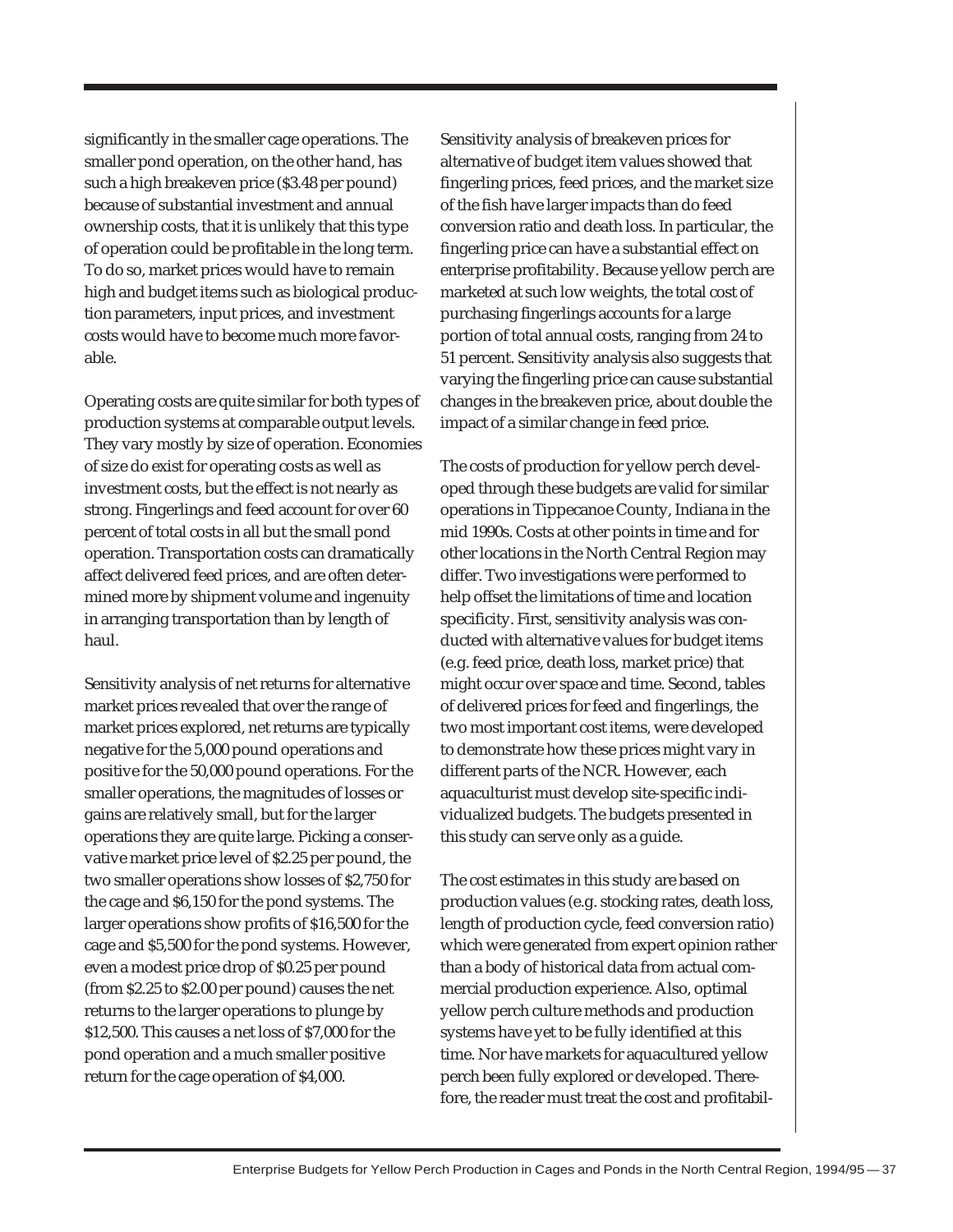significantly in the smaller cage operations. The smaller pond operation, on the other hand, has such a high breakeven price ($3.48 per pound) because of substantial investment and annual ownership costs, that it is unlikely that this type of operation could be profitable in the long term. To do so, market prices would have to remain high and budget items such as biological production parameters, input prices, and investment costs would have to become much more favorable.

Operating costs are quite similar for both types of production systems at comparable output levels. They vary mostly by size of operation. Economies of size do exist for operating costs as well as investment costs, but the effect is not nearly as strong. Fingerlings and feed account for over 60 percent of total costs in all but the small pond operation. Transportation costs can dramatically affect delivered feed prices, and are often determined more by shipment volume and ingenuity in arranging transportation than by length of haul.

Sensitivity analysis of net returns for alternative market prices revealed that over the range of market prices explored, net returns are typically negative for the 5,000 pound operations and positive for the 50,000 pound operations. For the smaller operations, the magnitudes of losses or gains are relatively small, but for the larger operations they are quite large. Picking a conservative market price level of $2.25 per pound, the two smaller operations show losses of $2,750 for the cage and $6,150 for the pond systems. The larger operations show profits of $16,500 for the cage and $5,500 for the pond systems. However, even a modest price drop of $0.25 per pound (from $2.25 to $2.00 per pound) causes the net returns to the larger operations to plunge by $12,500. This causes a net loss of $7,000 for the pond operation and a much smaller positive return for the cage operation of $4,000.

Sensitivity analysis of breakeven prices for alternative of budget item values showed that fingerling prices, feed prices, and the market size of the fish have larger impacts than do feed conversion ratio and death loss. In particular, the fingerling price can have a substantial effect on enterprise profitability. Because yellow perch are marketed at such low weights, the total cost of purchasing fingerlings accounts for a large portion of total annual costs, ranging from 24 to 51 percent. Sensitivity analysis also suggests that varying the fingerling price can cause substantial changes in the breakeven price, about double the impact of a similar change in feed price.

The costs of production for yellow perch developed through these budgets are valid for similar operations in Tippecanoe County, Indiana in the mid 1990s. Costs at other points in time and for other locations in the North Central Region may differ. Two investigations were performed to help offset the limitations of time and location specificity. First, sensitivity analysis was conducted with alternative values for budget items (e.g. feed price, death loss, market price) that might occur over space and time. Second, tables of delivered prices for feed and fingerlings, the two most important cost items, were developed to demonstrate how these prices might vary in different parts of the NCR. However, each aquaculturist must develop site-specific individualized budgets. The budgets presented in this study can serve only as a guide.

The cost estimates in this study are based on production values (e.g. stocking rates, death loss, length of production cycle, feed conversion ratio) which were generated from expert opinion rather than a body of historical data from actual commercial production experience. Also, optimal yellow perch culture methods and production systems have yet to be fully identified at this time. Nor have markets for aquacultured yellow perch been fully explored or developed. Therefore, the reader must treat the cost and profitabil-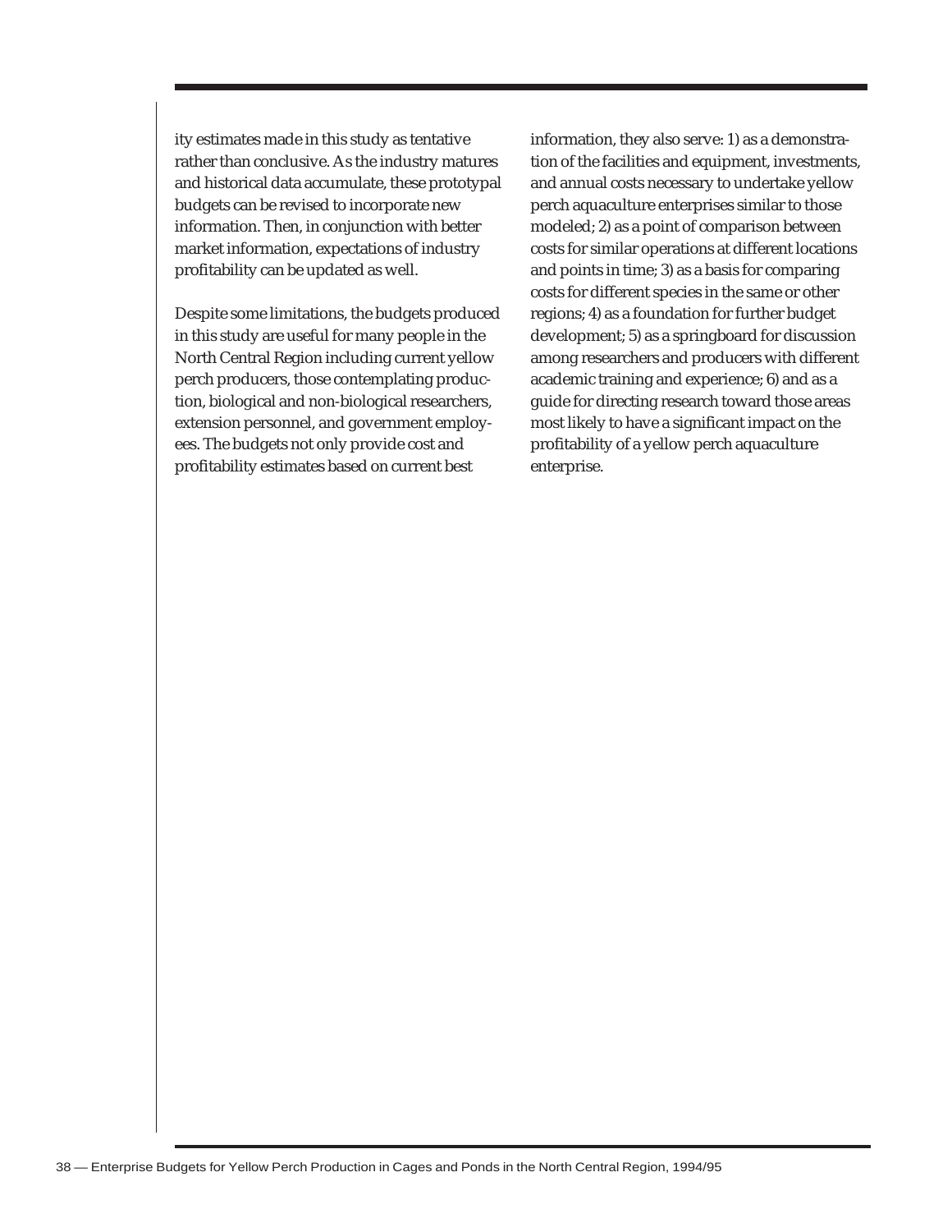ity estimates made in this study as tentative rather than conclusive. As the industry matures and historical data accumulate, these prototypal budgets can be revised to incorporate new information. Then, in conjunction with better market information, expectations of industry profitability can be updated as well.

Despite some limitations, the budgets produced in this study are useful for many people in the North Central Region including current yellow perch producers, those contemplating production, biological and non-biological researchers, extension personnel, and government employees. The budgets not only provide cost and profitability estimates based on current best information, they also serve: 1) as a demonstration of the facilities and equipment, investments, and annual costs necessary to undertake yellow perch aquaculture enterprises similar to those modeled; 2) as a point of comparison between costs for similar operations at different locations and points in time; 3) as a basis for comparing costs for different species in the same or other regions; 4) as a foundation for further budget development; 5) as a springboard for discussion among researchers and producers with different academic training and experience; 6) and as a guide for directing research toward those areas most likely to have a significant impact on the profitability of a yellow perch aquaculture enterprise.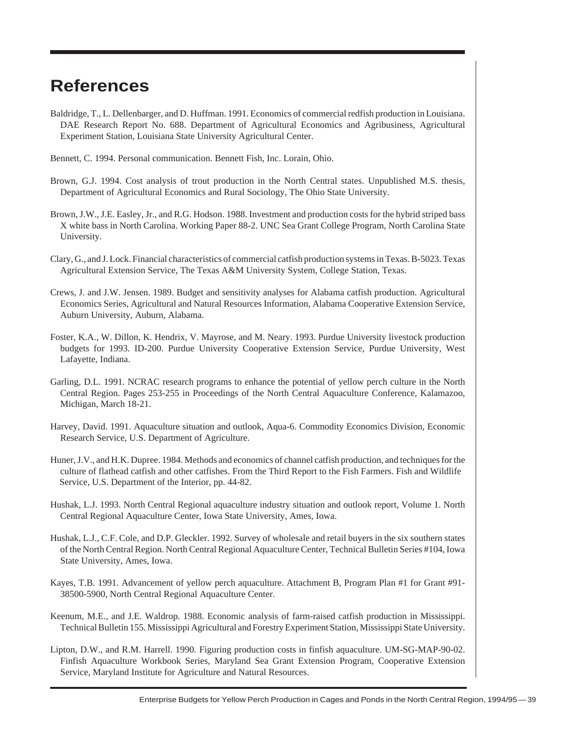# References

Baldridge, T., L. Dellenbarger, and D. Huffman. 1991. Economics of commercial redfish production in Louisiana. DAE Research Report No. 688. Department of Agricultural Economics and Agribusiness, Agricultural Experiment Station, Louisiana State University Agricultural Center.

Bennett, C. 1994. Personal communication. Bennett Fish, Inc. Lorain, Ohio.

Brown, G.J. 1994. Cost analysis of trout production in the North Central states. Unpublished M.S. thesis, Department of Agricultural Economics and Rural Sociology, The Ohio State University.

Brown, J.W., J.E. Easley, Jr., and R.G. Hodson. 1988. Investment and production costs for the hybrid striped bass X white bass in North Carolina. Working Paper 88-2. UNC Sea Grant College Program, North Carolina State University.

Clary, G., and J. Lock. Financial characteristics of commercial catfish production systems in Texas. B-5023. Texas Agricultural Extension Service, The Texas A&M University System, College Station, Texas.

Crews, J. and J.W. Jensen. 1989. Budget and sensitivity analyses for Alabama catfish production. Agricultural Economics Series, Agricultural and Natural Resources Information, Alabama Cooperative Extension Service, Auburn University, Auburn, Alabama.

Foster, K.A., W. Dillon, K. Hendrix, V. Mayrose, and M. Neary. 1993. Purdue University livestock production budgets for 1993. ID-200. Purdue University Cooperative Extension Service, Purdue University, West Lafayette, Indiana.

Garling, D.L. 1991. NCRAC research programs to enhance the potential of yellow perch culture in the North Central Region. Pages 253-255 in Proceedings of the North Central Aquaculture Conference, Kalamazoo, Michigan, March 18-21.

Harvey, David. 1991. Aquaculture situation and outlook, Aqua-6. Commodity Economics Division, Economic Research Service, U.S. Department of Agriculture.

Huner, J.V., and H.K. Dupree. 1984. Methods and economics of channel catfish production, and techniques for the culture of flathead catfish and other catfishes. From the Third Report to the Fish Farmers. Fish and Wildlife Service, U.S. Department of the Interior, pp. 44-82.

Hushak, L.J. 1993. North Central Regional aquaculture industry situation and outlook report, Volume 1. North Central Regional Aquaculture Center, Iowa State University, Ames, Iowa.

Hushak, L.J., C.F. Cole, and D.P. Gleckler. 1992. Survey of wholesale and retail buyers in the six southern states of the North Central Region. North Central Regional Aquaculture Center, Technical Bulletin Series #104, Iowa State University, Ames, Iowa.

Kayes, T.B. 1991. Advancement of yellow perch aquaculture. Attachment B, Program Plan #1 for Grant #91-38500-5900, North Central Regional Aquaculture Center.

Keenum, M.E., and J.E. Waldrop. 1988. Economic analysis of farm-raised catfish production in Mississippi. Technical Bulletin 155. Mississippi Agricultural and Forestry Experiment Station, Mississippi State University.

Lipton, D.W., and R.M. Harrell. 1990. Figuring production costs in finfish aquaculture. UM-SG-MAP-90-02. Finfish Aquaculture Workbook Series, Maryland Sea Grant Extension Program, Cooperative Extension Service, Maryland Institute for Agriculture and Natural Resources.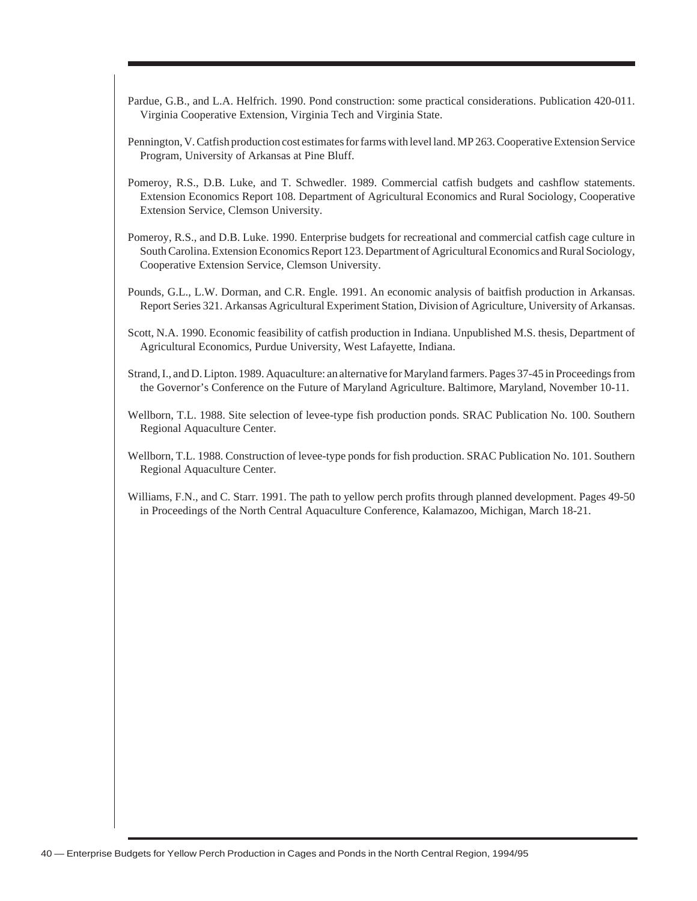Pardue, G.B., and L.A. Helfrich. 1990. Pond construction: some practical considerations. Publication 420-011. Virginia Cooperative Extension, Virginia Tech and Virginia State.

Pennington, V. Catfish production cost estimates for farms with level land. MP 263. Cooperative Extension Service Program, University of Arkansas at Pine Bluff.

Pomeroy, R.S., D.B. Luke, and T. Schwedler. 1989. Commercial catfish budgets and cashflow statements. Extension Economics Report 108. Department of Agricultural Economics and Rural Sociology, Cooperative Extension Service, Clemson University.

Pomeroy, R.S., and D.B. Luke. 1990. Enterprise budgets for recreational and commercial catfish cage culture in South Carolina. Extension Economics Report 123. Department of Agricultural Economics and Rural Sociology, Cooperative Extension Service, Clemson University.

Pounds, G.L., L.W. Dorman, and C.R. Engle. 1991. An economic analysis of baitfish production in Arkansas. Report Series 321. Arkansas Agricultural Experiment Station, Division of Agriculture, University of Arkansas.

Scott, N.A. 1990. Economic feasibility of catfish production in Indiana. Unpublished M.S. thesis, Department of Agricultural Economics, Purdue University, West Lafayette, Indiana.

Strand, I., and D. Lipton. 1989. Aquaculture: an alternative for Maryland farmers. Pages 37-45 in Proceedings from the Governor's Conference on the Future of Maryland Agriculture. Baltimore, Maryland, November 10-11.

Wellborn, T.L. 1988. Site selection of levee-type fish production ponds. SRAC Publication No. 100. Southern Regional Aquaculture Center.

Wellborn, T.L. 1988. Construction of levee-type ponds for fish production. SRAC Publication No. 101. Southern Regional Aquaculture Center.

Williams, F.N., and C. Starr. 1991. The path to yellow perch profits through planned development. Pages 49-50 in Proceedings of the North Central Aquaculture Conference, Kalamazoo, Michigan, March 18-21.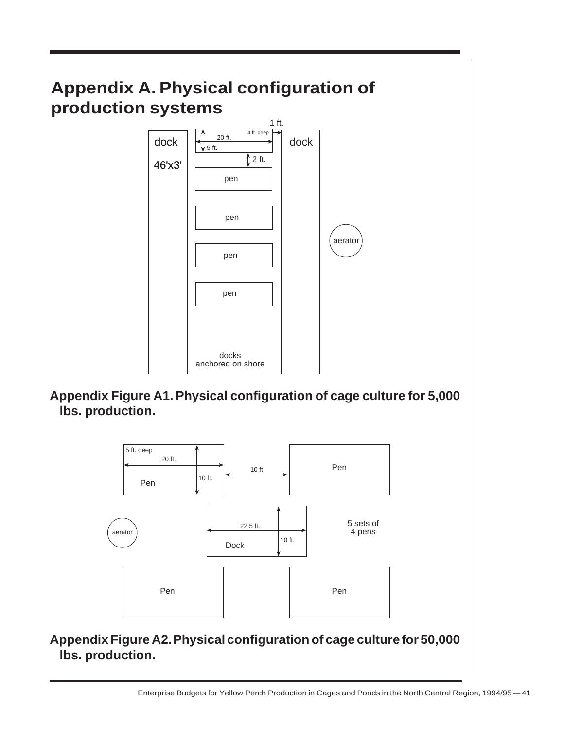# Appendix A. Physical configuration of production systems

dock

46'x3'

1 ft.

20 ft.

4 ft. deep

5 ft.

2 ft.

dock

pen

pen

pen

pen

aerator

docks
anchored on shore

**Appendix Figure A1. Physical configuration of cage culture for 5,000 lbs. production.**

5 ft. deep

20 ft.

10 ft.

Pen

10 ft.

Pen

aerator

22.5 ft.

10 ft.

Dock

5 sets of
4 pens

Pen

Pen

**Appendix Figure A2. Physical configuration of cage culture for 50,000 lbs. production.**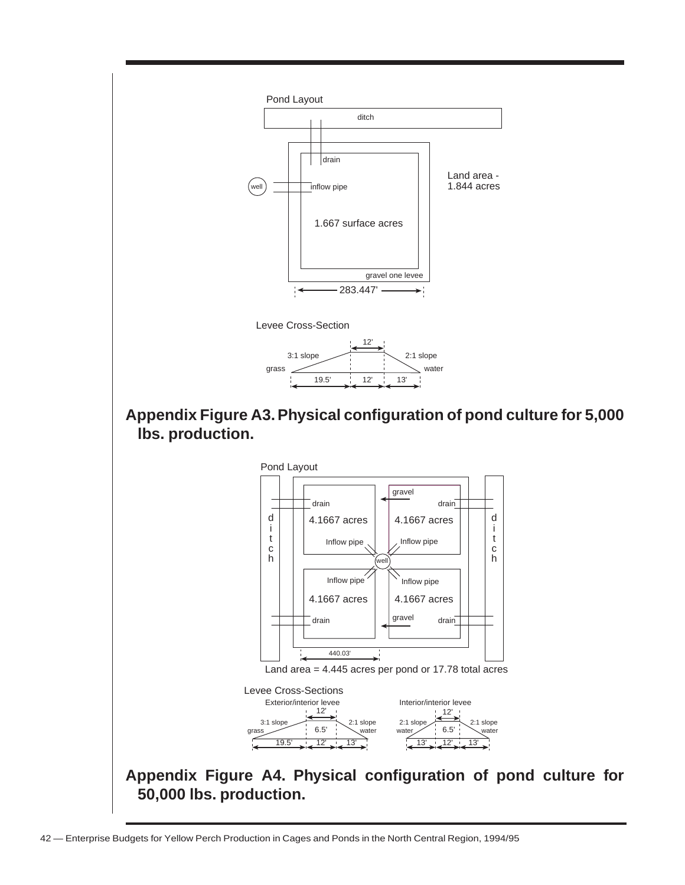Pond Layout

ditch

drain

well

inflow pipe

1.667 surface acres

Land area - 1.844 acres

gravel one levee

283.447'

Levee Cross-Section

12'

3:1 slope

2:1 slope

grass

water

19.5'  12'  13'

**Appendix Figure A3. Physical configuration of pond culture for 5,000 lbs. production.**

Pond Layout

ditch

gravel

drain

drain

4.1667 acres

4.1667 acres

ditch

Inflow pipe

Inflow pipe

well

Inflow pipe

Inflow pipe

4.1667 acres

4.1667 acres

drain

gravel

drain

440.03'

Land area = 4.445 acres per pond or 17.78 total acres

Levee Cross-Sections

Exterior/interior levee

12'

3:1 slope

6.5'

2:1 slope

grass

water

19.5'  12'  13'

Interior/interior levee

12'

2:1 slope

6.5'

2:1 slope

water

water

13'  12'  13'

**Appendix Figure A4. Physical configuration of pond culture for 50,000 lbs. production.**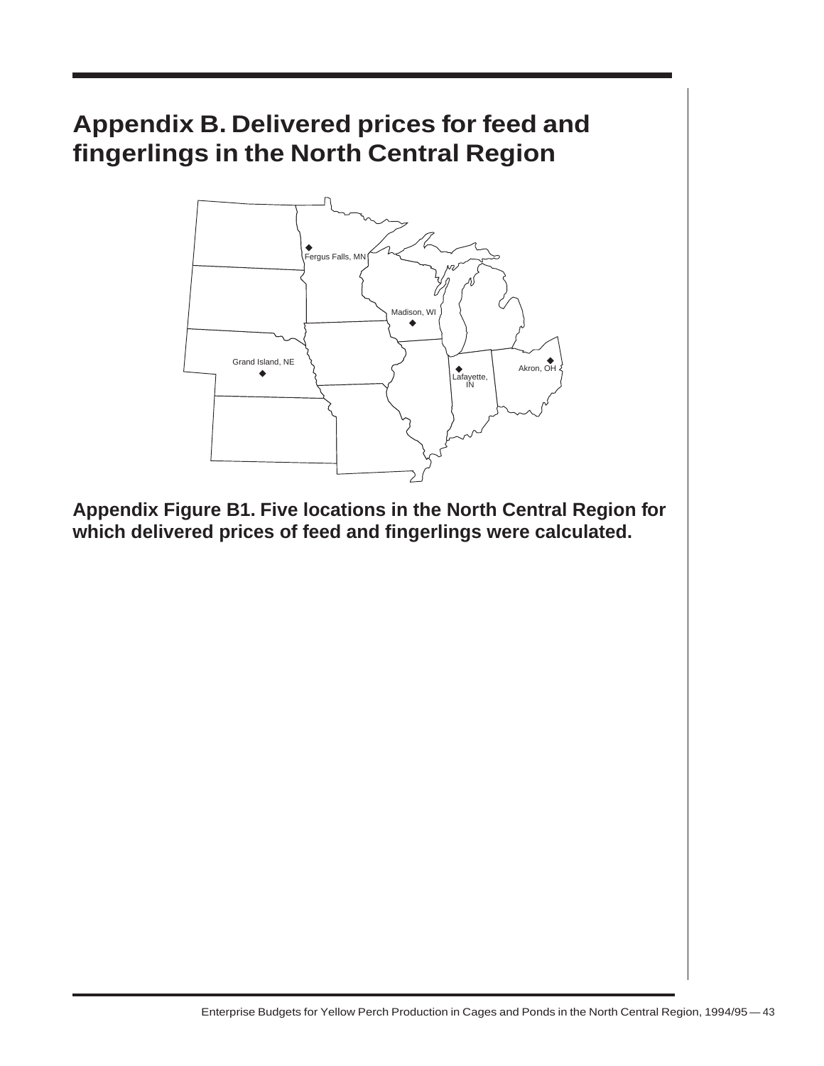# Appendix B. Delivered prices for feed and fingerlings in the North Central Region

Fergus Falls, MN

Madison, WI

Grand Island, NE

Lafayette, IN

Akron, OH

**Appendix Figure B1. Five locations in the North Central Region for which delivered prices of feed and fingerlings were calculated.**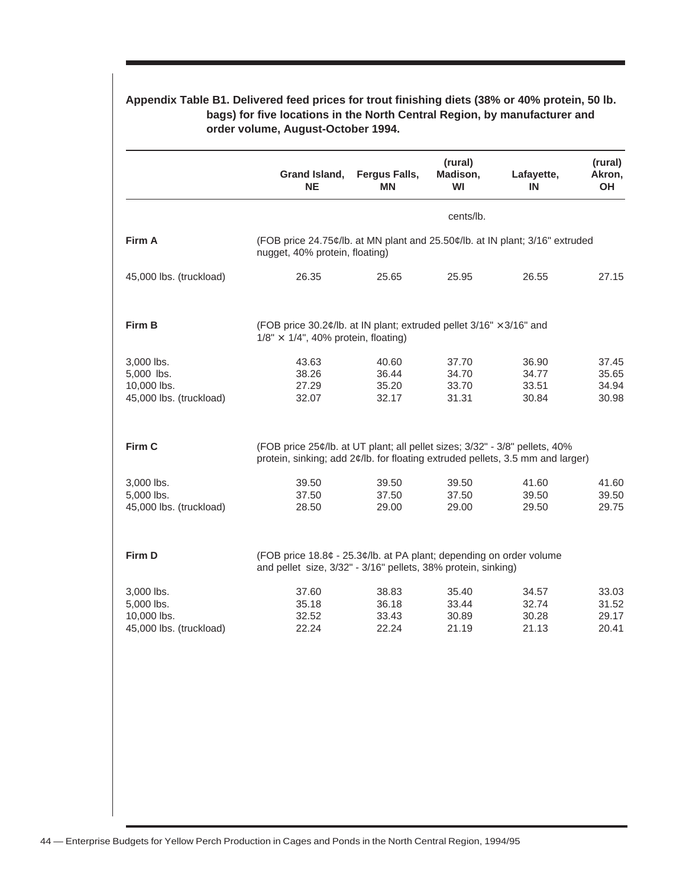**Appendix Table B1. Delivered feed prices for trout finishing diets (38% or 40% protein, 50 lb. bags) for five locations in the North Central Region, by manufacturer and order volume, August-October 1994.**

| | Grand Island, NE | Fergus Falls, MN | (rural) Madison, WI | Lafayette, IN | (rural) Akron, OH |
|---|---|---|---|---|---|
| | | | cents/lb. | | |
| **Firm A** | (FOB price 24.75¢/lb. at MN plant and 25.50¢/lb. at IN plant; 3/16" extruded nugget, 40% protein, floating) | | | | |
| 45,000 lbs. (truckload) | 26.35 | 25.65 | 25.95 | 26.55 | 27.15 |
| **Firm B** | (FOB price 30.2¢/lb. at IN plant; extruded pellet 3/16" × 3/16" and 1/8" × 1/4", 40% protein, floating) | | | | |
| 3,000 lbs. | 43.63 | 40.60 | 37.70 | 36.90 | 37.45 |
| 5,000 lbs. | 38.26 | 36.44 | 34.70 | 34.77 | 35.65 |
| 10,000 lbs. | 27.29 | 35.20 | 33.70 | 33.51 | 34.94 |
| 45,000 lbs. (truckload) | 32.07 | 32.17 | 31.31 | 30.84 | 30.98 |
| **Firm C** | (FOB price 25¢/lb. at UT plant; all pellet sizes; 3/32" - 3/8" pellets, 40% protein, sinking; add 2¢/lb. for floating extruded pellets, 3.5 mm and larger) | | | | |
| 3,000 lbs. | 39.50 | 39.50 | 39.50 | 41.60 | 41.60 |
| 5,000 lbs. | 37.50 | 37.50 | 37.50 | 39.50 | 39.50 |
| 45,000 lbs. (truckload) | 28.50 | 29.00 | 29.00 | 29.50 | 29.75 |
| **Firm D** | (FOB price 18.8¢ - 25.3¢/lb. at PA plant; depending on order volume and pellet size, 3/32" - 3/16" pellets, 38% protein, sinking) | | | | |
| 3,000 lbs. | 37.60 | 38.83 | 35.40 | 34.57 | 33.03 |
| 5,000 lbs. | 35.18 | 36.18 | 33.44 | 32.74 | 31.52 |
| 10,000 lbs. | 32.52 | 33.43 | 30.89 | 30.28 | 29.17 |
| 45,000 lbs. (truckload) | 22.24 | 22.24 | 21.19 | 21.13 | 20.41 |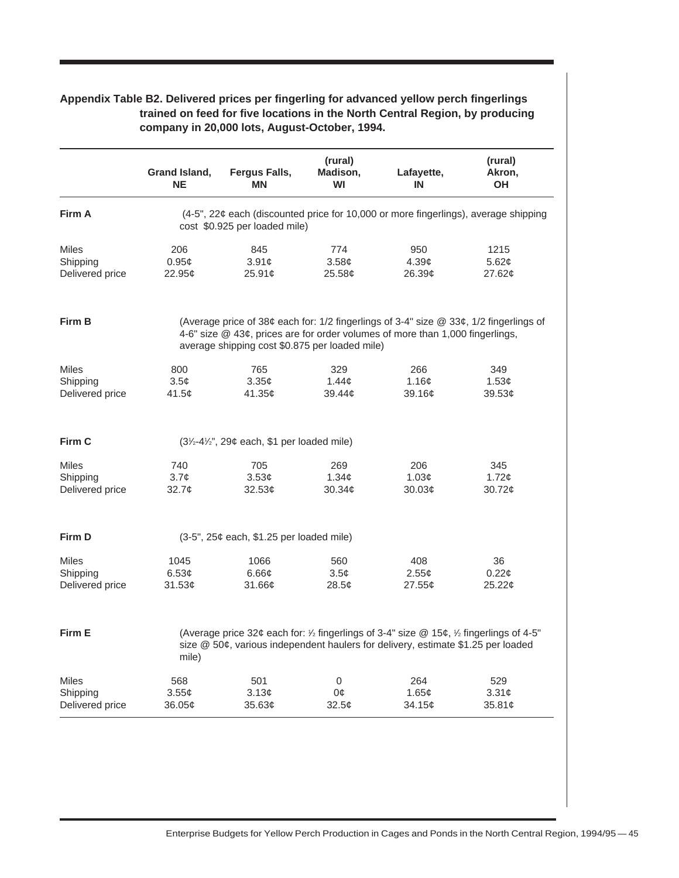**Appendix Table B2. Delivered prices per fingerling for advanced yellow perch fingerlings trained on feed for five locations in the North Central Region, by producing company in 20,000 lots, August-October, 1994.**

| | Grand Island, NE | Fergus Falls, MN | (rural) Madison, WI | Lafayette, IN | (rural) Akron, OH |
|---|---|---|---|---|---|
| **Firm A** | (4-5", 22¢ each (discounted price for 10,000 or more fingerlings), average shipping cost $0.925 per loaded mile) | | | | |
| Miles | 206 | 845 | 774 | 950 | 1215 |
| Shipping | 0.95¢ | 3.91¢ | 3.58¢ | 4.39¢ | 5.62¢ |
| Delivered price | 22.95¢ | 25.91¢ | 25.58¢ | 26.39¢ | 27.62¢ |
| **Firm B** | (Average price of 38¢ each for: 1/2 fingerlings of 3-4" size @ 33¢, 1/2 fingerlings of 4-6" size @ 43¢, prices are for order volumes of more than 1,000 fingerlings, average shipping cost $0.875 per loaded mile) | | | | |
| Miles | 800 | 765 | 329 | 266 | 349 |
| Shipping | 3.5¢ | 3.35¢ | 1.44¢ | 1.16¢ | 1.53¢ |
| Delivered price | 41.5¢ | 41.35¢ | 39.44¢ | 39.16¢ | 39.53¢ |
| **Firm C** | (3½-4½", 29¢ each, $1 per loaded mile) | | | | |
| Miles | 740 | 705 | 269 | 206 | 345 |
| Shipping | 3.7¢ | 3.53¢ | 1.34¢ | 1.03¢ | 1.72¢ |
| Delivered price | 32.7¢ | 32.53¢ | 30.34¢ | 30.03¢ | 30.72¢ |
| **Firm D** | (3-5", 25¢ each, $1.25 per loaded mile) | | | | |
| Miles | 1045 | 1066 | 560 | 408 | 36 |
| Shipping | 6.53¢ | 6.66¢ | 3.5¢ | 2.55¢ | 0.22¢ |
| Delivered price | 31.53¢ | 31.66¢ | 28.5¢ | 27.55¢ | 25.22¢ |
| **Firm E** | (Average price 32¢ each for: ½ fingerlings of 3-4" size @ 15¢, ½ fingerlings of 4-5" size @ 50¢, various independent haulers for delivery, estimate $1.25 per loaded mile) | | | | |
| Miles | 568 | 501 | 0 | 264 | 529 |
| Shipping | 3.55¢ | 3.13¢ | 0¢ | 1.65¢ | 3.31¢ |
| Delivered price | 36.05¢ | 35.63¢ | 32.5¢ | 34.15¢ | 35.81¢ |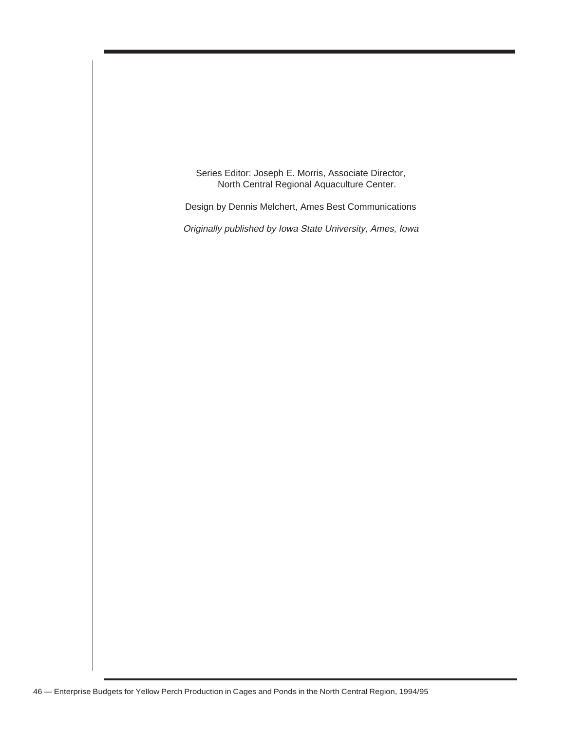Series Editor: Joseph E. Morris, Associate Director,
North Central Regional Aquaculture Center.

Design by Dennis Melchert, Ames Best Communications

*Originally published by Iowa State University, Ames, Iowa*